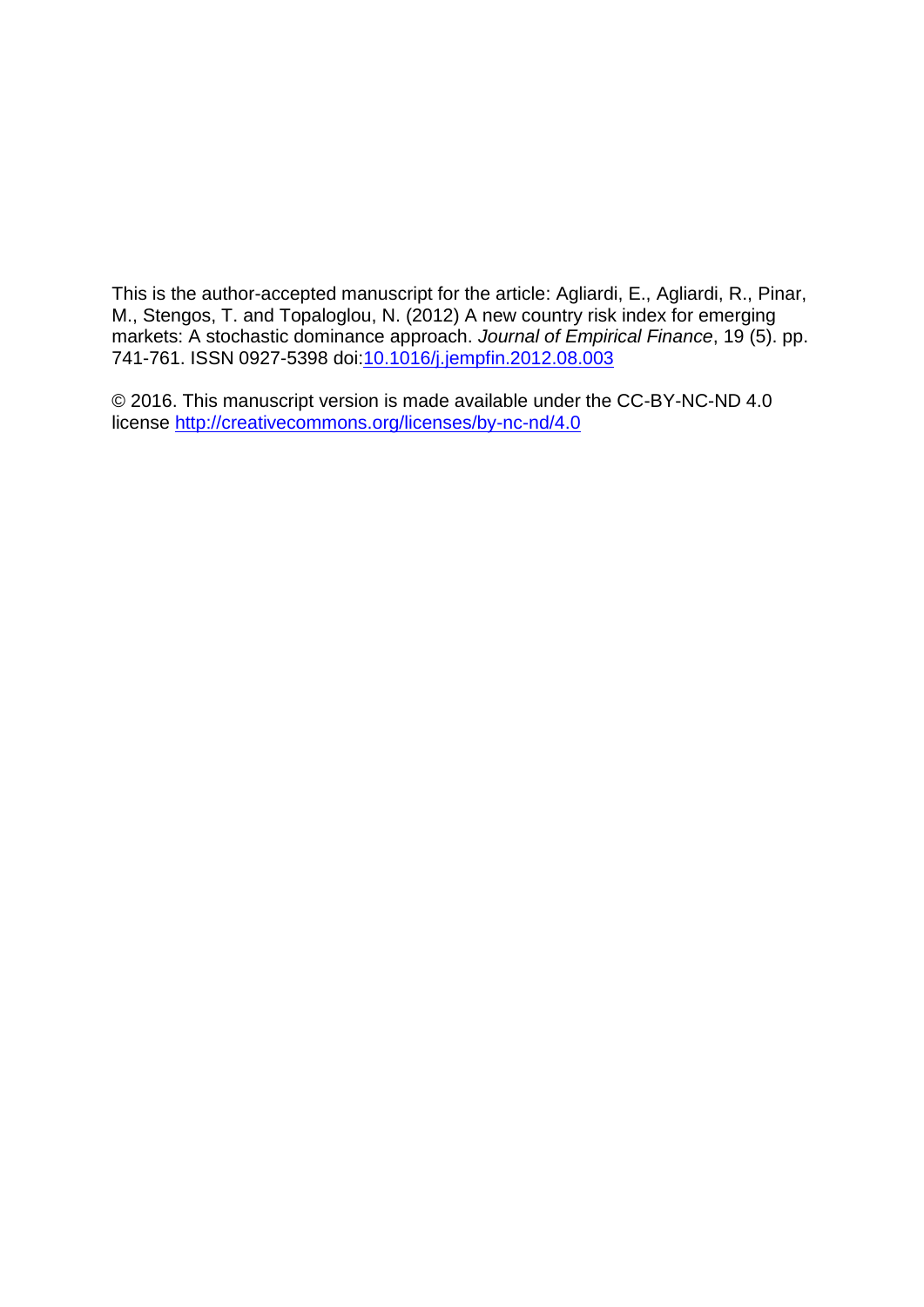This is the author-accepted manuscript for the article: Agliardi, E., Agliardi, R., Pinar, M., Stengos, T. and Topaloglou, N. (2012) A new country risk index for emerging markets: A stochastic dominance approach. *Journal of Empirical Finance*, 19 (5). pp. 741-761. ISSN 0927-5398 doi:[10.1016/j.jempfin.2012.08.003](https://doi.org/10.1016/j.jempfin.2012.08.003)

© 2016. This manuscript version is made available under the CC-BY-NC-ND 4.0 license [http://creativecommons.org/licenses/by-nc-nd/4.0](http://creativecommons.org/licenses/by-nc-nd/4.0)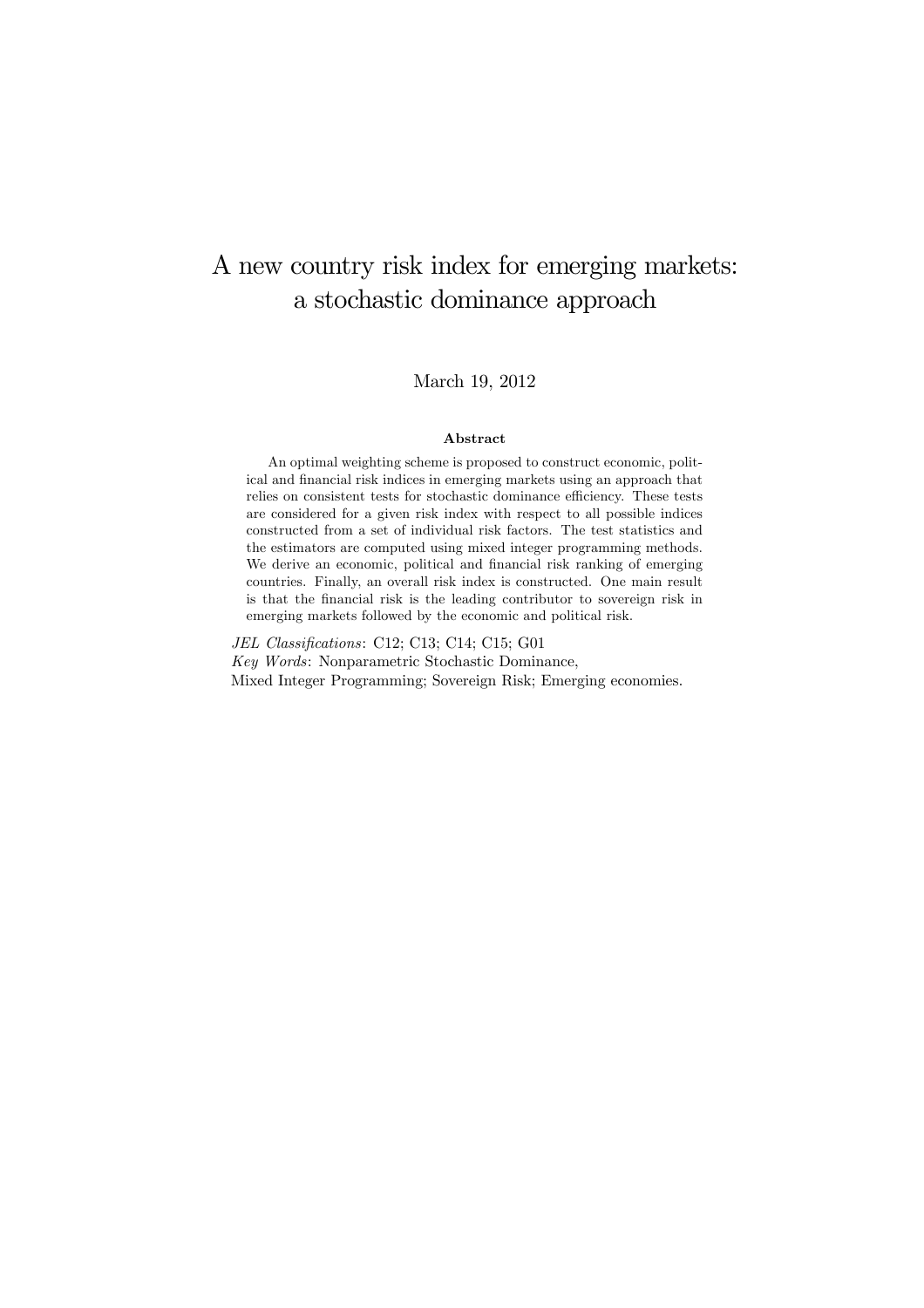# A new country risk index for emerging markets: a stochastic dominance approach

March 19, 2012

**Abstract**

An optimal weighting scheme is proposed to construct economic, political and financial risk indices in emerging markets using an approach that relies on consistent tests for stochastic dominance efficiency. These tests are considered for a given risk index with respect to all possible indices constructed from a set of individual risk factors. The test statistics and the estimators are computed using mixed integer programming methods. We derive an economic, political and financial risk ranking of emerging countries. Finally, an overall risk index is constructed. One main result is that the financial risk is the leading contributor to sovereign risk in emerging markets followed by the economic and political risk.

*JEL Classifications*: C12; C13; C14; C15; G01
*Key Words*: Nonparametric Stochastic Dominance, Mixed Integer Programming; Sovereign Risk; Emerging economies.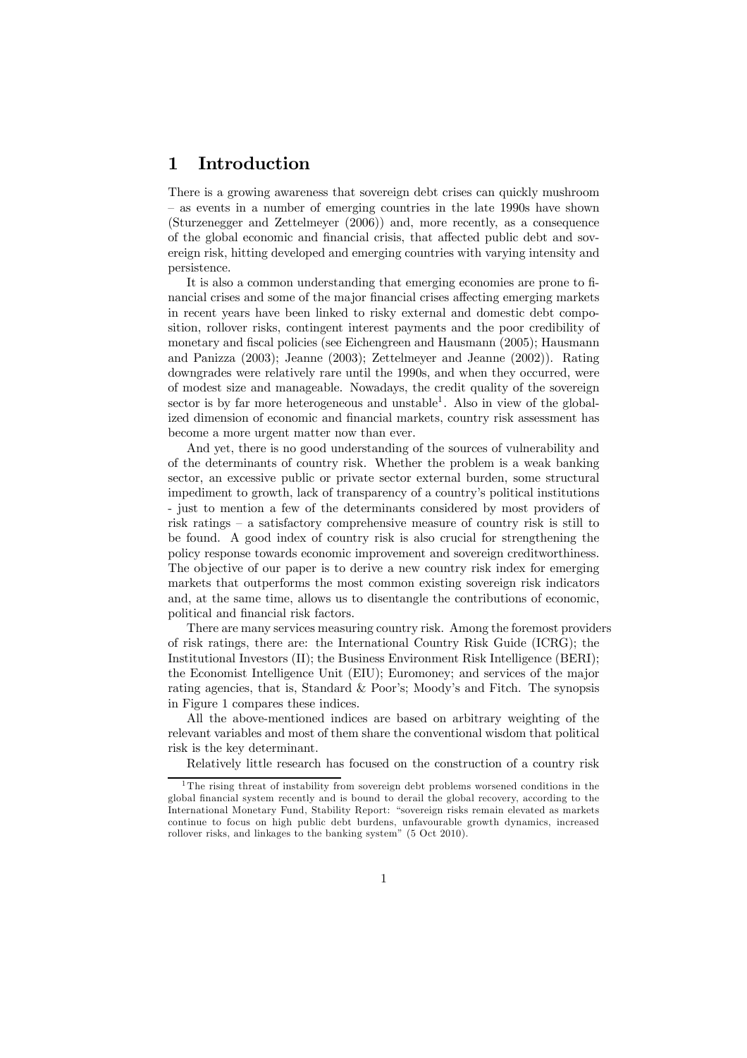# 1 Introduction

There is a growing awareness that sovereign debt crises can quickly mushroom – as events in a number of emerging countries in the late 1990s have shown (Sturzenegger and Zettelmeyer (2006)) and, more recently, as a consequence of the global economic and financial crisis, that affected public debt and sovereign risk, hitting developed and emerging countries with varying intensity and persistence.

It is also a common understanding that emerging economies are prone to financial crises and some of the major financial crises affecting emerging markets in recent years have been linked to risky external and domestic debt composition, rollover risks, contingent interest payments and the poor credibility of monetary and fiscal policies (see Eichengreen and Hausmann (2005); Hausmann and Panizza (2003); Jeanne (2003); Zettelmeyer and Jeanne (2002)). Rating downgrades were relatively rare until the 1990s, and when they occurred, were of modest size and manageable. Nowadays, the credit quality of the sovereign sector is by far more heterogeneous and unstable[1]. Also in view of the globalized dimension of economic and financial markets, country risk assessment has become a more urgent matter now than ever.

And yet, there is no good understanding of the sources of vulnerability and of the determinants of country risk. Whether the problem is a weak banking sector, an excessive public or private sector external burden, some structural impediment to growth, lack of transparency of a country's political institutions - just to mention a few of the determinants considered by most providers of risk ratings – a satisfactory comprehensive measure of country risk is still to be found. A good index of country risk is also crucial for strengthening the policy response towards economic improvement and sovereign creditworthiness. The objective of our paper is to derive a new country risk index for emerging markets that outperforms the most common existing sovereign risk indicators and, at the same time, allows us to disentangle the contributions of economic, political and financial risk factors.

There are many services measuring country risk. Among the foremost providers of risk ratings, there are: the International Country Risk Guide (ICRG); the Institutional Investors (II); the Business Environment Risk Intelligence (BERI); the Economist Intelligence Unit (EIU); Euromoney; and services of the major rating agencies, that is, Standard & Poor's; Moody's and Fitch. The synopsis in Figure 1 compares these indices.

All the above-mentioned indices are based on arbitrary weighting of the relevant variables and most of them share the conventional wisdom that political risk is the key determinant.

Relatively little research has focused on the construction of a country risk

[1] The rising threat of instability from sovereign debt problems worsened conditions in the global financial system recently and is bound to derail the global recovery, according to the International Monetary Fund, Stability Report: "sovereign risks remain elevated as markets continue to focus on high public debt burdens, unfavourable growth dynamics, increased rollover risks, and linkages to the banking system" (5 Oct 2010).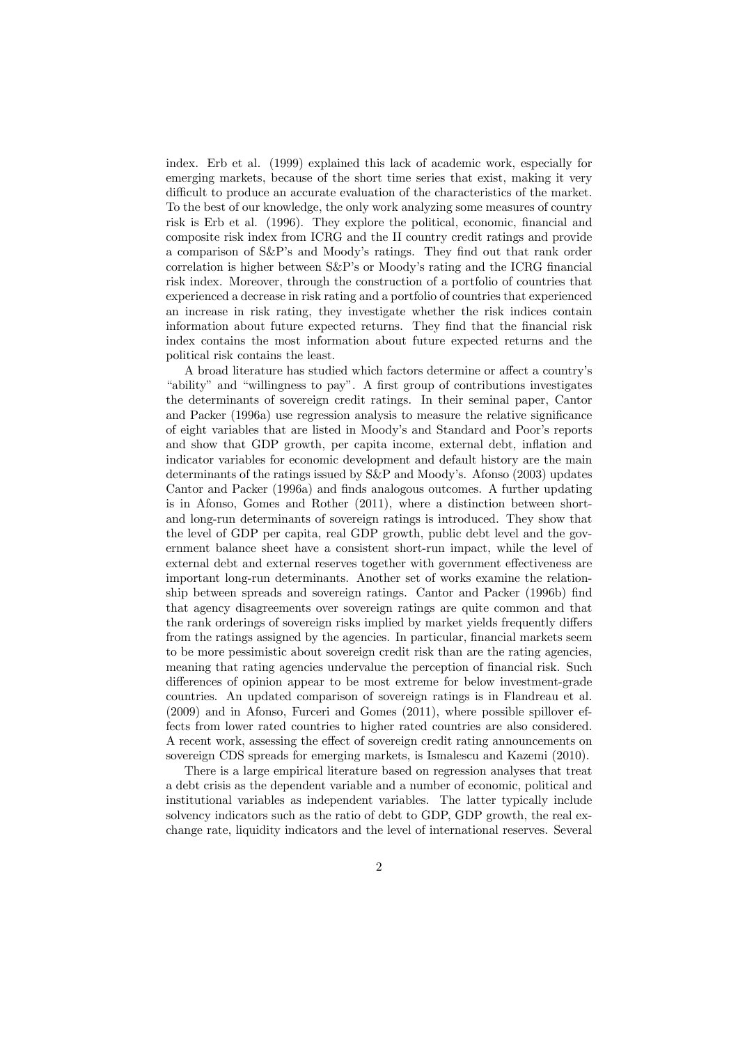index. Erb et al. (1999) explained this lack of academic work, especially for emerging markets, because of the short time series that exist, making it very difficult to produce an accurate evaluation of the characteristics of the market. To the best of our knowledge, the only work analyzing some measures of country risk is Erb et al. (1996). They explore the political, economic, financial and composite risk index from ICRG and the II country credit ratings and provide a comparison of S&P's and Moody's ratings. They find out that rank order correlation is higher between S&P's or Moody's rating and the ICRG financial risk index. Moreover, through the construction of a portfolio of countries that experienced a decrease in risk rating and a portfolio of countries that experienced an increase in risk rating, they investigate whether the risk indices contain information about future expected returns. They find that the financial risk index contains the most information about future expected returns and the political risk contains the least.

A broad literature has studied which factors determine or affect a country's "ability" and "willingness to pay". A first group of contributions investigates the determinants of sovereign credit ratings. In their seminal paper, Cantor and Packer (1996a) use regression analysis to measure the relative significance of eight variables that are listed in Moody's and Standard and Poor's reports and show that GDP growth, per capita income, external debt, inflation and indicator variables for economic development and default history are the main determinants of the ratings issued by S&P and Moody's. Afonso (2003) updates Cantor and Packer (1996a) and finds analogous outcomes. A further updating is in Afonso, Gomes and Rother (2011), where a distinction between short- and long-run determinants of sovereign ratings is introduced. They show that the level of GDP per capita, real GDP growth, public debt level and the government balance sheet have a consistent short-run impact, while the level of external debt and external reserves together with government effectiveness are important long-run determinants. Another set of works examine the relationship between spreads and sovereign ratings. Cantor and Packer (1996b) find that agency disagreements over sovereign ratings are quite common and that the rank orderings of sovereign risks implied by market yields frequently differs from the ratings assigned by the agencies. In particular, financial markets seem to be more pessimistic about sovereign credit risk than are the rating agencies, meaning that rating agencies undervalue the perception of financial risk. Such differences of opinion appear to be most extreme for below investment-grade countries. An updated comparison of sovereign ratings is in Flandreau et al. (2009) and in Afonso, Furceri and Gomes (2011), where possible spillover effects from lower rated countries to higher rated countries are also considered. A recent work, assessing the effect of sovereign credit rating announcements on sovereign CDS spreads for emerging markets, is Ismalescu and Kazemi (2010).

There is a large empirical literature based on regression analyses that treat a debt crisis as the dependent variable and a number of economic, political and institutional variables as independent variables. The latter typically include solvency indicators such as the ratio of debt to GDP, GDP growth, the real exchange rate, liquidity indicators and the level of international reserves. Several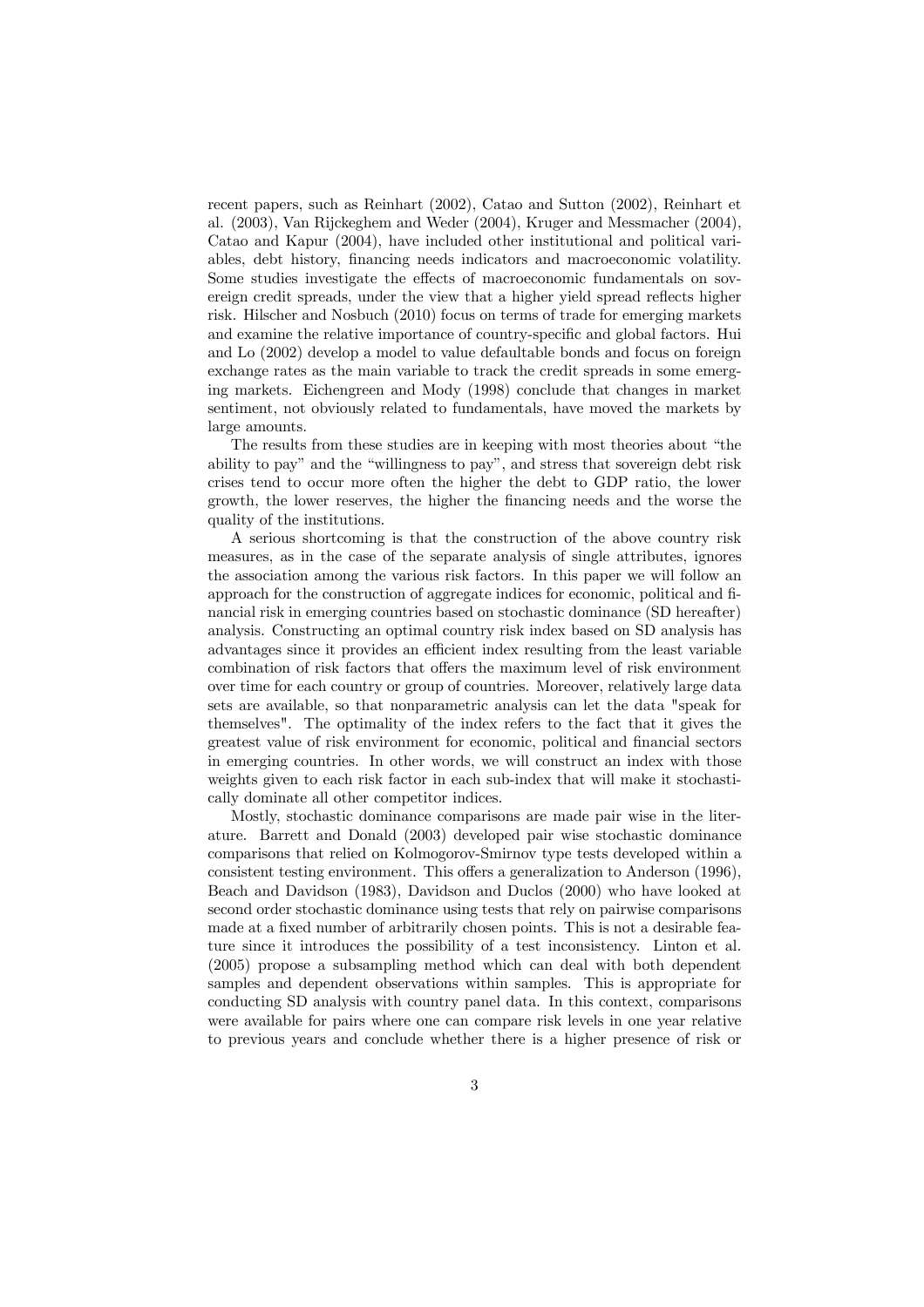recent papers, such as Reinhart (2002), Catao and Sutton (2002), Reinhart et al. (2003), Van Rijckeghem and Weder (2004), Kruger and Messmacher (2004), Catao and Kapur (2004), have included other institutional and political variables, debt history, financing needs indicators and macroeconomic volatility. Some studies investigate the effects of macroeconomic fundamentals on sovereign credit spreads, under the view that a higher yield spread reflects higher risk. Hilscher and Nosbuch (2010) focus on terms of trade for emerging markets and examine the relative importance of country-specific and global factors. Hui and Lo (2002) develop a model to value defaultable bonds and focus on foreign exchange rates as the main variable to track the credit spreads in some emerging markets. Eichengreen and Mody (1998) conclude that changes in market sentiment, not obviously related to fundamentals, have moved the markets by large amounts.

The results from these studies are in keeping with most theories about "the ability to pay" and the "willingness to pay", and stress that sovereign debt risk crises tend to occur more often the higher the debt to GDP ratio, the lower growth, the lower reserves, the higher the financing needs and the worse the quality of the institutions.

A serious shortcoming is that the construction of the above country risk measures, as in the case of the separate analysis of single attributes, ignores the association among the various risk factors. In this paper we will follow an approach for the construction of aggregate indices for economic, political and financial risk in emerging countries based on stochastic dominance (SD hereafter) analysis. Constructing an optimal country risk index based on SD analysis has advantages since it provides an efficient index resulting from the least variable combination of risk factors that offers the maximum level of risk environment over time for each country or group of countries. Moreover, relatively large data sets are available, so that nonparametric analysis can let the data "speak for themselves". The optimality of the index refers to the fact that it gives the greatest value of risk environment for economic, political and financial sectors in emerging countries. In other words, we will construct an index with those weights given to each risk factor in each sub-index that will make it stochastically dominate all other competitor indices.

Mostly, stochastic dominance comparisons are made pair wise in the literature. Barrett and Donald (2003) developed pair wise stochastic dominance comparisons that relied on Kolmogorov-Smirnov type tests developed within a consistent testing environment. This offers a generalization to Anderson (1996), Beach and Davidson (1983), Davidson and Duclos (2000) who have looked at second order stochastic dominance using tests that rely on pairwise comparisons made at a fixed number of arbitrarily chosen points. This is not a desirable feature since it introduces the possibility of a test inconsistency. Linton et al. (2005) propose a subsampling method which can deal with both dependent samples and dependent observations within samples. This is appropriate for conducting SD analysis with country panel data. In this context, comparisons were available for pairs where one can compare risk levels in one year relative to previous years and conclude whether there is a higher presence of risk or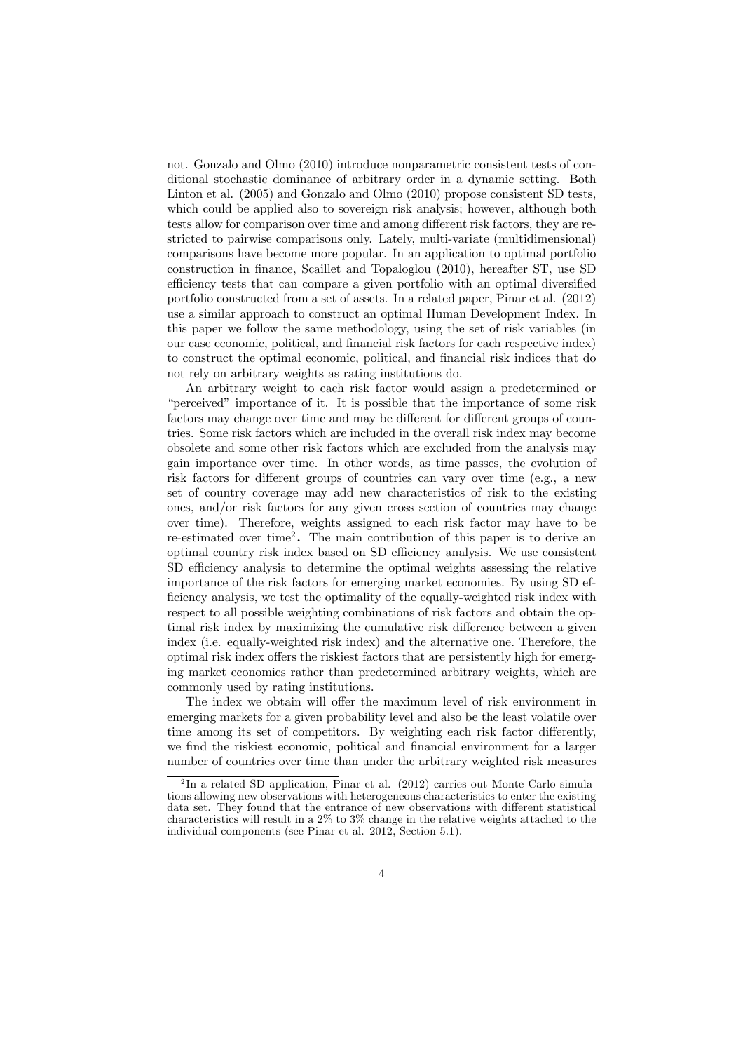not. Gonzalo and Olmo (2010) introduce nonparametric consistent tests of conditional stochastic dominance of arbitrary order in a dynamic setting. Both Linton et al. (2005) and Gonzalo and Olmo (2010) propose consistent SD tests, which could be applied also to sovereign risk analysis; however, although both tests allow for comparison over time and among different risk factors, they are restricted to pairwise comparisons only. Lately, multi-variate (multidimensional) comparisons have become more popular. In an application to optimal portfolio construction in finance, Scaillet and Topaloglou (2010), hereafter ST, use SD efficiency tests that can compare a given portfolio with an optimal diversified portfolio constructed from a set of assets. In a related paper, Pinar et al. (2012) use a similar approach to construct an optimal Human Development Index. In this paper we follow the same methodology, using the set of risk variables (in our case economic, political, and financial risk factors for each respective index) to construct the optimal economic, political, and financial risk indices that do not rely on arbitrary weights as rating institutions do.

An arbitrary weight to each risk factor would assign a predetermined or "perceived" importance of it. It is possible that the importance of some risk factors may change over time and may be different for different groups of countries. Some risk factors which are included in the overall risk index may become obsolete and some other risk factors which are excluded from the analysis may gain importance over time. In other words, as time passes, the evolution of risk factors for different groups of countries can vary over time (e.g., a new set of country coverage may add new characteristics of risk to the existing ones, and/or risk factors for any given cross section of countries may change over time). Therefore, weights assigned to each risk factor may have to be re-estimated over time[2]. The main contribution of this paper is to derive an optimal country risk index based on SD efficiency analysis. We use consistent SD efficiency analysis to determine the optimal weights assessing the relative importance of the risk factors for emerging market economies. By using SD efficiency analysis, we test the optimality of the equally-weighted risk index with respect to all possible weighting combinations of risk factors and obtain the optimal risk index by maximizing the cumulative risk difference between a given index (i.e. equally-weighted risk index) and the alternative one. Therefore, the optimal risk index offers the riskiest factors that are persistently high for emerging market economies rather than predetermined arbitrary weights, which are commonly used by rating institutions.

The index we obtain will offer the maximum level of risk environment in emerging markets for a given probability level and also be the least volatile over time among its set of competitors. By weighting each risk factor differently, we find the riskiest economic, political and financial environment for a larger number of countries over time than under the arbitrary weighted risk measures

[2] In a related SD application, Pinar et al. (2012) carries out Monte Carlo simulations allowing new observations with heterogeneous characteristics to enter the existing data set. They found that the entrance of new observations with different statistical characteristics will result in a 2% to 3% change in the relative weights attached to the individual components (see Pinar et al. 2012, Section 5.1).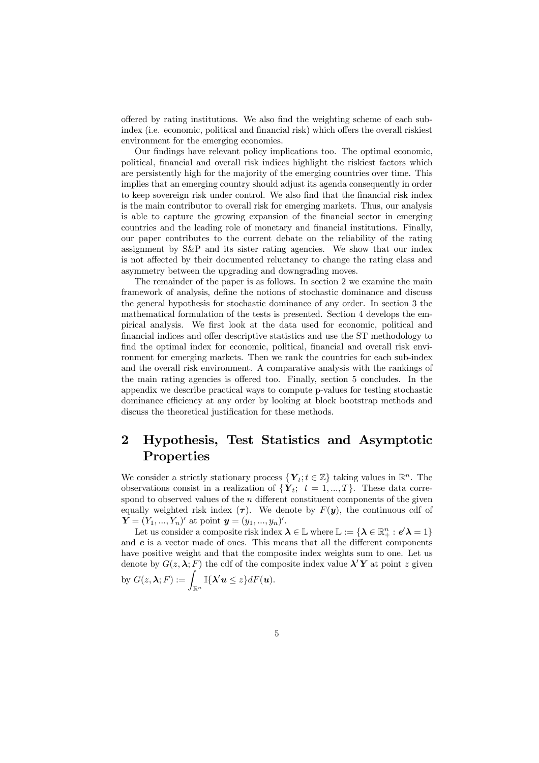offered by rating institutions. We also find the weighting scheme of each sub-index (i.e. economic, political and financial risk) which offers the overall riskiest environment for the emerging economies.

Our findings have relevant policy implications too. The optimal economic, political, financial and overall risk indices highlight the riskiest factors which are persistently high for the majority of the emerging countries over time. This implies that an emerging country should adjust its agenda consequently in order to keep sovereign risk under control. We also find that the financial risk index is the main contributor to overall risk for emerging markets. Thus, our analysis is able to capture the growing expansion of the financial sector in emerging countries and the leading role of monetary and financial institutions. Finally, our paper contributes to the current debate on the reliability of the rating assignment by S&P and its sister rating agencies. We show that our index is not affected by their documented reluctancy to change the rating class and asymmetry between the upgrading and downgrading moves.

The remainder of the paper is as follows. In section 2 we examine the main framework of analysis, define the notions of stochastic dominance and discuss the general hypothesis for stochastic dominance of any order. In section 3 the mathematical formulation of the tests is presented. Section 4 develops the empirical analysis. We first look at the data used for economic, political and financial indices and offer descriptive statistics and use the ST methodology to find the optimal index for economic, political, financial and overall risk environment for emerging markets. Then we rank the countries for each sub-index and the overall risk environment. A comparative analysis with the rankings of the main rating agencies is offered too. Finally, section 5 concludes. In the appendix we describe practical ways to compute p-values for testing stochastic dominance efficiency at any order by looking at block bootstrap methods and discuss the theoretical justification for these methods.

# 2 Hypothesis, Test Statistics and Asymptotic Properties

We consider a strictly stationary process $\{\boldsymbol{Y}_t; t \in \mathbb{Z}\}$ taking values in $\mathbb{R}^n$. The observations consist in a realization of $\{\boldsymbol{Y}_t;\ t = 1, ..., T\}$. These data correspond to observed values of the $n$ different constituent components of the given equally weighted risk index ($\boldsymbol{\tau}$). We denote by $F(\boldsymbol{y})$, the continuous cdf of $\boldsymbol{Y} = (Y_1, ..., Y_n)'$ at point $\boldsymbol{y} = (y_1, ..., y_n)'$.

Let us consider a composite risk index $\boldsymbol{\lambda} \in \mathbb{L}$ where $\mathbb{L} := \{\boldsymbol{\lambda} \in \mathbb{R}^n_+ : \boldsymbol{e}'\boldsymbol{\lambda} = 1\}$ and $\boldsymbol{e}$ is a vector made of ones. This means that all the different components have positive weight and that the composite index weights sum to one. Let us denote by $G(z, \boldsymbol{\lambda}; F)$ the cdf of the composite index value $\boldsymbol{\lambda}'\boldsymbol{Y}$ at point $z$ given by $G(z, \boldsymbol{\lambda}; F) := \displaystyle\int_{\mathbb{R}^n} \mathbb{I}\{\boldsymbol{\lambda}'\boldsymbol{u} \leq z\} dF(\boldsymbol{u})$.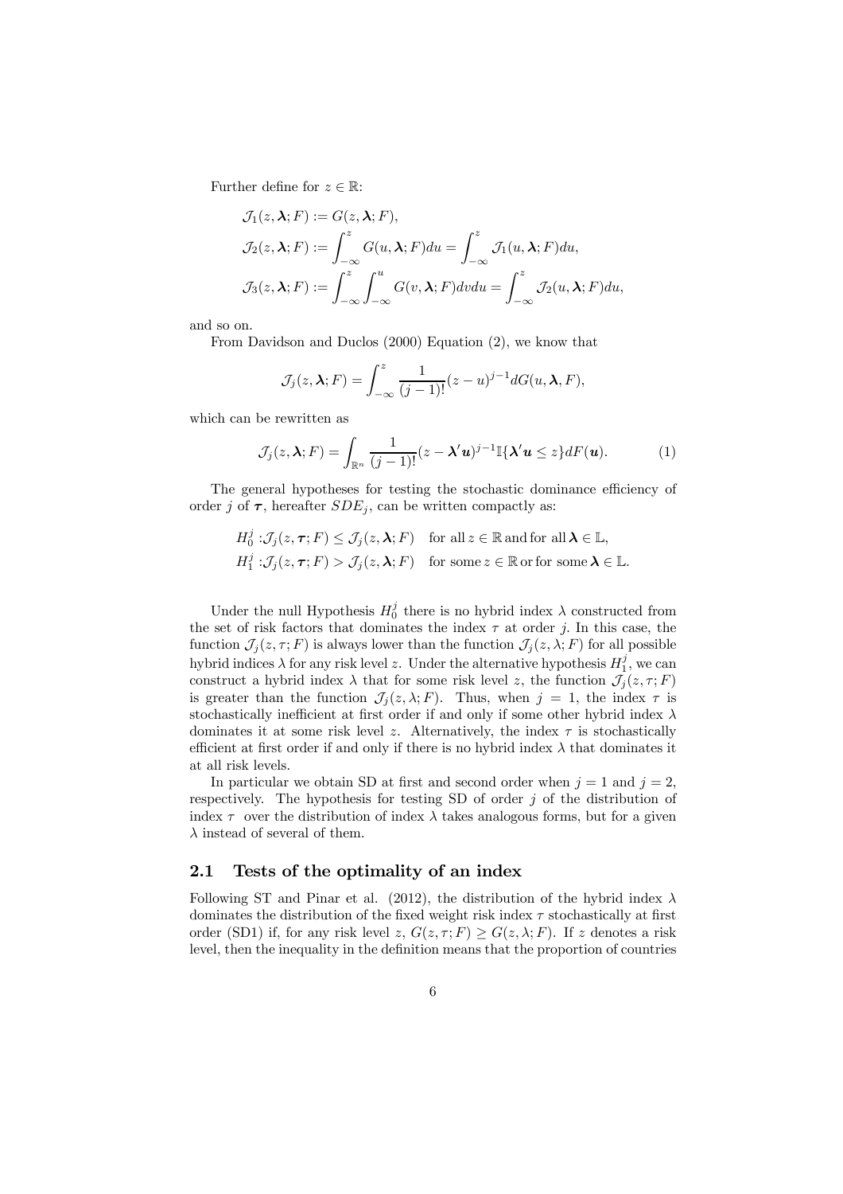Further define for $z \in \mathbb{R}$:

$$\mathcal{J}_1(z, \boldsymbol{\lambda}; F) := G(z, \boldsymbol{\lambda}; F),$$

$$\mathcal{J}_2(z, \boldsymbol{\lambda}; F) := \int_{-\infty}^{z} G(u, \boldsymbol{\lambda}; F)du = \int_{-\infty}^{z} \mathcal{J}_1(u, \boldsymbol{\lambda}; F)du,$$

$$\mathcal{J}_3(z, \boldsymbol{\lambda}; F) := \int_{-\infty}^{z} \int_{-\infty}^{u} G(v, \boldsymbol{\lambda}; F)dvdu = \int_{-\infty}^{z} \mathcal{J}_2(u, \boldsymbol{\lambda}; F)du,$$

and so on.

From Davidson and Duclos (2000) Equation (2), we know that

$$\mathcal{J}_j(z, \boldsymbol{\lambda}; F) = \int_{-\infty}^{z} \frac{1}{(j-1)!}(z-u)^{j-1} dG(u, \boldsymbol{\lambda}, F),$$

which can be rewritten as

$$\mathcal{J}_j(z, \boldsymbol{\lambda}; F) = \int_{\mathbb{R}^n} \frac{1}{(j-1)!}(z - \boldsymbol{\lambda}'\boldsymbol{u})^{j-1} \mathbb{I}\{\boldsymbol{\lambda}'\boldsymbol{u} \leq z\} dF(\boldsymbol{u}). \tag{1}$$

The general hypotheses for testing the stochastic dominance efficiency of order $j$ of $\boldsymbol{\tau}$, hereafter $SDE_j$, can be written compactly as:

$$H_0^j : \mathcal{J}_j(z, \boldsymbol{\tau}; F) \leq \mathcal{J}_j(z, \boldsymbol{\lambda}; F) \quad \text{for all } z \in \mathbb{R} \text{ and for all } \boldsymbol{\lambda} \in \mathbb{L},$$

$$H_1^j : \mathcal{J}_j(z, \boldsymbol{\tau}; F) > \mathcal{J}_j(z, \boldsymbol{\lambda}; F) \quad \text{for some } z \in \mathbb{R} \text{ or for some } \boldsymbol{\lambda} \in \mathbb{L}.$$

Under the null Hypothesis $H_0^j$ there is no hybrid index $\lambda$ constructed from the set of risk factors that dominates the index $\tau$ at order $j$. In this case, the function $\mathcal{J}_j(z, \tau; F)$ is always lower than the function $\mathcal{J}_j(z, \lambda; F)$ for all possible hybrid indices $\lambda$ for any risk level $z$. Under the alternative hypothesis $H_1^j$, we can construct a hybrid index $\lambda$ that for some risk level $z$, the function $\mathcal{J}_j(z, \tau; F)$ is greater than the function $\mathcal{J}_j(z, \lambda; F)$. Thus, when $j = 1$, the index $\tau$ is stochastically inefficient at first order if and only if some other hybrid index $\lambda$ dominates it at some risk level $z$. Alternatively, the index $\tau$ is stochastically efficient at first order if and only if there is no hybrid index $\lambda$ that dominates it at all risk levels.

In particular we obtain SD at first and second order when $j = 1$ and $j = 2$, respectively. The hypothesis for testing SD of order $j$ of the distribution of index $\tau$ over the distribution of index $\lambda$ takes analogous forms, but for a given $\lambda$ instead of several of them.

## 2.1 Tests of the optimality of an index

Following ST and Pinar et al. (2012), the distribution of the hybrid index $\lambda$ dominates the distribution of the fixed weight risk index $\tau$ stochastically at first order (SD1) if, for any risk level $z$, $G(z, \tau; F) \geq G(z, \lambda; F)$. If $z$ denotes a risk level, then the inequality in the definition means that the proportion of countries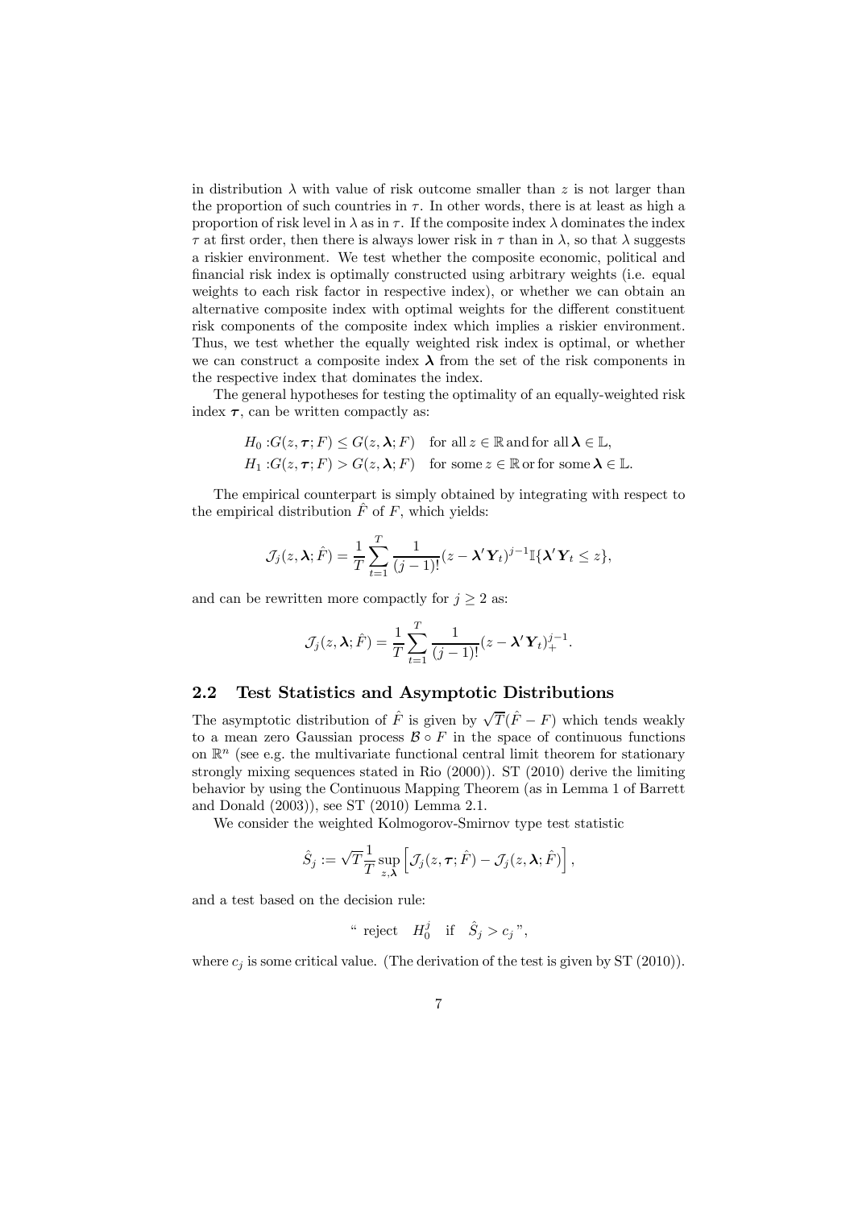in distribution $\lambda$ with value of risk outcome smaller than $z$ is not larger than the proportion of such countries in $\tau$. In other words, there is at least as high a proportion of risk level in $\lambda$ as in $\tau$. If the composite index $\lambda$ dominates the index $\tau$ at first order, then there is always lower risk in $\tau$ than in $\lambda$, so that $\lambda$ suggests a riskier environment. We test whether the composite economic, political and financial risk index is optimally constructed using arbitrary weights (i.e. equal weights to each risk factor in respective index), or whether we can obtain an alternative composite index with optimal weights for the different constituent risk components of the composite index which implies a riskier environment. Thus, we test whether the equally weighted risk index is optimal, or whether we can construct a composite index $\boldsymbol{\lambda}$ from the set of the risk components in the respective index that dominates the index.

The general hypotheses for testing the optimality of an equally-weighted risk index $\boldsymbol{\tau}$, can be written compactly as:

$$
\begin{aligned}
H_0 &: G(z, \boldsymbol{\tau}; F) \leq G(z, \boldsymbol{\lambda}; F) \quad \text{for all } z \in \mathbb{R} \text{ and for all } \boldsymbol{\lambda} \in \mathbb{L}, \\
H_1 &: G(z, \boldsymbol{\tau}; F) > G(z, \boldsymbol{\lambda}; F) \quad \text{for some } z \in \mathbb{R} \text{ or for some } \boldsymbol{\lambda} \in \mathbb{L}.
\end{aligned}
$$

The empirical counterpart is simply obtained by integrating with respect to the empirical distribution $\hat{F}$ of $F$, which yields:

$$
\mathcal{J}_j(z, \boldsymbol{\lambda}; \hat{F}) = \frac{1}{T} \sum_{t=1}^{T} \frac{1}{(j-1)!} (z - \boldsymbol{\lambda}' \mathbf{Y}_t)^{j-1} \mathbb{I}\{\boldsymbol{\lambda}' \mathbf{Y}_t \leq z\},
$$

and can be rewritten more compactly for $j \geq 2$ as:

$$
\mathcal{J}_j(z, \boldsymbol{\lambda}; \hat{F}) = \frac{1}{T} \sum_{t=1}^{T} \frac{1}{(j-1)!} (z - \boldsymbol{\lambda}' \mathbf{Y}_t)_+^{j-1}.
$$

## 2.2 Test Statistics and Asymptotic Distributions

The asymptotic distribution of $\hat{F}$ is given by $\sqrt{T}(\hat{F} - F)$ which tends weakly to a mean zero Gaussian process $\mathcal{B} \circ F$ in the space of continuous functions on $\mathbb{R}^n$ (see e.g. the multivariate functional central limit theorem for stationary strongly mixing sequences stated in Rio (2000)). ST (2010) derive the limiting behavior by using the Continuous Mapping Theorem (as in Lemma 1 of Barrett and Donald (2003)), see ST (2010) Lemma 2.1.

We consider the weighted Kolmogorov-Smirnov type test statistic

$$
\hat{S}_j := \sqrt{T} \frac{1}{T} \sup_{z, \boldsymbol{\lambda}} \left[ \mathcal{J}_j(z, \boldsymbol{\tau}; \hat{F}) - \mathcal{J}_j(z, \boldsymbol{\lambda}; \hat{F}) \right],
$$

and a test based on the decision rule:

$$
\text{" reject } \quad H_0^j \quad \text{if} \quad \hat{S}_j > c_j \text{ "},
$$

where $c_j$ is some critical value. (The derivation of the test is given by ST (2010)).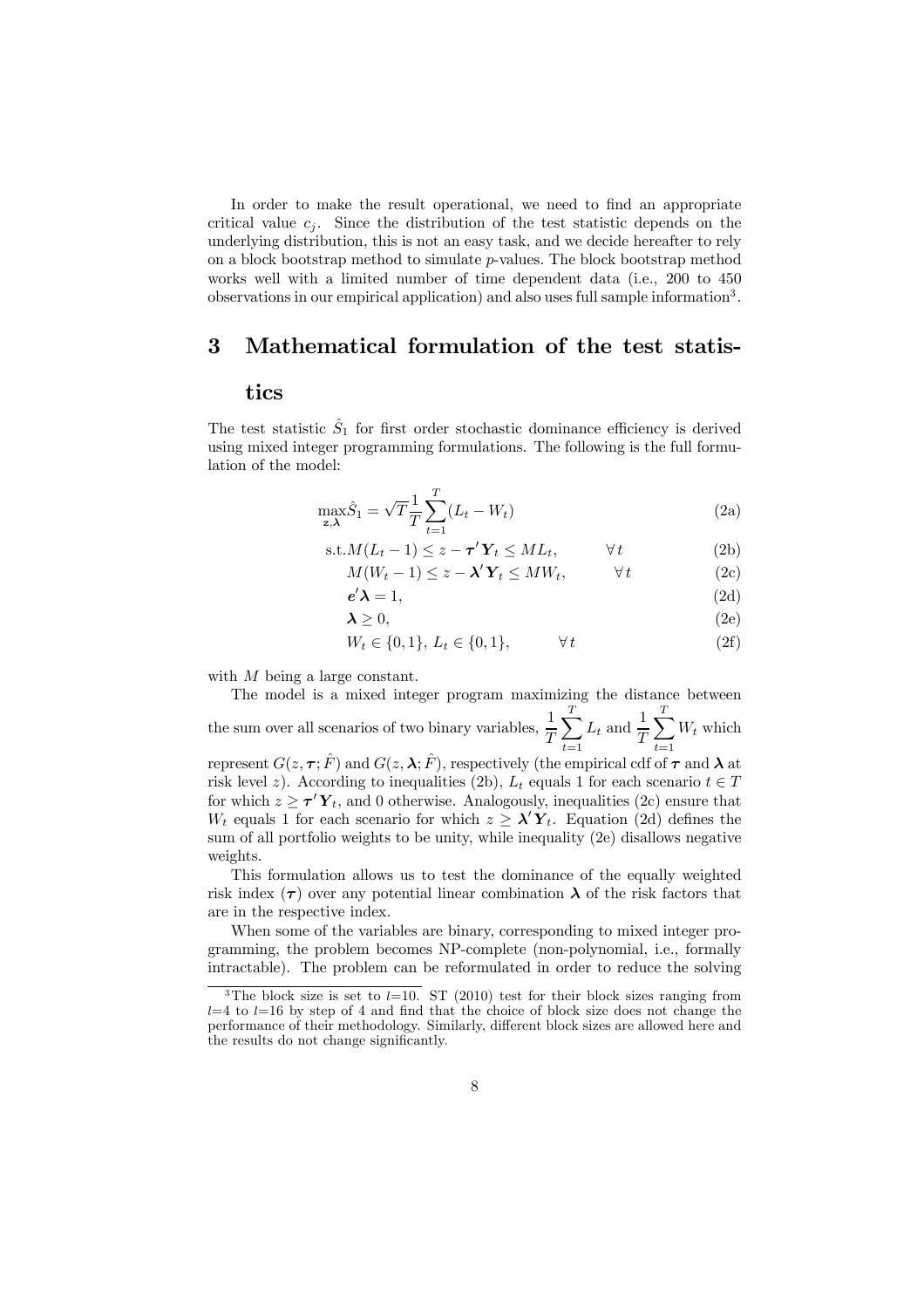In order to make the result operational, we need to find an appropriate critical value $c_j$. Since the distribution of the test statistic depends on the underlying distribution, this is not an easy task, and we decide hereafter to rely on a block bootstrap method to simulate $p$-values. The block bootstrap method works well with a limited number of time dependent data (i.e., 200 to 450 observations in our empirical application) and also uses full sample information[3].

# 3 Mathematical formulation of the test statistics

The test statistic $\hat{S}_1$ for first order stochastic dominance efficiency is derived using mixed integer programming formulations. The following is the full formulation of the model:

$$\max_{\mathbf{z},\boldsymbol{\lambda}} \hat{S}_1 = \sqrt{T}\frac{1}{T}\sum_{t=1}^{T}(L_t - W_t) \tag{2a}$$

$$\text{s.t.} M(L_t - 1) \leq z - \boldsymbol{\tau}'\mathbf{Y}_t \leq ML_t, \qquad \forall t \tag{2b}$$

$$M(W_t - 1) \leq z - \boldsymbol{\lambda}'\mathbf{Y}_t \leq MW_t, \qquad \forall t \tag{2c}$$

$$\mathbf{e}'\boldsymbol{\lambda} = 1, \tag{2d}$$

$$\boldsymbol{\lambda} \geq 0, \tag{2e}$$

$$W_t \in \{0,1\},\ L_t \in \{0,1\}, \qquad \forall t \tag{2f}$$

with $M$ being a large constant.

The model is a mixed integer program maximizing the distance between the sum over all scenarios of two binary variables, $\frac{1}{T}\sum_{t=1}^{T} L_t$ and $\frac{1}{T}\sum_{t=1}^{T} W_t$ which represent $G(z, \boldsymbol{\tau}; \hat{F})$ and $G(z, \boldsymbol{\lambda}; \hat{F})$, respectively (the empirical cdf of $\boldsymbol{\tau}$ and $\boldsymbol{\lambda}$ at risk level $z$). According to inequalities (2b), $L_t$ equals 1 for each scenario $t \in T$ for which $z \geq \boldsymbol{\tau}'\mathbf{Y}_t$, and 0 otherwise. Analogously, inequalities (2c) ensure that $W_t$ equals 1 for each scenario for which $z \geq \boldsymbol{\lambda}'\mathbf{Y}_t$. Equation (2d) defines the sum of all portfolio weights to be unity, while inequality (2e) disallows negative weights.

This formulation allows us to test the dominance of the equally weighted risk index ($\boldsymbol{\tau}$) over any potential linear combination $\boldsymbol{\lambda}$ of the risk factors that are in the respective index.

When some of the variables are binary, corresponding to mixed integer programming, the problem becomes NP-complete (non-polynomial, i.e., formally intractable). The problem can be reformulated in order to reduce the solving

[3] The block size is set to $l$=10. ST (2010) test for their block sizes ranging from $l$=4 to $l$=16 by step of 4 and find that the choice of block size does not change the performance of their methodology. Similarly, different block sizes are allowed here and the results do not change significantly.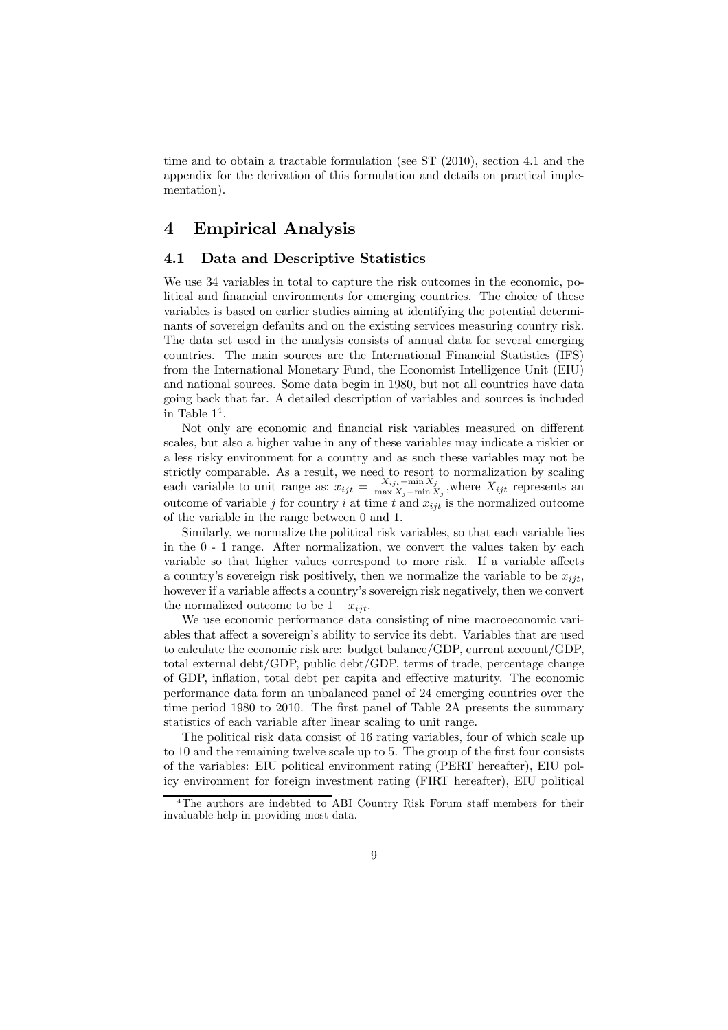time and to obtain a tractable formulation (see ST (2010), section 4.1 and the appendix for the derivation of this formulation and details on practical implementation).

# 4 Empirical Analysis

## 4.1 Data and Descriptive Statistics

We use 34 variables in total to capture the risk outcomes in the economic, political and financial environments for emerging countries. The choice of these variables is based on earlier studies aiming at identifying the potential determinants of sovereign defaults and on the existing services measuring country risk. The data set used in the analysis consists of annual data for several emerging countries. The main sources are the International Financial Statistics (IFS) from the International Monetary Fund, the Economist Intelligence Unit (EIU) and national sources. Some data begin in 1980, but not all countries have data going back that far. A detailed description of variables and sources is included in Table 1[4].

Not only are economic and financial risk variables measured on different scales, but also a higher value in any of these variables may indicate a riskier or a less risky environment for a country and as such these variables may not be strictly comparable. As a result, we need to resort to normalization by scaling each variable to unit range as: $x_{ijt} = \frac{X_{ijt} - \min X_j}{\max X_j - \min X_j}$, where $X_{ijt}$ represents an outcome of variable $j$ for country $i$ at time $t$ and $x_{ijt}$ is the normalized outcome of the variable in the range between 0 and 1.

Similarly, we normalize the political risk variables, so that each variable lies in the 0 - 1 range. After normalization, we convert the values taken by each variable so that higher values correspond to more risk. If a variable affects a country's sovereign risk positively, then we normalize the variable to be $x_{ijt}$, however if a variable affects a country's sovereign risk negatively, then we convert the normalized outcome to be $1 - x_{ijt}$.

We use economic performance data consisting of nine macroeconomic variables that affect a sovereign's ability to service its debt. Variables that are used to calculate the economic risk are: budget balance/GDP, current account/GDP, total external debt/GDP, public debt/GDP, terms of trade, percentage change of GDP, inflation, total debt per capita and effective maturity. The economic performance data form an unbalanced panel of 24 emerging countries over the time period 1980 to 2010. The first panel of Table 2A presents the summary statistics of each variable after linear scaling to unit range.

The political risk data consist of 16 rating variables, four of which scale up to 10 and the remaining twelve scale up to 5. The group of the first four consists of the variables: EIU political environment rating (PERT hereafter), EIU policy environment for foreign investment rating (FIRT hereafter), EIU political

[4] The authors are indebted to ABI Country Risk Forum staff members for their invaluable help in providing most data.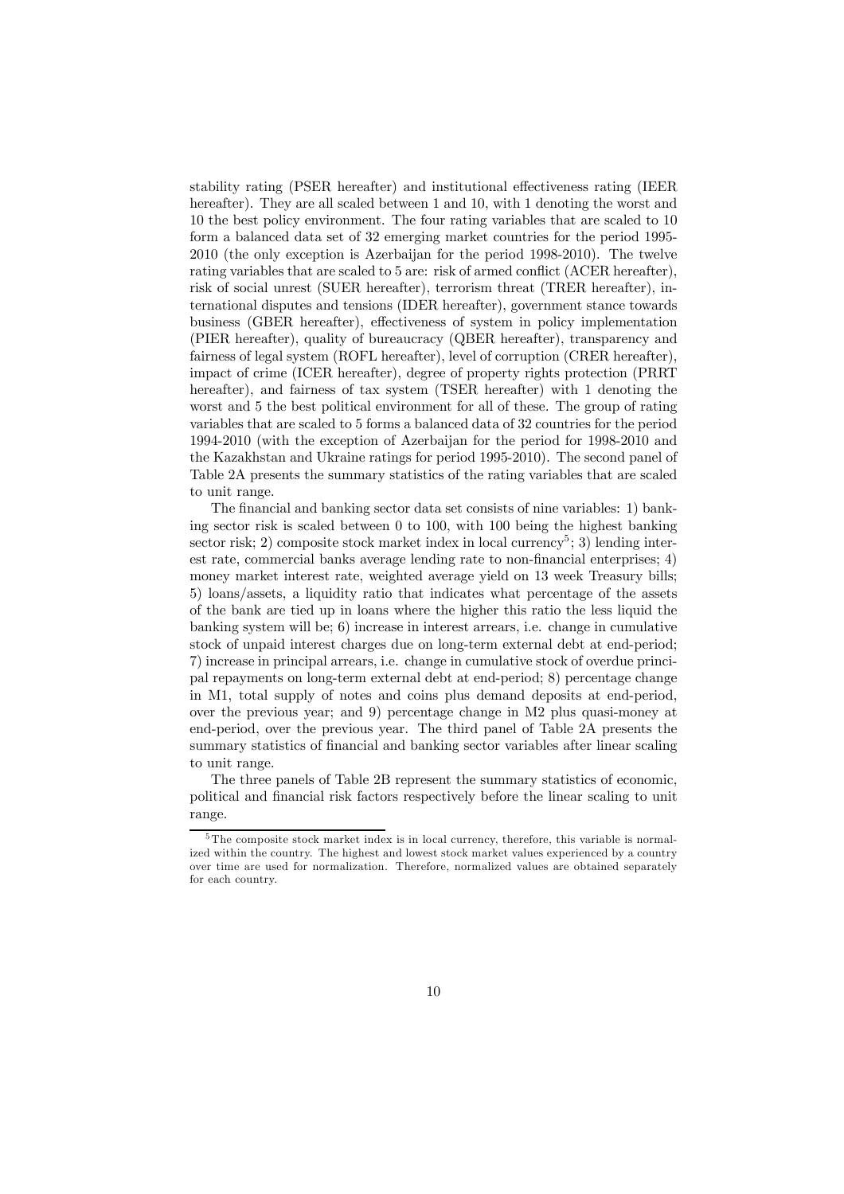stability rating (PSER hereafter) and institutional effectiveness rating (IEER hereafter). They are all scaled between 1 and 10, with 1 denoting the worst and 10 the best policy environment. The four rating variables that are scaled to 10 form a balanced data set of 32 emerging market countries for the period 1995-2010 (the only exception is Azerbaijan for the period 1998-2010). The twelve rating variables that are scaled to 5 are: risk of armed conflict (ACER hereafter), risk of social unrest (SUER hereafter), terrorism threat (TRER hereafter), international disputes and tensions (IDER hereafter), government stance towards business (GBER hereafter), effectiveness of system in policy implementation (PIER hereafter), quality of bureaucracy (QBER hereafter), transparency and fairness of legal system (ROFL hereafter), level of corruption (CRER hereafter), impact of crime (ICER hereafter), degree of property rights protection (PRRT hereafter), and fairness of tax system (TSER hereafter) with 1 denoting the worst and 5 the best political environment for all of these. The group of rating variables that are scaled to 5 forms a balanced data of 32 countries for the period 1994-2010 (with the exception of Azerbaijan for the period for 1998-2010 and the Kazakhstan and Ukraine ratings for period 1995-2010). The second panel of Table 2A presents the summary statistics of the rating variables that are scaled to unit range.

The financial and banking sector data set consists of nine variables: 1) banking sector risk is scaled between 0 to 100, with 100 being the highest banking sector risk; 2) composite stock market index in local currency[5]; 3) lending interest rate, commercial banks average lending rate to non-financial enterprises; 4) money market interest rate, weighted average yield on 13 week Treasury bills; 5) loans/assets, a liquidity ratio that indicates what percentage of the assets of the bank are tied up in loans where the higher this ratio the less liquid the banking system will be; 6) increase in interest arrears, i.e. change in cumulative stock of unpaid interest charges due on long-term external debt at end-period; 7) increase in principal arrears, i.e. change in cumulative stock of overdue principal repayments on long-term external debt at end-period; 8) percentage change in M1, total supply of notes and coins plus demand deposits at end-period, over the previous year; and 9) percentage change in M2 plus quasi-money at end-period, over the previous year. The third panel of Table 2A presents the summary statistics of financial and banking sector variables after linear scaling to unit range.

The three panels of Table 2B represent the summary statistics of economic, political and financial risk factors respectively before the linear scaling to unit range.

[5] The composite stock market index is in local currency, therefore, this variable is normalized within the country. The highest and lowest stock market values experienced by a country over time are used for normalization. Therefore, normalized values are obtained separately for each country.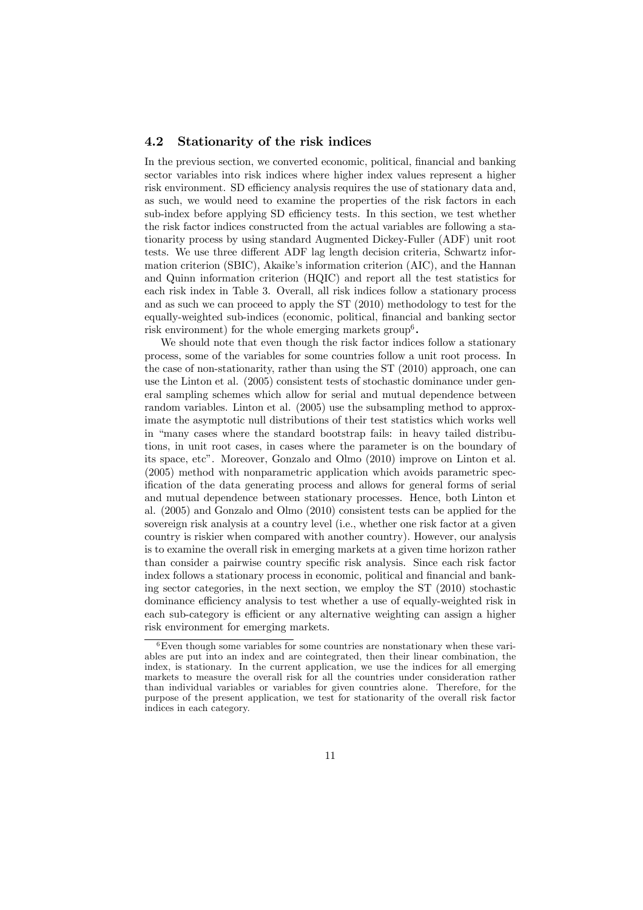### 4.2 Stationarity of the risk indices

In the previous section, we converted economic, political, financial and banking sector variables into risk indices where higher index values represent a higher risk environment. SD efficiency analysis requires the use of stationary data and, as such, we would need to examine the properties of the risk factors in each sub-index before applying SD efficiency tests. In this section, we test whether the risk factor indices constructed from the actual variables are following a stationarity process by using standard Augmented Dickey-Fuller (ADF) unit root tests. We use three different ADF lag length decision criteria, Schwartz information criterion (SBIC), Akaike's information criterion (AIC), and the Hannan and Quinn information criterion (HQIC) and report all the test statistics for each risk index in Table 3. Overall, all risk indices follow a stationary process and as such we can proceed to apply the ST (2010) methodology to test for the equally-weighted sub-indices (economic, political, financial and banking sector risk environment) for the whole emerging markets group[6]**.**

We should note that even though the risk factor indices follow a stationary process, some of the variables for some countries follow a unit root process. In the case of non-stationarity, rather than using the ST (2010) approach, one can use the Linton et al. (2005) consistent tests of stochastic dominance under general sampling schemes which allow for serial and mutual dependence between random variables. Linton et al. (2005) use the subsampling method to approximate the asymptotic null distributions of their test statistics which works well in "many cases where the standard bootstrap fails: in heavy tailed distributions, in unit root cases, in cases where the parameter is on the boundary of its space, etc". Moreover, Gonzalo and Olmo (2010) improve on Linton et al. (2005) method with nonparametric application which avoids parametric specification of the data generating process and allows for general forms of serial and mutual dependence between stationary processes. Hence, both Linton et al. (2005) and Gonzalo and Olmo (2010) consistent tests can be applied for the sovereign risk analysis at a country level (i.e., whether one risk factor at a given country is riskier when compared with another country). However, our analysis is to examine the overall risk in emerging markets at a given time horizon rather than consider a pairwise country specific risk analysis. Since each risk factor index follows a stationary process in economic, political and financial and banking sector categories, in the next section, we employ the ST (2010) stochastic dominance efficiency analysis to test whether a use of equally-weighted risk in each sub-category is efficient or any alternative weighting can assign a higher risk environment for emerging markets.

[6] Even though some variables for some countries are nonstationary when these variables are put into an index and are cointegrated, then their linear combination, the index, is stationary. In the current application, we use the indices for all emerging markets to measure the overall risk for all the countries under consideration rather than individual variables or variables for given countries alone. Therefore, for the purpose of the present application, we test for stationarity of the overall risk factor indices in each category.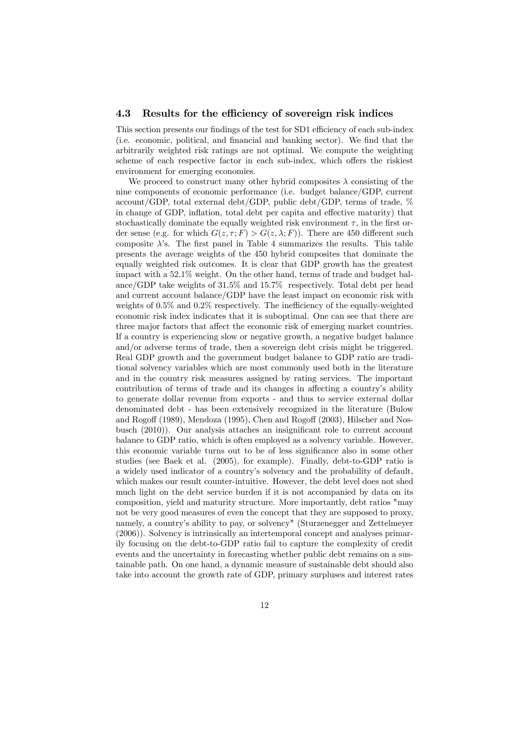### 4.3 Results for the efficiency of sovereign risk indices

This section presents our findings of the test for SD1 efficiency of each sub-index (i.e. economic, political, and financial and banking sector). We find that the arbitrarily weighted risk ratings are not optimal. We compute the weighting scheme of each respective factor in each sub-index, which offers the riskiest environment for emerging economies.

We proceed to construct many other hybrid composites $\lambda$ consisting of the nine components of economic performance (i.e. budget balance/GDP, current account/GDP, total external debt/GDP, public debt/GDP, terms of trade, % in change of GDP, inflation, total debt per capita and effective maturity) that stochastically dominate the equally weighted risk environment $\tau$, in the first order sense (e.g. for which $G(z, \tau; F) > G(z, \lambda; F)$). There are 450 different such composite $\lambda$'s. The first panel in Table 4 summarizes the results. This table presents the average weights of the 450 hybrid composites that dominate the equally weighted risk outcomes. It is clear that GDP growth has the greatest impact with a 52.1% weight. On the other hand, terms of trade and budget balance/GDP take weights of 31.5% and 15.7% respectively. Total debt per head and current account balance/GDP have the least impact on economic risk with weights of 0.5% and 0.2% respectively. The inefficiency of the equally-weighted economic risk index indicates that it is suboptimal. One can see that there are three major factors that affect the economic risk of emerging market countries. If a country is experiencing slow or negative growth, a negative budget balance and/or adverse terms of trade, then a sovereign debt crisis might be triggered. Real GDP growth and the government budget balance to GDP ratio are traditional solvency variables which are most commonly used both in the literature and in the country risk measures assigned by rating services. The important contribution of terms of trade and its changes in affecting a country's ability to generate dollar revenue from exports - and thus to service external dollar denominated debt - has been extensively recognized in the literature (Bulow and Rogoff (1989), Mendoza (1995), Chen and Rogoff (2003), Hilscher and Nosbusch (2010)). Our analysis attaches an insignificant role to current account balance to GDP ratio, which is often employed as a solvency variable. However, this economic variable turns out to be of less significance also in some other studies (see Baek et al. (2005), for example). Finally, debt-to-GDP ratio is a widely used indicator of a country's solvency and the probability of default, which makes our result counter-intuitive. However, the debt level does not shed much light on the debt service burden if it is not accompanied by data on its composition, yield and maturity structure. More importantly, debt ratios "may not be very good measures of even the concept that they are supposed to proxy, namely, a country's ability to pay, or solvency" (Sturzenegger and Zettelmeyer (2006)). Solvency is intrinsically an intertemporal concept and analyses primarily focusing on the debt-to-GDP ratio fail to capture the complexity of credit events and the uncertainty in forecasting whether public debt remains on a sustainable path. On one hand, a dynamic measure of sustainable debt should also take into account the growth rate of GDP, primary surpluses and interest rates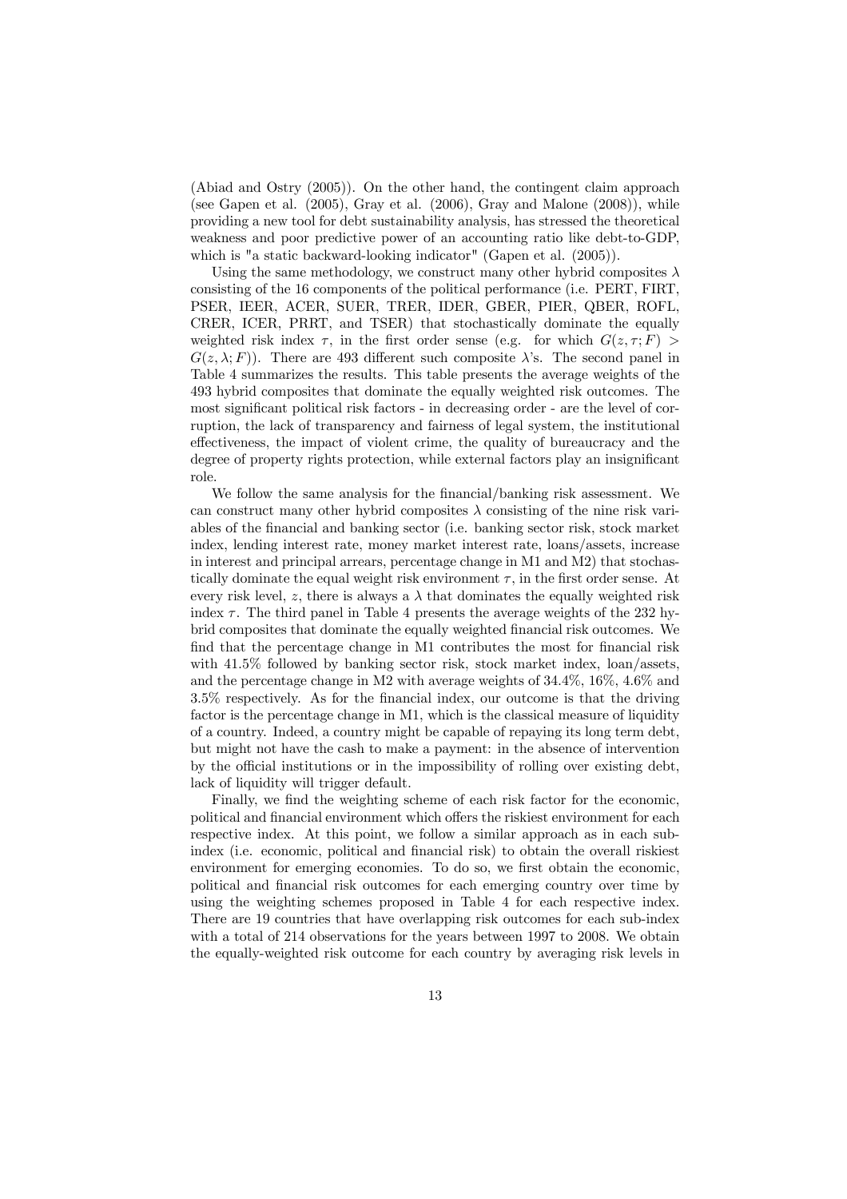(Abiad and Ostry (2005)). On the other hand, the contingent claim approach (see Gapen et al. (2005), Gray et al. (2006), Gray and Malone (2008)), while providing a new tool for debt sustainability analysis, has stressed the theoretical weakness and poor predictive power of an accounting ratio like debt-to-GDP, which is "a static backward-looking indicator" (Gapen et al. (2005)).

Using the same methodology, we construct many other hybrid composites $\lambda$ consisting of the 16 components of the political performance (i.e. PERT, FIRT, PSER, IEER, ACER, SUER, TRER, IDER, GBER, PIER, QBER, ROFL, CRER, ICER, PRRT, and TSER) that stochastically dominate the equally weighted risk index $\tau$, in the first order sense (e.g. for which $G(z, \tau; F) > G(z, \lambda; F)$). There are 493 different such composite $\lambda$'s. The second panel in Table 4 summarizes the results. This table presents the average weights of the 493 hybrid composites that dominate the equally weighted risk outcomes. The most significant political risk factors - in decreasing order - are the level of corruption, the lack of transparency and fairness of legal system, the institutional effectiveness, the impact of violent crime, the quality of bureaucracy and the degree of property rights protection, while external factors play an insignificant role.

We follow the same analysis for the financial/banking risk assessment. We can construct many other hybrid composites $\lambda$ consisting of the nine risk variables of the financial and banking sector (i.e. banking sector risk, stock market index, lending interest rate, money market interest rate, loans/assets, increase in interest and principal arrears, percentage change in M1 and M2) that stochastically dominate the equal weight risk environment $\tau$, in the first order sense. At every risk level, $z$, there is always a $\lambda$ that dominates the equally weighted risk index $\tau$. The third panel in Table 4 presents the average weights of the 232 hybrid composites that dominate the equally weighted financial risk outcomes. We find that the percentage change in M1 contributes the most for financial risk with 41.5% followed by banking sector risk, stock market index, loan/assets, and the percentage change in M2 with average weights of 34.4%, 16%, 4.6% and 3.5% respectively. As for the financial index, our outcome is that the driving factor is the percentage change in M1, which is the classical measure of liquidity of a country. Indeed, a country might be capable of repaying its long term debt, but might not have the cash to make a payment: in the absence of intervention by the official institutions or in the impossibility of rolling over existing debt, lack of liquidity will trigger default.

Finally, we find the weighting scheme of each risk factor for the economic, political and financial environment which offers the riskiest environment for each respective index. At this point, we follow a similar approach as in each sub-index (i.e. economic, political and financial risk) to obtain the overall riskiest environment for emerging economies. To do so, we first obtain the economic, political and financial risk outcomes for each emerging country over time by using the weighting schemes proposed in Table 4 for each respective index. There are 19 countries that have overlapping risk outcomes for each sub-index with a total of 214 observations for the years between 1997 to 2008. We obtain the equally-weighted risk outcome for each country by averaging risk levels in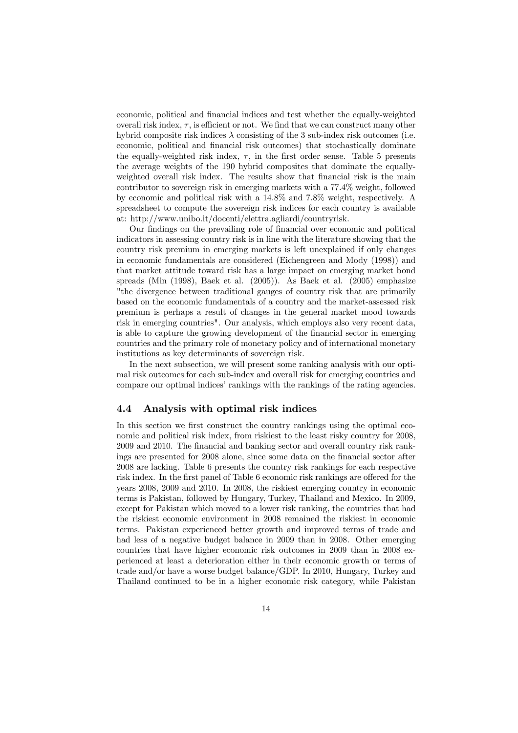economic, political and financial indices and test whether the equally-weighted overall risk index, $\tau$, is efficient or not. We find that we can construct many other hybrid composite risk indices $\lambda$ consisting of the 3 sub-index risk outcomes (i.e. economic, political and financial risk outcomes) that stochastically dominate the equally-weighted risk index, $\tau$, in the first order sense. Table 5 presents the average weights of the 190 hybrid composites that dominate the equally-weighted overall risk index. The results show that financial risk is the main contributor to sovereign risk in emerging markets with a 77.4% weight, followed by economic and political risk with a 14.8% and 7.8% weight, respectively. A spreadsheet to compute the sovereign risk indices for each country is available at: http://www.unibo.it/docenti/elettra.agliardi/countryrisk.

Our findings on the prevailing role of financial over economic and political indicators in assessing country risk is in line with the literature showing that the country risk premium in emerging markets is left unexplained if only changes in economic fundamentals are considered (Eichengreen and Mody (1998)) and that market attitude toward risk has a large impact on emerging market bond spreads (Min (1998), Baek et al. (2005)). As Baek et al. (2005) emphasize "the divergence between traditional gauges of country risk that are primarily based on the economic fundamentals of a country and the market-assessed risk premium is perhaps a result of changes in the general market mood towards risk in emerging countries". Our analysis, which employs also very recent data, is able to capture the growing development of the financial sector in emerging countries and the primary role of monetary policy and of international monetary institutions as key determinants of sovereign risk.

In the next subsection, we will present some ranking analysis with our optimal risk outcomes for each sub-index and overall risk for emerging countries and compare our optimal indices' rankings with the rankings of the rating agencies.

### 4.4 Analysis with optimal risk indices

In this section we first construct the country rankings using the optimal economic and political risk index, from riskiest to the least risky country for 2008, 2009 and 2010. The financial and banking sector and overall country risk rankings are presented for 2008 alone, since some data on the financial sector after 2008 are lacking. Table 6 presents the country risk rankings for each respective risk index. In the first panel of Table 6 economic risk rankings are offered for the years 2008, 2009 and 2010. In 2008, the riskiest emerging country in economic terms is Pakistan, followed by Hungary, Turkey, Thailand and Mexico. In 2009, except for Pakistan which moved to a lower risk ranking, the countries that had the riskiest economic environment in 2008 remained the riskiest in economic terms. Pakistan experienced better growth and improved terms of trade and had less of a negative budget balance in 2009 than in 2008. Other emerging countries that have higher economic risk outcomes in 2009 than in 2008 experienced at least a deterioration either in their economic growth or terms of trade and/or have a worse budget balance/GDP. In 2010, Hungary, Turkey and Thailand continued to be in a higher economic risk category, while Pakistan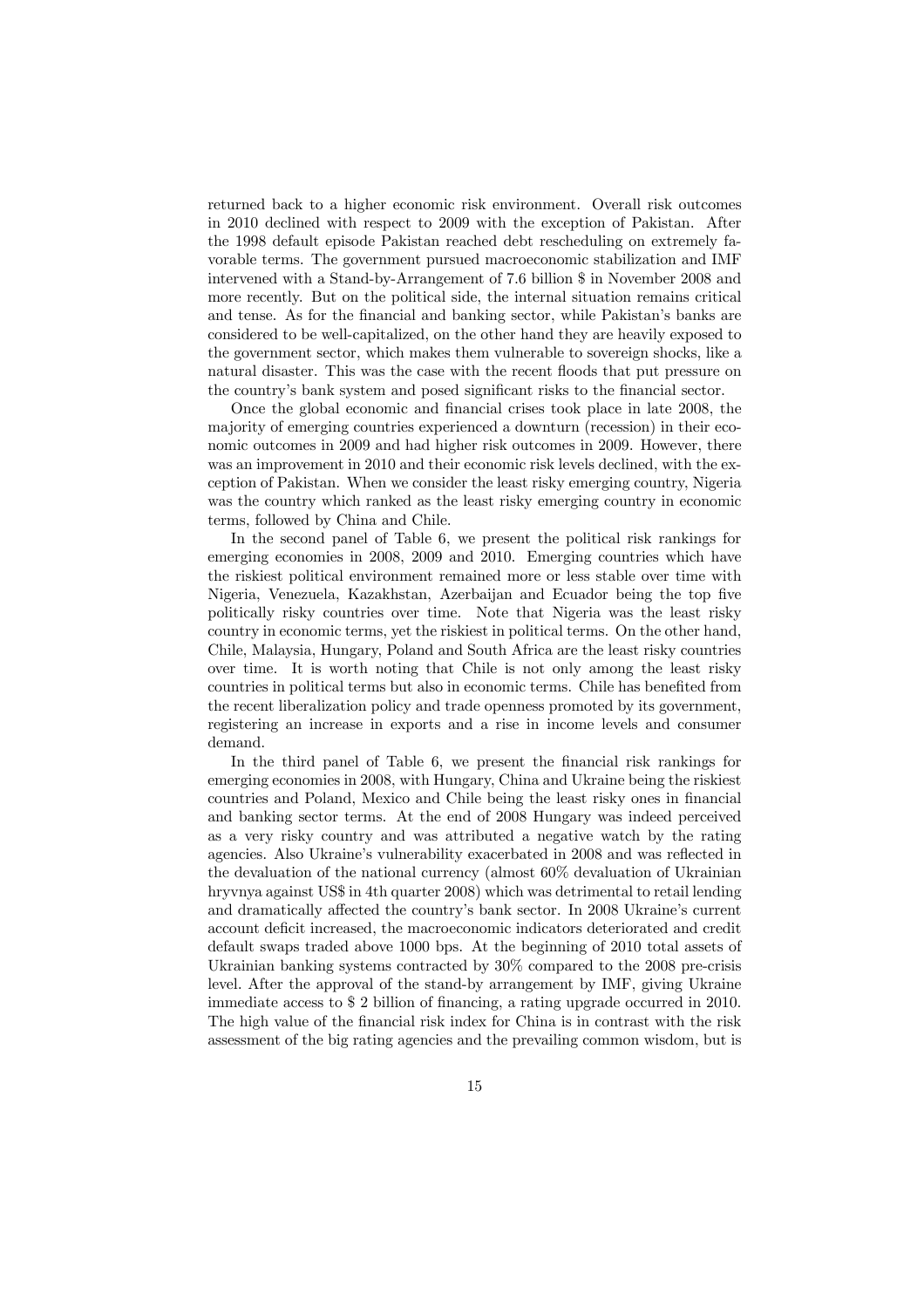returned back to a higher economic risk environment. Overall risk outcomes in 2010 declined with respect to 2009 with the exception of Pakistan. After the 1998 default episode Pakistan reached debt rescheduling on extremely favorable terms. The government pursued macroeconomic stabilization and IMF intervened with a Stand-by-Arrangement of 7.6 billion $ in November 2008 and more recently. But on the political side, the internal situation remains critical and tense. As for the financial and banking sector, while Pakistan's banks are considered to be well-capitalized, on the other hand they are heavily exposed to the government sector, which makes them vulnerable to sovereign shocks, like a natural disaster. This was the case with the recent floods that put pressure on the country's bank system and posed significant risks to the financial sector.

Once the global economic and financial crises took place in late 2008, the majority of emerging countries experienced a downturn (recession) in their economic outcomes in 2009 and had higher risk outcomes in 2009. However, there was an improvement in 2010 and their economic risk levels declined, with the exception of Pakistan. When we consider the least risky emerging country, Nigeria was the country which ranked as the least risky emerging country in economic terms, followed by China and Chile.

In the second panel of Table 6, we present the political risk rankings for emerging economies in 2008, 2009 and 2010. Emerging countries which have the riskiest political environment remained more or less stable over time with Nigeria, Venezuela, Kazakhstan, Azerbaijan and Ecuador being the top five politically risky countries over time. Note that Nigeria was the least risky country in economic terms, yet the riskiest in political terms. On the other hand, Chile, Malaysia, Hungary, Poland and South Africa are the least risky countries over time. It is worth noting that Chile is not only among the least risky countries in political terms but also in economic terms. Chile has benefited from the recent liberalization policy and trade openness promoted by its government, registering an increase in exports and a rise in income levels and consumer demand.

In the third panel of Table 6, we present the financial risk rankings for emerging economies in 2008, with Hungary, China and Ukraine being the riskiest countries and Poland, Mexico and Chile being the least risky ones in financial and banking sector terms. At the end of 2008 Hungary was indeed perceived as a very risky country and was attributed a negative watch by the rating agencies. Also Ukraine's vulnerability exacerbated in 2008 and was reflected in the devaluation of the national currency (almost 60% devaluation of Ukrainian hryvnya against US$ in 4th quarter 2008) which was detrimental to retail lending and dramatically affected the country's bank sector. In 2008 Ukraine's current account deficit increased, the macroeconomic indicators deteriorated and credit default swaps traded above 1000 bps. At the beginning of 2010 total assets of Ukrainian banking systems contracted by 30% compared to the 2008 pre-crisis level. After the approval of the stand-by arrangement by IMF, giving Ukraine immediate access to $ 2 billion of financing, a rating upgrade occurred in 2010. The high value of the financial risk index for China is in contrast with the risk assessment of the big rating agencies and the prevailing common wisdom, but is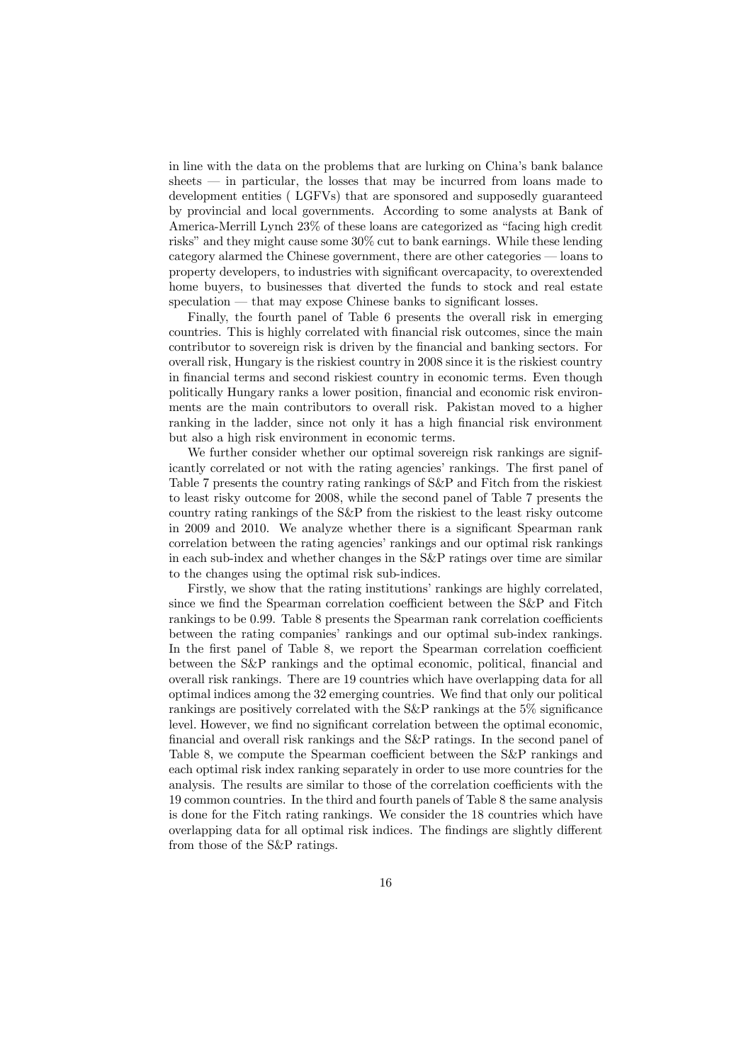in line with the data on the problems that are lurking on China's bank balance sheets — in particular, the losses that may be incurred from loans made to development entities ( LGFVs) that are sponsored and supposedly guaranteed by provincial and local governments. According to some analysts at Bank of America-Merrill Lynch 23% of these loans are categorized as "facing high credit risks" and they might cause some 30% cut to bank earnings. While these lending category alarmed the Chinese government, there are other categories — loans to property developers, to industries with significant overcapacity, to overextended home buyers, to businesses that diverted the funds to stock and real estate speculation — that may expose Chinese banks to significant losses.

Finally, the fourth panel of Table 6 presents the overall risk in emerging countries. This is highly correlated with financial risk outcomes, since the main contributor to sovereign risk is driven by the financial and banking sectors. For overall risk, Hungary is the riskiest country in 2008 since it is the riskiest country in financial terms and second riskiest country in economic terms. Even though politically Hungary ranks a lower position, financial and economic risk environments are the main contributors to overall risk. Pakistan moved to a higher ranking in the ladder, since not only it has a high financial risk environment but also a high risk environment in economic terms.

We further consider whether our optimal sovereign risk rankings are significantly correlated or not with the rating agencies' rankings. The first panel of Table 7 presents the country rating rankings of S&P and Fitch from the riskiest to least risky outcome for 2008, while the second panel of Table 7 presents the country rating rankings of the S&P from the riskiest to the least risky outcome in 2009 and 2010. We analyze whether there is a significant Spearman rank correlation between the rating agencies' rankings and our optimal risk rankings in each sub-index and whether changes in the S&P ratings over time are similar to the changes using the optimal risk sub-indices.

Firstly, we show that the rating institutions' rankings are highly correlated, since we find the Spearman correlation coefficient between the S&P and Fitch rankings to be 0.99. Table 8 presents the Spearman rank correlation coefficients between the rating companies' rankings and our optimal sub-index rankings. In the first panel of Table 8, we report the Spearman correlation coefficient between the S&P rankings and the optimal economic, political, financial and overall risk rankings. There are 19 countries which have overlapping data for all optimal indices among the 32 emerging countries. We find that only our political rankings are positively correlated with the S&P rankings at the 5% significance level. However, we find no significant correlation between the optimal economic, financial and overall risk rankings and the S&P ratings. In the second panel of Table 8, we compute the Spearman coefficient between the S&P rankings and each optimal risk index ranking separately in order to use more countries for the analysis. The results are similar to those of the correlation coefficients with the 19 common countries. In the third and fourth panels of Table 8 the same analysis is done for the Fitch rating rankings. We consider the 18 countries which have overlapping data for all optimal risk indices. The findings are slightly different from those of the S&P ratings.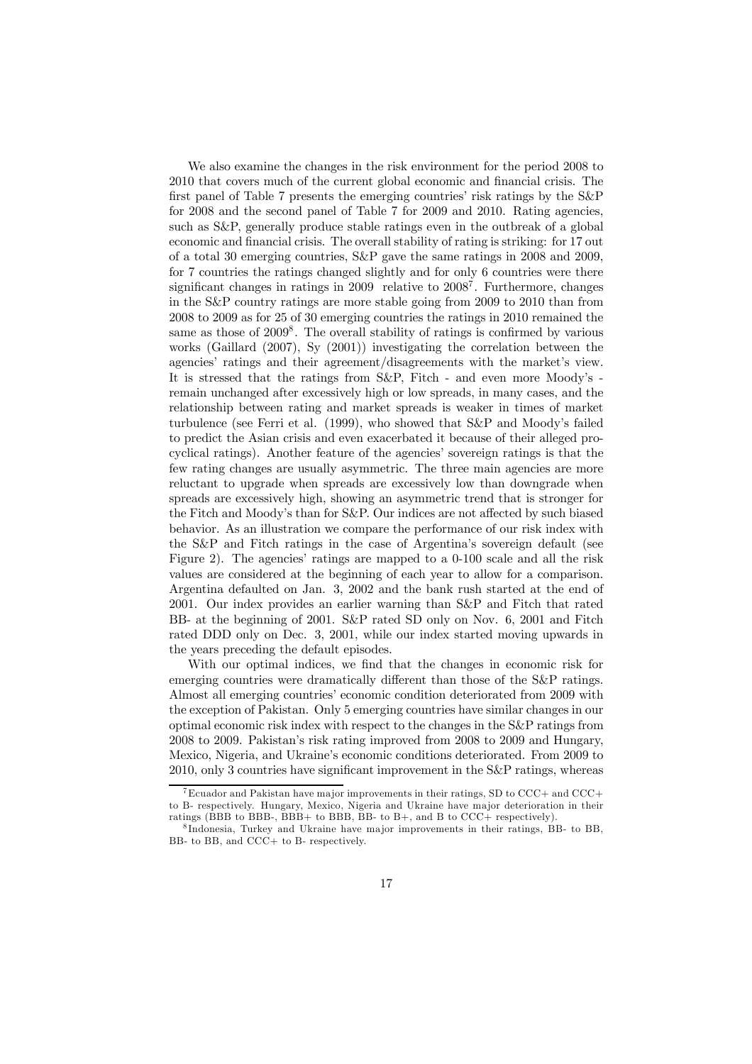We also examine the changes in the risk environment for the period 2008 to 2010 that covers much of the current global economic and financial crisis. The first panel of Table 7 presents the emerging countries' risk ratings by the S&P for 2008 and the second panel of Table 7 for 2009 and 2010. Rating agencies, such as S&P, generally produce stable ratings even in the outbreak of a global economic and financial crisis. The overall stability of rating is striking: for 17 out of a total 30 emerging countries, S&P gave the same ratings in 2008 and 2009, for 7 countries the ratings changed slightly and for only 6 countries were there significant changes in ratings in 2009 relative to 2008[7]. Furthermore, changes in the S&P country ratings are more stable going from 2009 to 2010 than from 2008 to 2009 as for 25 of 30 emerging countries the ratings in 2010 remained the same as those of 2009[8]. The overall stability of ratings is confirmed by various works (Gaillard (2007), Sy (2001)) investigating the correlation between the agencies' ratings and their agreement/disagreements with the market's view. It is stressed that the ratings from S&P, Fitch - and even more Moody's - remain unchanged after excessively high or low spreads, in many cases, and the relationship between rating and market spreads is weaker in times of market turbulence (see Ferri et al. (1999), who showed that S&P and Moody's failed to predict the Asian crisis and even exacerbated it because of their alleged procyclical ratings). Another feature of the agencies' sovereign ratings is that the few rating changes are usually asymmetric. The three main agencies are more reluctant to upgrade when spreads are excessively low than downgrade when spreads are excessively high, showing an asymmetric trend that is stronger for the Fitch and Moody's than for S&P. Our indices are not affected by such biased behavior. As an illustration we compare the performance of our risk index with the S&P and Fitch ratings in the case of Argentina's sovereign default (see Figure 2). The agencies' ratings are mapped to a 0-100 scale and all the risk values are considered at the beginning of each year to allow for a comparison. Argentina defaulted on Jan. 3, 2002 and the bank rush started at the end of 2001. Our index provides an earlier warning than S&P and Fitch that rated BB- at the beginning of 2001. S&P rated SD only on Nov. 6, 2001 and Fitch rated DDD only on Dec. 3, 2001, while our index started moving upwards in the years preceding the default episodes.

With our optimal indices, we find that the changes in economic risk for emerging countries were dramatically different than those of the S&P ratings. Almost all emerging countries' economic condition deteriorated from 2009 with the exception of Pakistan. Only 5 emerging countries have similar changes in our optimal economic risk index with respect to the changes in the S&P ratings from 2008 to 2009. Pakistan's risk rating improved from 2008 to 2009 and Hungary, Mexico, Nigeria, and Ukraine's economic conditions deteriorated. From 2009 to 2010, only 3 countries have significant improvement in the S&P ratings, whereas

[7] Ecuador and Pakistan have major improvements in their ratings, SD to CCC+ and CCC+ to B- respectively. Hungary, Mexico, Nigeria and Ukraine have major deterioration in their ratings (BBB to BBB-, BBB+ to BBB, BB- to B+, and B to CCC+ respectively).

[8] Indonesia, Turkey and Ukraine have major improvements in their ratings, BB- to BB, BB- to BB, and CCC+ to B- respectively.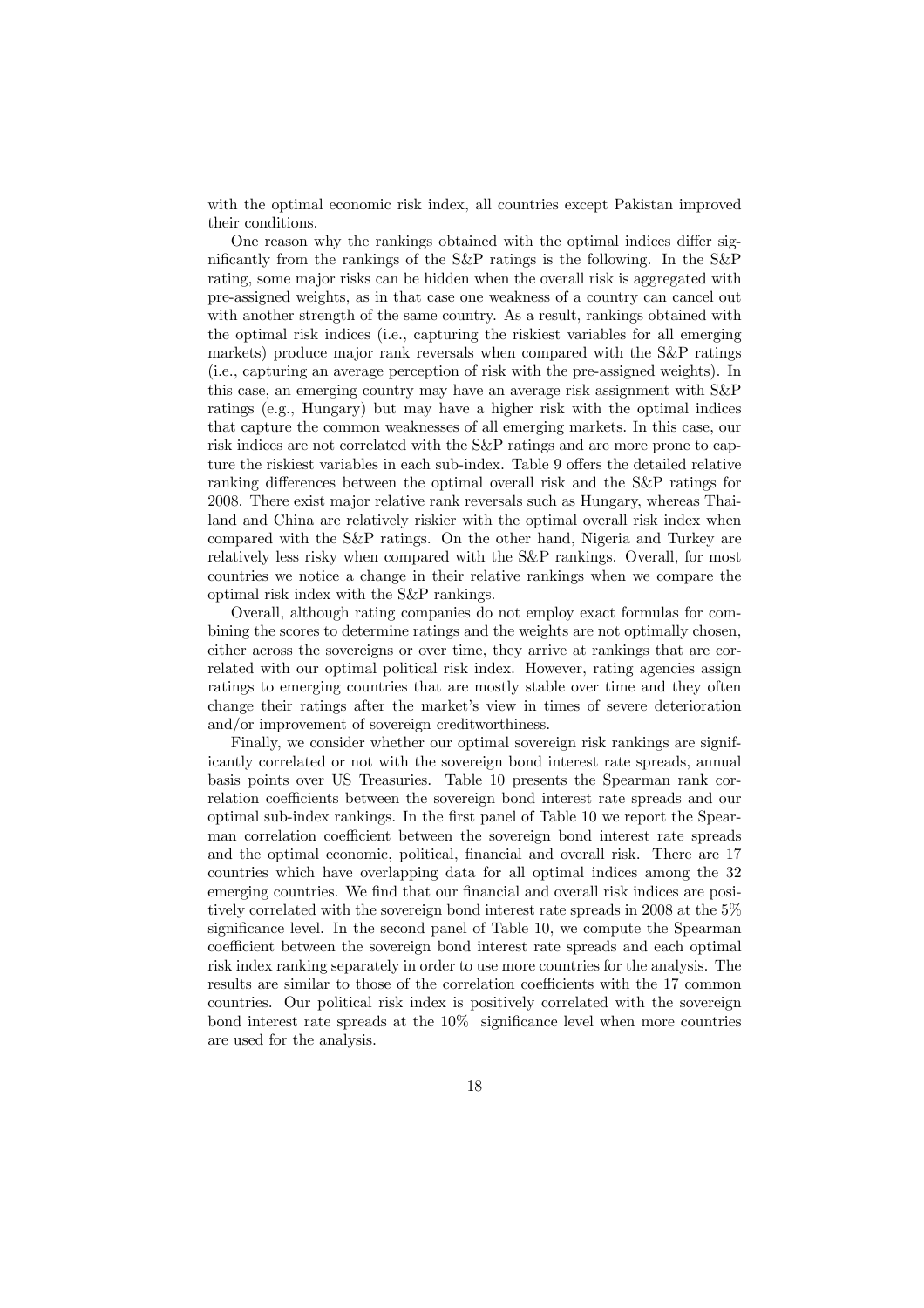with the optimal economic risk index, all countries except Pakistan improved their conditions.

One reason why the rankings obtained with the optimal indices differ significantly from the rankings of the S&P ratings is the following. In the S&P rating, some major risks can be hidden when the overall risk is aggregated with pre-assigned weights, as in that case one weakness of a country can cancel out with another strength of the same country. As a result, rankings obtained with the optimal risk indices (i.e., capturing the riskiest variables for all emerging markets) produce major rank reversals when compared with the S&P ratings (i.e., capturing an average perception of risk with the pre-assigned weights). In this case, an emerging country may have an average risk assignment with S&P ratings (e.g., Hungary) but may have a higher risk with the optimal indices that capture the common weaknesses of all emerging markets. In this case, our risk indices are not correlated with the S&P ratings and are more prone to capture the riskiest variables in each sub-index. Table 9 offers the detailed relative ranking differences between the optimal overall risk and the S&P ratings for 2008. There exist major relative rank reversals such as Hungary, whereas Thailand and China are relatively riskier with the optimal overall risk index when compared with the S&P ratings. On the other hand, Nigeria and Turkey are relatively less risky when compared with the S&P rankings. Overall, for most countries we notice a change in their relative rankings when we compare the optimal risk index with the S&P rankings.

Overall, although rating companies do not employ exact formulas for combining the scores to determine ratings and the weights are not optimally chosen, either across the sovereigns or over time, they arrive at rankings that are correlated with our optimal political risk index. However, rating agencies assign ratings to emerging countries that are mostly stable over time and they often change their ratings after the market's view in times of severe deterioration and/or improvement of sovereign creditworthiness.

Finally, we consider whether our optimal sovereign risk rankings are significantly correlated or not with the sovereign bond interest rate spreads, annual basis points over US Treasuries. Table 10 presents the Spearman rank correlation coefficients between the sovereign bond interest rate spreads and our optimal sub-index rankings. In the first panel of Table 10 we report the Spearman correlation coefficient between the sovereign bond interest rate spreads and the optimal economic, political, financial and overall risk. There are 17 countries which have overlapping data for all optimal indices among the 32 emerging countries. We find that our financial and overall risk indices are positively correlated with the sovereign bond interest rate spreads in 2008 at the 5% significance level. In the second panel of Table 10, we compute the Spearman coefficient between the sovereign bond interest rate spreads and each optimal risk index ranking separately in order to use more countries for the analysis. The results are similar to those of the correlation coefficients with the 17 common countries. Our political risk index is positively correlated with the sovereign bond interest rate spreads at the 10% significance level when more countries are used for the analysis.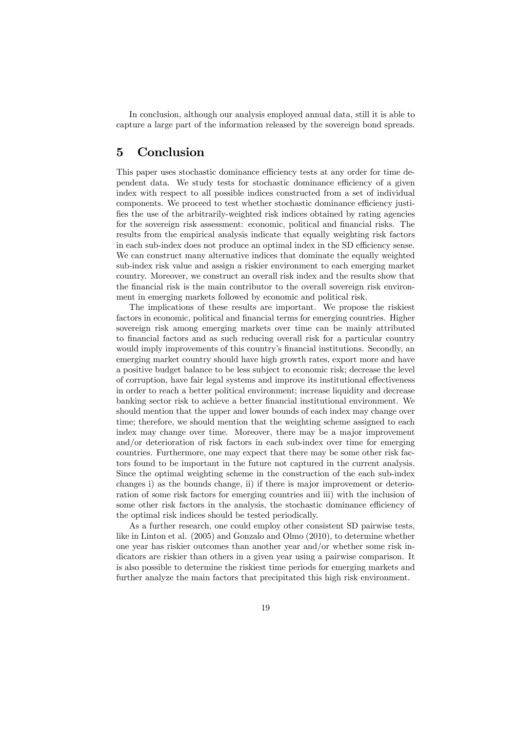In conclusion, although our analysis employed annual data, still it is able to capture a large part of the information released by the sovereign bond spreads.

## 5 Conclusion

This paper uses stochastic dominance efficiency tests at any order for time dependent data. We study tests for stochastic dominance efficiency of a given index with respect to all possible indices constructed from a set of individual components. We proceed to test whether stochastic dominance efficiency justifies the use of the arbitrarily-weighted risk indices obtained by rating agencies for the sovereign risk assessment: economic, political and financial risks. The results from the empirical analysis indicate that equally weighting risk factors in each sub-index does not produce an optimal index in the SD efficiency sense. We can construct many alternative indices that dominate the equally weighted sub-index risk value and assign a riskier environment to each emerging market country. Moreover, we construct an overall risk index and the results show that the financial risk is the main contributor to the overall sovereign risk environment in emerging markets followed by economic and political risk.

The implications of these results are important. We propose the riskiest factors in economic, political and financial terms for emerging countries. Higher sovereign risk among emerging markets over time can be mainly attributed to financial factors and as such reducing overall risk for a particular country would imply improvements of this country's financial institutions. Secondly, an emerging market country should have high growth rates, export more and have a positive budget balance to be less subject to economic risk; decrease the level of corruption, have fair legal systems and improve its institutional effectiveness in order to reach a better political environment; increase liquidity and decrease banking sector risk to achieve a better financial institutional environment. We should mention that the upper and lower bounds of each index may change over time; therefore, we should mention that the weighting scheme assigned to each index may change over time. Moreover, there may be a major improvement and/or deterioration of risk factors in each sub-index over time for emerging countries. Furthermore, one may expect that there may be some other risk factors found to be important in the future not captured in the current analysis. Since the optimal weighting scheme in the construction of the each sub-index changes i) as the bounds change, ii) if there is major improvement or deterioration of some risk factors for emerging countries and iii) with the inclusion of some other risk factors in the analysis, the stochastic dominance efficiency of the optimal risk indices should be tested periodically.

As a further research, one could employ other consistent SD pairwise tests, like in Linton et al. (2005) and Gonzalo and Olmo (2010), to determine whether one year has riskier outcomes than another year and/or whether some risk indicators are riskier than others in a given year using a pairwise comparison. It is also possible to determine the riskiest time periods for emerging markets and further analyze the main factors that precipitated this high risk environment.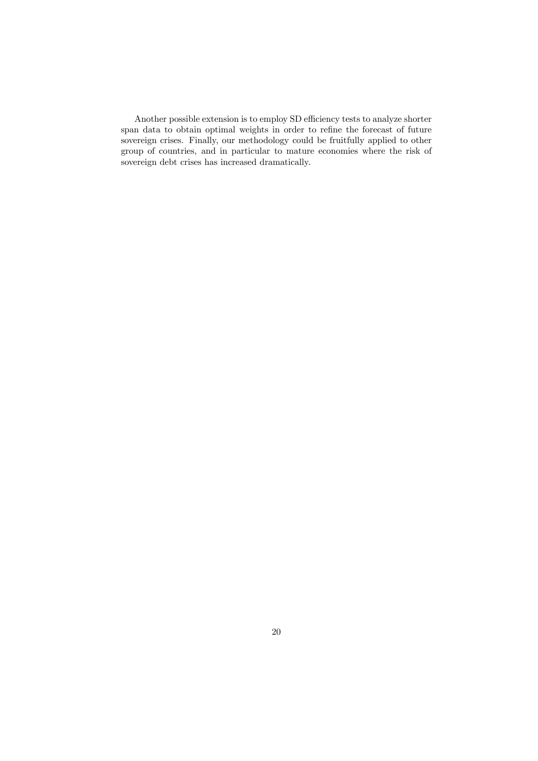Another possible extension is to employ SD efficiency tests to analyze shorter span data to obtain optimal weights in order to refine the forecast of future sovereign crises. Finally, our methodology could be fruitfully applied to other group of countries, and in particular to mature economies where the risk of sovereign debt crises has increased dramatically.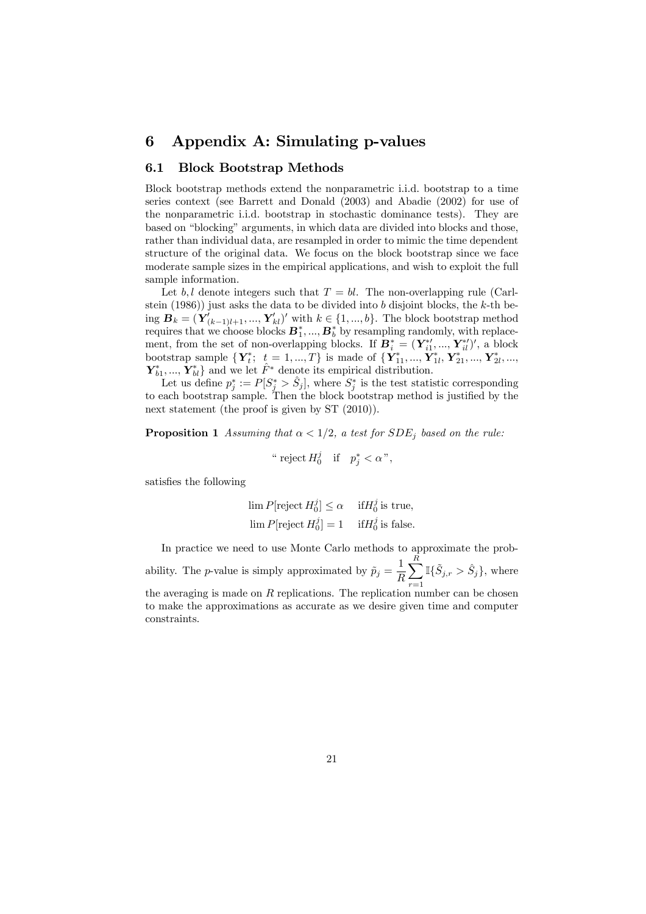# 6 Appendix A: Simulating p-values

## 6.1 Block Bootstrap Methods

Block bootstrap methods extend the nonparametric i.i.d. bootstrap to a time series context (see Barrett and Donald (2003) and Abadie (2002) for use of the nonparametric i.i.d. bootstrap in stochastic dominance tests). They are based on "blocking" arguments, in which data are divided into blocks and those, rather than individual data, are resampled in order to mimic the time dependent structure of the original data. We focus on the block bootstrap since we face moderate sample sizes in the empirical applications, and wish to exploit the full sample information.

Let $b, l$ denote integers such that $T = bl$. The non-overlapping rule (Carlstein (1986)) just asks the data to be divided into $b$ disjoint blocks, the $k$-th being $\boldsymbol{B}_k = (\boldsymbol{Y}'_{(k-1)l+1}, ..., \boldsymbol{Y}'_{kl})'$ with $k \in \{1, ..., b\}$. The block bootstrap method requires that we choose blocks $\boldsymbol{B}^*_1, ..., \boldsymbol{B}^*_b$ by resampling randomly, with replacement, from the set of non-overlapping blocks. If $\boldsymbol{B}^*_i = (\boldsymbol{Y}^{*\prime}_{i1}, ..., \boldsymbol{Y}^{*\prime}_{il})'$, a block bootstrap sample $\{\boldsymbol{Y}^*_t;\ t = 1, ..., T\}$ is made of $\{\boldsymbol{Y}^*_{11}, ..., \boldsymbol{Y}^*_{1l}, \boldsymbol{Y}^*_{21}, ..., \boldsymbol{Y}^*_{2l}, ..., \boldsymbol{Y}^*_{b1}, ..., \boldsymbol{Y}^*_{bl}\}$ and we let $\hat{F}^*$ denote its empirical distribution.

Let us define $p^*_j := P[S^*_j > \hat{S}_j]$, where $S^*_j$ is the test statistic corresponding to each bootstrap sample. Then the block bootstrap method is justified by the next statement (the proof is given by ST (2010)).

**Proposition 1** *Assuming that $\alpha < 1/2$, a test for $SDE_j$ based on the rule:*

$$\text{" reject } H^j_0 \quad \text{if} \quad p^*_j < \alpha \text{"},$$

satisfies the following

$$\lim P[\text{reject } H^j_0] \leq \alpha \quad \text{if} H^j_0 \text{ is true,}$$
$$\lim P[\text{reject } H^j_0] = 1 \quad \text{if} H^j_0 \text{ is false.}$$

In practice we need to use Monte Carlo methods to approximate the probability. The $p$-value is simply approximated by $\tilde{p}_j = \frac{1}{R}\sum_{r=1}^{R} \mathbb{I}\{\tilde{S}_{j,r} > \hat{S}_j\}$, where the averaging is made on $R$ replications. The replication number can be chosen to make the approximations as accurate as we desire given time and computer constraints.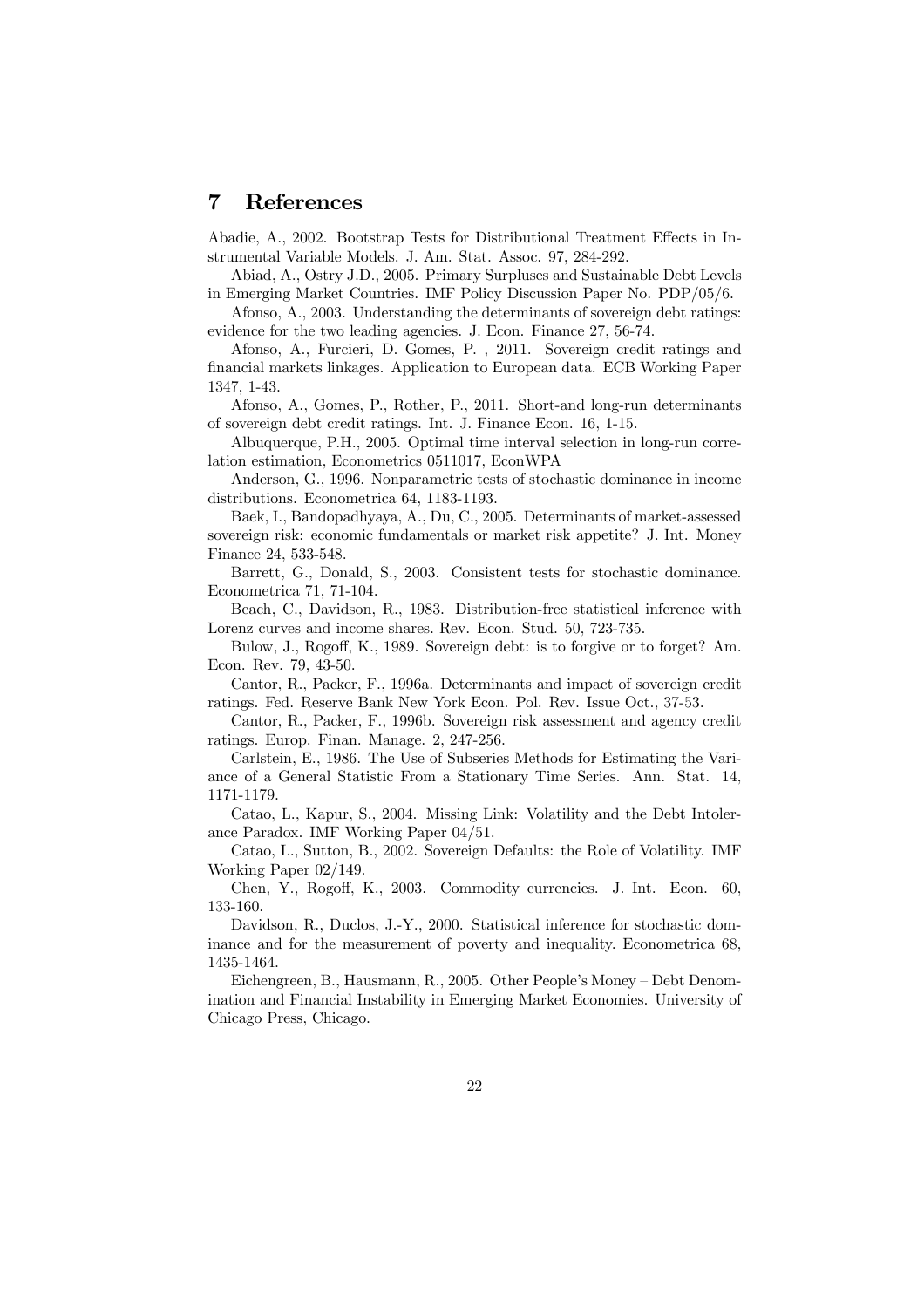# 7 References

Abadie, A., 2002. Bootstrap Tests for Distributional Treatment Effects in Instrumental Variable Models. J. Am. Stat. Assoc. 97, 284-292.

Abiad, A., Ostry J.D., 2005. Primary Surpluses and Sustainable Debt Levels in Emerging Market Countries. IMF Policy Discussion Paper No. PDP/05/6.

Afonso, A., 2003. Understanding the determinants of sovereign debt ratings: evidence for the two leading agencies. J. Econ. Finance 27, 56-74.

Afonso, A., Furcieri, D. Gomes, P. , 2011. Sovereign credit ratings and financial markets linkages. Application to European data. ECB Working Paper 1347, 1-43.

Afonso, A., Gomes, P., Rother, P., 2011. Short-and long-run determinants of sovereign debt credit ratings. Int. J. Finance Econ. 16, 1-15.

Albuquerque, P.H., 2005. Optimal time interval selection in long-run correlation estimation, Econometrics 0511017, EconWPA

Anderson, G., 1996. Nonparametric tests of stochastic dominance in income distributions. Econometrica 64, 1183-1193.

Baek, I., Bandopadhyaya, A., Du, C., 2005. Determinants of market-assessed sovereign risk: economic fundamentals or market risk appetite? J. Int. Money Finance 24, 533-548.

Barrett, G., Donald, S., 2003. Consistent tests for stochastic dominance. Econometrica 71, 71-104.

Beach, C., Davidson, R., 1983. Distribution-free statistical inference with Lorenz curves and income shares. Rev. Econ. Stud. 50, 723-735.

Bulow, J., Rogoff, K., 1989. Sovereign debt: is to forgive or to forget? Am. Econ. Rev. 79, 43-50.

Cantor, R., Packer, F., 1996a. Determinants and impact of sovereign credit ratings. Fed. Reserve Bank New York Econ. Pol. Rev. Issue Oct., 37-53.

Cantor, R., Packer, F., 1996b. Sovereign risk assessment and agency credit ratings. Europ. Finan. Manage. 2, 247-256.

Carlstein, E., 1986. The Use of Subseries Methods for Estimating the Variance of a General Statistic From a Stationary Time Series. Ann. Stat. 14, 1171-1179.

Catao, L., Kapur, S., 2004. Missing Link: Volatility and the Debt Intolerance Paradox. IMF Working Paper 04/51.

Catao, L., Sutton, B., 2002. Sovereign Defaults: the Role of Volatility. IMF Working Paper 02/149.

Chen, Y., Rogoff, K., 2003. Commodity currencies. J. Int. Econ. 60, 133-160.

Davidson, R., Duclos, J.-Y., 2000. Statistical inference for stochastic dominance and for the measurement of poverty and inequality. Econometrica 68, 1435-1464.

Eichengreen, B., Hausmann, R., 2005. Other People's Money – Debt Denomination and Financial Instability in Emerging Market Economies. University of Chicago Press, Chicago.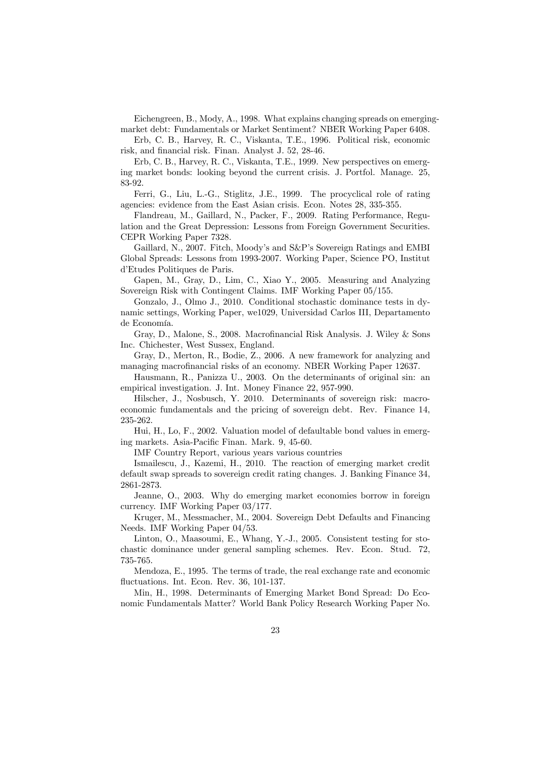Eichengreen, B., Mody, A., 1998. What explains changing spreads on emerging-market debt: Fundamentals or Market Sentiment? NBER Working Paper 6408.

Erb, C. B., Harvey, R. C., Viskanta, T.E., 1996. Political risk, economic risk, and financial risk. Finan. Analyst J. 52, 28-46.

Erb, C. B., Harvey, R. C., Viskanta, T.E., 1999. New perspectives on emerging market bonds: looking beyond the current crisis. J. Portfol. Manage. 25, 83-92.

Ferri, G., Liu, L.-G., Stiglitz, J.E., 1999. The procyclical role of rating agencies: evidence from the East Asian crisis. Econ. Notes 28, 335-355.

Flandreau, M., Gaillard, N., Packer, F., 2009. Rating Performance, Regulation and the Great Depression: Lessons from Foreign Government Securities. CEPR Working Paper 7328.

Gaillard, N., 2007. Fitch, Moody's and S&P's Sovereign Ratings and EMBI Global Spreads: Lessons from 1993-2007. Working Paper, Science PO, Institut d'Etudes Politiques de Paris.

Gapen, M., Gray, D., Lim, C., Xiao Y., 2005. Measuring and Analyzing Sovereign Risk with Contingent Claims. IMF Working Paper 05/155.

Gonzalo, J., Olmo J., 2010. Conditional stochastic dominance tests in dynamic settings, Working Paper, we1029, Universidad Carlos III, Departamento de Economía.

Gray, D., Malone, S., 2008. Macrofinancial Risk Analysis. J. Wiley & Sons Inc. Chichester, West Sussex, England.

Gray, D., Merton, R., Bodie, Z., 2006. A new framework for analyzing and managing macrofinancial risks of an economy. NBER Working Paper 12637.

Hausmann, R., Panizza U., 2003. On the determinants of original sin: an empirical investigation. J. Int. Money Finance 22, 957-990.

Hilscher, J., Nosbusch, Y. 2010. Determinants of sovereign risk: macroeconomic fundamentals and the pricing of sovereign debt. Rev. Finance 14, 235-262.

Hui, H., Lo, F., 2002. Valuation model of defaultable bond values in emerging markets. Asia-Pacific Finan. Mark. 9, 45-60.

IMF Country Report, various years various countries

Ismailescu, J., Kazemi, H., 2010. The reaction of emerging market credit default swap spreads to sovereign credit rating changes. J. Banking Finance 34, 2861-2873.

Jeanne, O., 2003. Why do emerging market economies borrow in foreign currency. IMF Working Paper 03/177.

Kruger, M., Messmacher, M., 2004. Sovereign Debt Defaults and Financing Needs. IMF Working Paper 04/53.

Linton, O., Maasoumi, E., Whang, Y.-J., 2005. Consistent testing for stochastic dominance under general sampling schemes. Rev. Econ. Stud. 72, 735-765.

Mendoza, E., 1995. The terms of trade, the real exchange rate and economic fluctuations. Int. Econ. Rev. 36, 101-137.

Min, H., 1998. Determinants of Emerging Market Bond Spread: Do Economic Fundamentals Matter? World Bank Policy Research Working Paper No.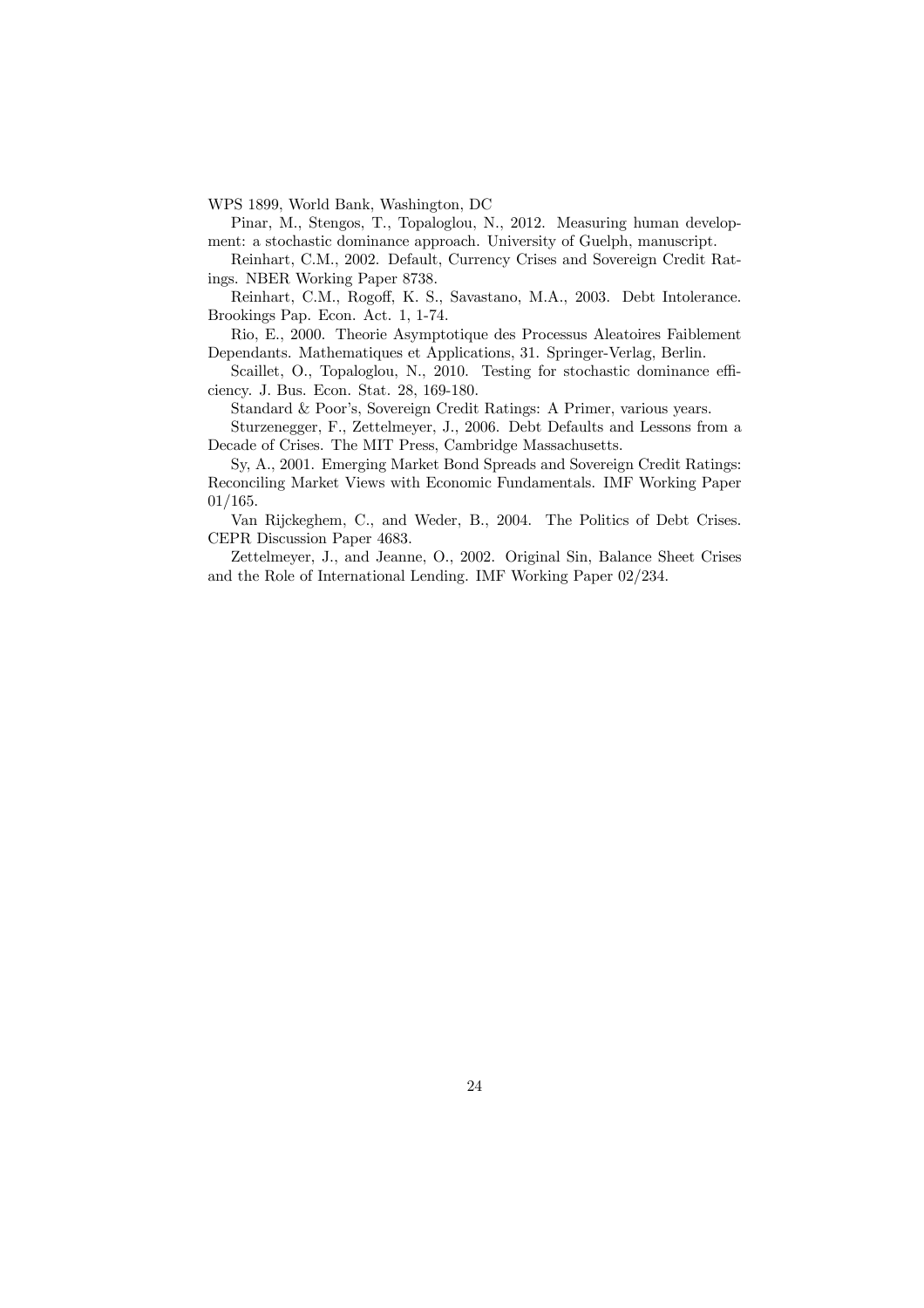WPS 1899, World Bank, Washington, DC

Pinar, M., Stengos, T., Topaloglou, N., 2012. Measuring human development: a stochastic dominance approach. University of Guelph, manuscript.

Reinhart, C.M., 2002. Default, Currency Crises and Sovereign Credit Ratings. NBER Working Paper 8738.

Reinhart, C.M., Rogoff, K. S., Savastano, M.A., 2003. Debt Intolerance. Brookings Pap. Econ. Act. 1, 1-74.

Rio, E., 2000. Theorie Asymptotique des Processus Aleatoires Faiblement Dependants. Mathematiques et Applications, 31. Springer-Verlag, Berlin.

Scaillet, O., Topaloglou, N., 2010. Testing for stochastic dominance efficiency. J. Bus. Econ. Stat. 28, 169-180.

Standard & Poor's, Sovereign Credit Ratings: A Primer, various years.

Sturzenegger, F., Zettelmeyer, J., 2006. Debt Defaults and Lessons from a Decade of Crises. The MIT Press, Cambridge Massachusetts.

Sy, A., 2001. Emerging Market Bond Spreads and Sovereign Credit Ratings: Reconciling Market Views with Economic Fundamentals. IMF Working Paper 01/165.

Van Rijckeghem, C., and Weder, B., 2004. The Politics of Debt Crises. CEPR Discussion Paper 4683.

Zettelmeyer, J., and Jeanne, O., 2002. Original Sin, Balance Sheet Crises and the Role of International Lending. IMF Working Paper 02/234.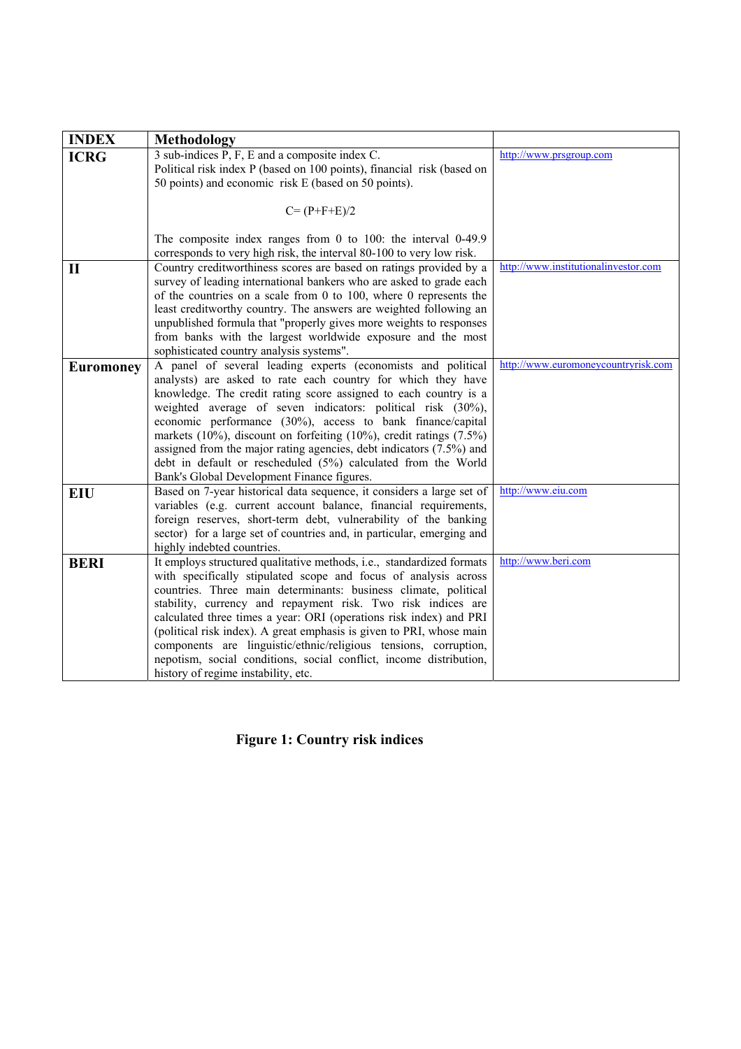| INDEX | Methodology | |
|---|---|---|
| **ICRG** | 3 sub-indices P, F, E and a composite index C. Political risk index P (based on 100 points), financial risk (based on 50 points) and economic risk E (based on 50 points). $$C= (P+F+E)/2$$ The composite index ranges from 0 to 100: the interval 0-49.9 corresponds to very high risk, the interval 80-100 to very low risk. | http://www.prsgroup.com |
| **II** | Country creditworthiness scores are based on ratings provided by a survey of leading international bankers who are asked to grade each of the countries on a scale from 0 to 100, where 0 represents the least creditworthy country. The answers are weighted following an unpublished formula that "properly gives more weights to responses from banks with the largest worldwide exposure and the most sophisticated country analysis systems". | http://www.institutionalinvestor.com |
| **Euromoney** | A panel of several leading experts (economists and political analysts) are asked to rate each country for which they have knowledge. The credit rating score assigned to each country is a weighted average of seven indicators: political risk (30%), economic performance (30%), access to bank finance/capital markets (10%), discount on forfeiting (10%), credit ratings (7.5%) assigned from the major rating agencies, debt indicators (7.5%) and debt in default or rescheduled (5%) calculated from the World Bank's Global Development Finance figures. | http://www.euromoneycountryrisk.com |
| **EIU** | Based on 7-year historical data sequence, it considers a large set of variables (e.g. current account balance, financial requirements, foreign reserves, short-term debt, vulnerability of the banking sector) for a large set of countries and, in particular, emerging and highly indebted countries. | http://www.eiu.com |
| **BERI** | It employs structured qualitative methods, i.e., standardized formats with specifically stipulated scope and focus of analysis across countries. Three main determinants: business climate, political stability, currency and repayment risk. Two risk indices are calculated three times a year: ORI (operations risk index) and PRI (political risk index). A great emphasis is given to PRI, whose main components are linguistic/ethnic/religious tensions, corruption, nepotism, social conditions, social conflict, income distribution, history of regime instability, etc. | http://www.beri.com |

**Figure 1: Country risk indices**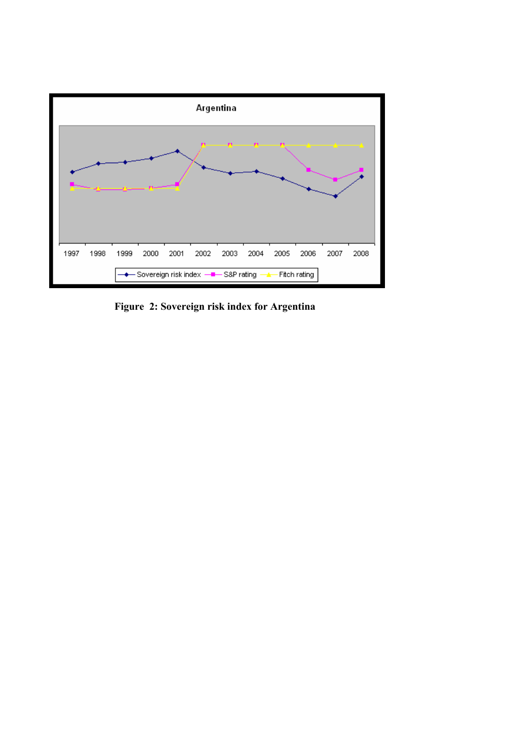**Figure 2: Sovereign risk index for Argentina**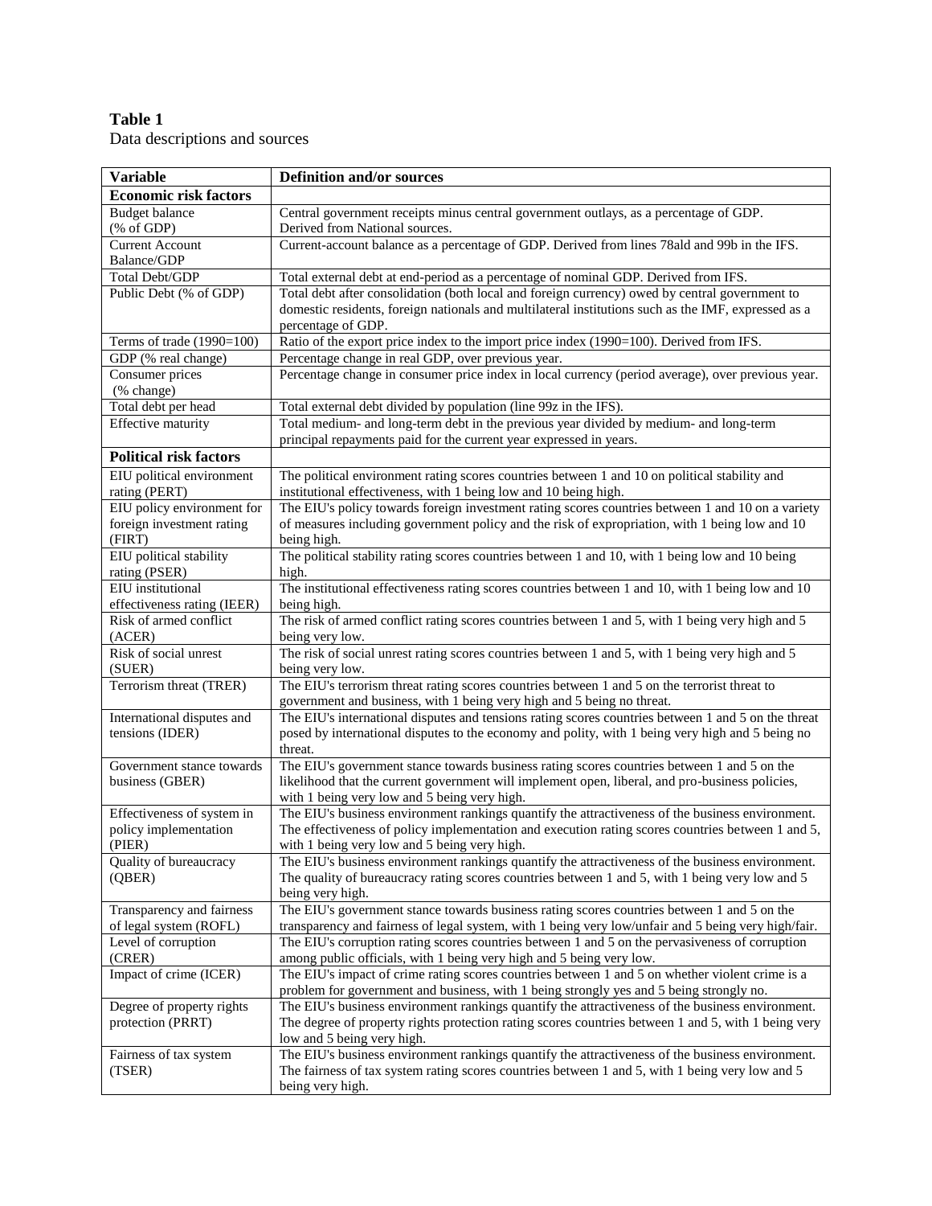**Table 1**

Data descriptions and sources

| Variable | Definition and/or sources |
|---|---|
| **Economic risk factors** | |
| Budget balance (% of GDP) | Central government receipts minus central government outlays, as a percentage of GDP. Derived from National sources. |
| Current Account Balance/GDP | Current-account balance as a percentage of GDP. Derived from lines 78ald and 99b in the IFS. |
| Total Debt/GDP | Total external debt at end-period as a percentage of nominal GDP. Derived from IFS. |
| Public Debt (% of GDP) | Total debt after consolidation (both local and foreign currency) owed by central government to domestic residents, foreign nationals and multilateral institutions such as the IMF, expressed as a percentage of GDP. |
| Terms of trade (1990=100) | Ratio of the export price index to the import price index (1990=100). Derived from IFS. |
| GDP (% real change) | Percentage change in real GDP, over previous year. |
| Consumer prices (% change) | Percentage change in consumer price index in local currency (period average), over previous year. |
| Total debt per head | Total external debt divided by population (line 99z in the IFS). |
| Effective maturity | Total medium- and long-term debt in the previous year divided by medium- and long-term principal repayments paid for the current year expressed in years. |
| **Political risk factors** | |
| EIU political environment rating (PERT) | The political environment rating scores countries between 1 and 10 on political stability and institutional effectiveness, with 1 being low and 10 being high. |
| EIU policy environment for foreign investment rating (FIRT) | The EIU's policy towards foreign investment rating scores countries between 1 and 10 on a variety of measures including government policy and the risk of expropriation, with 1 being low and 10 being high. |
| EIU political stability rating (PSER) | The political stability rating scores countries between 1 and 10, with 1 being low and 10 being high. |
| EIU institutional effectiveness rating (IEER) | The institutional effectiveness rating scores countries between 1 and 10, with 1 being low and 10 being high. |
| Risk of armed conflict (ACER) | The risk of armed conflict rating scores countries between 1 and 5, with 1 being very high and 5 being very low. |
| Risk of social unrest (SUER) | The risk of social unrest rating scores countries between 1 and 5, with 1 being very high and 5 being very low. |
| Terrorism threat (TRER) | The EIU's terrorism threat rating scores countries between 1 and 5 on the terrorist threat to government and business, with 1 being very high and 5 being no threat. |
| International disputes and tensions (IDER) | The EIU's international disputes and tensions rating scores countries between 1 and 5 on the threat posed by international disputes to the economy and polity, with 1 being very high and 5 being no threat. |
| Government stance towards business (GBER) | The EIU's government stance towards business rating scores countries between 1 and 5 on the likelihood that the current government will implement open, liberal, and pro-business policies, with 1 being very low and 5 being very high. |
| Effectiveness of system in policy implementation (PIER) | The EIU's business environment rankings quantify the attractiveness of the business environment. The effectiveness of policy implementation and execution rating scores countries between 1 and 5, with 1 being very low and 5 being very high. |
| Quality of bureaucracy (QBER) | The EIU's business environment rankings quantify the attractiveness of the business environment. The quality of bureaucracy rating scores countries between 1 and 5, with 1 being very low and 5 being very high. |
| Transparency and fairness of legal system (ROFL) | The EIU's government stance towards business rating scores countries between 1 and 5 on the transparency and fairness of legal system, with 1 being very low/unfair and 5 being very high/fair. |
| Level of corruption (CRER) | The EIU's corruption rating scores countries between 1 and 5 on the pervasiveness of corruption among public officials, with 1 being very high and 5 being very low. |
| Impact of crime (ICER) | The EIU's impact of crime rating scores countries between 1 and 5 on whether violent crime is a problem for government and business, with 1 being strongly yes and 5 being strongly no. |
| Degree of property rights protection (PRRT) | The EIU's business environment rankings quantify the attractiveness of the business environment. The degree of property rights protection rating scores countries between 1 and 5, with 1 being very low and 5 being very high. |
| Fairness of tax system (TSER) | The EIU's business environment rankings quantify the attractiveness of the business environment. The fairness of tax system rating scores countries between 1 and 5, with 1 being very low and 5 being very high. |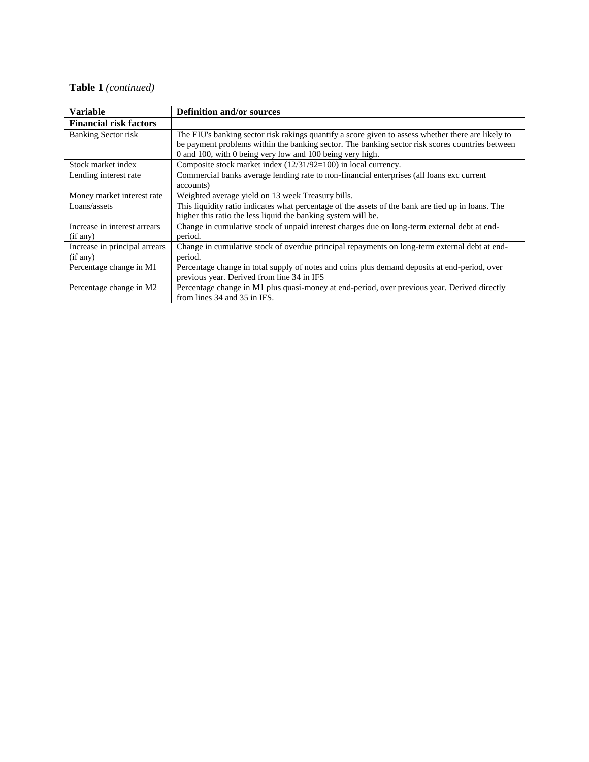**Table 1** *(continued)*

| **Variable** | **Definition and/or sources** |
|---|---|
| **Financial risk factors** | |
| Banking Sector risk | The EIU's banking sector risk rakings quantify a score given to assess whether there are likely to be payment problems within the banking sector. The banking sector risk scores countries between 0 and 100, with 0 being very low and 100 being very high. |
| Stock market index | Composite stock market index (12/31/92=100) in local currency. |
| Lending interest rate | Commercial banks average lending rate to non-financial enterprises (all loans exc current accounts) |
| Money market interest rate | Weighted average yield on 13 week Treasury bills. |
| Loans/assets | This liquidity ratio indicates what percentage of the assets of the bank are tied up in loans. The higher this ratio the less liquid the banking system will be. |
| Increase in interest arrears (if any) | Change in cumulative stock of unpaid interest charges due on long-term external debt at end-period. |
| Increase in principal arrears (if any) | Change in cumulative stock of overdue principal repayments on long-term external debt at end-period. |
| Percentage change in M1 | Percentage change in total supply of notes and coins plus demand deposits at end-period, over previous year. Derived from line 34 in IFS |
| Percentage change in M2 | Percentage change in M1 plus quasi-money at end-period, over previous year. Derived directly from lines 34 and 35 in IFS. |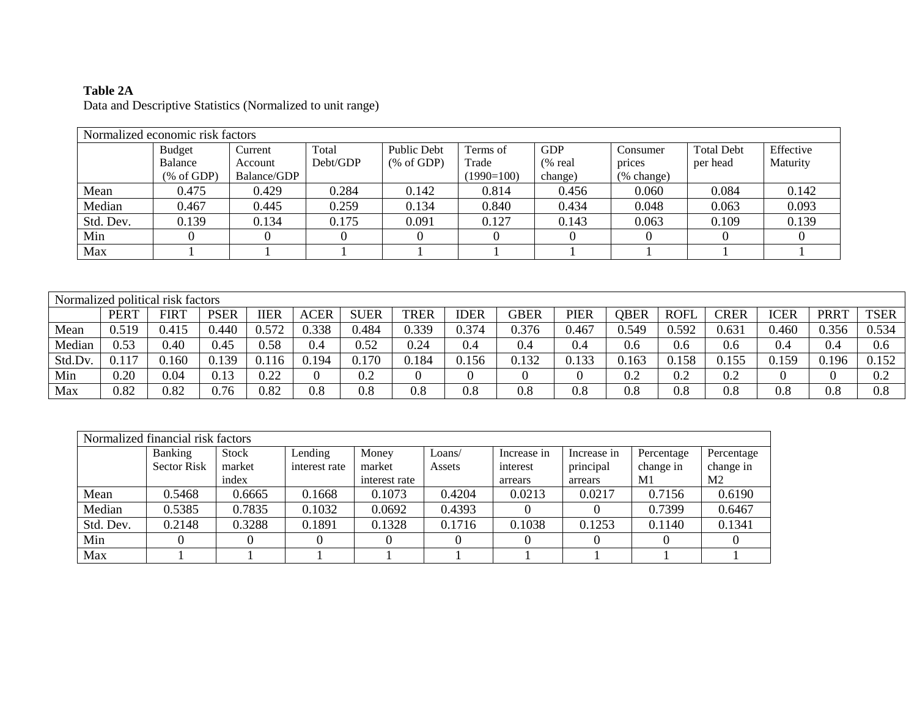**Table 2A**

Data and Descriptive Statistics (Normalized to unit range)

| Normalized economic risk factors | | | | | | | | | |
|---|---|---|---|---|---|---|---|---|---|
| | Budget Balance (% of GDP) | Current Account Balance/GDP | Total Debt/GDP | Public Debt (% of GDP) | Terms of Trade (1990=100) | GDP (% real change) | Consumer prices (% change) | Total Debt per head | Effective Maturity |
| Mean | 0.475 | 0.429 | 0.284 | 0.142 | 0.814 | 0.456 | 0.060 | 0.084 | 0.142 |
| Median | 0.467 | 0.445 | 0.259 | 0.134 | 0.840 | 0.434 | 0.048 | 0.063 | 0.093 |
| Std. Dev. | 0.139 | 0.134 | 0.175 | 0.091 | 0.127 | 0.143 | 0.063 | 0.109 | 0.139 |
| Min | 0 | 0 | 0 | 0 | 0 | 0 | 0 | 0 | 0 |
| Max | 1 | 1 | 1 | 1 | 1 | 1 | 1 | 1 | 1 |

| Normalized political risk factors | | | | | | | | | | | | | | | | |
|---|---|---|---|---|---|---|---|---|---|---|---|---|---|---|---|---|
| | PERT | FIRT | PSER | IIER | ACER | SUER | TRER | IDER | GBER | PIER | QBER | ROFL | CRER | ICER | PRRT | TSER |
| Mean | 0.519 | 0.415 | 0.440 | 0.572 | 0.338 | 0.484 | 0.339 | 0.374 | 0.376 | 0.467 | 0.549 | 0.592 | 0.631 | 0.460 | 0.356 | 0.534 |
| Median | 0.53 | 0.40 | 0.45 | 0.58 | 0.4 | 0.52 | 0.24 | 0.4 | 0.4 | 0.4 | 0.6 | 0.6 | 0.6 | 0.4 | 0.4 | 0.6 |
| Std.Dv. | 0.117 | 0.160 | 0.139 | 0.116 | 0.194 | 0.170 | 0.184 | 0.156 | 0.132 | 0.133 | 0.163 | 0.158 | 0.155 | 0.159 | 0.196 | 0.152 |
| Min | 0.20 | 0.04 | 0.13 | 0.22 | 0 | 0.2 | 0 | 0 | 0 | 0 | 0.2 | 0.2 | 0.2 | 0 | 0 | 0.2 |
| Max | 0.82 | 0.82 | 0.76 | 0.82 | 0.8 | 0.8 | 0.8 | 0.8 | 0.8 | 0.8 | 0.8 | 0.8 | 0.8 | 0.8 | 0.8 | 0.8 |

| Normalized financial risk factors | | | | | | | | | |
|---|---|---|---|---|---|---|---|---|---|
| | Banking Sector Risk | Stock market index | Lending interest rate | Money market interest rate | Loans/ Assets | Increase in interest arrears | Increase in principal arrears | Percentage change in M1 | Percentage change in M2 |
| Mean | 0.5468 | 0.6665 | 0.1668 | 0.1073 | 0.4204 | 0.0213 | 0.0217 | 0.7156 | 0.6190 |
| Median | 0.5385 | 0.7835 | 0.1032 | 0.0692 | 0.4393 | 0 | 0 | 0.7399 | 0.6467 |
| Std. Dev. | 0.2148 | 0.3288 | 0.1891 | 0.1328 | 0.1716 | 0.1038 | 0.1253 | 0.1140 | 0.1341 |
| Min | 0 | 0 | 0 | 0 | 0 | 0 | 0 | 0 | 0 |
| Max | 1 | 1 | 1 | 1 | 1 | 1 | 1 | 1 | 1 |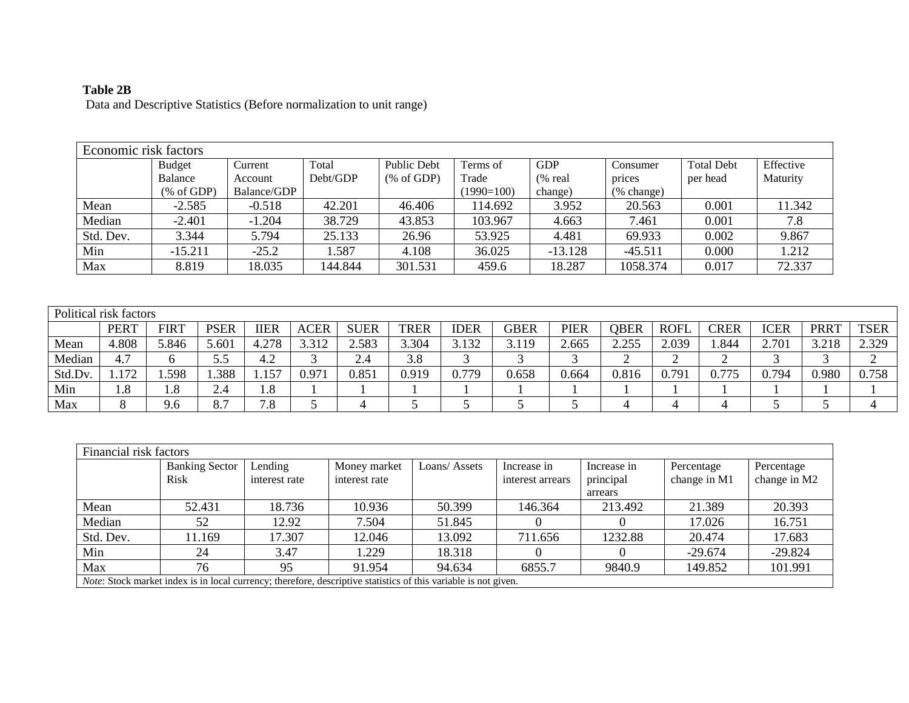**Table 2B**

Data and Descriptive Statistics (Before normalization to unit range)

| Economic risk factors | | | | | | | | | |
|---|---|---|---|---|---|---|---|---|---|
| | Budget Balance (% of GDP) | Current Account Balance/GDP | Total Debt/GDP | Public Debt (% of GDP) | Terms of Trade (1990=100) | GDP (% real change) | Consumer prices (% change) | Total Debt per head | Effective Maturity |
| Mean | -2.585 | -0.518 | 42.201 | 46.406 | 114.692 | 3.952 | 20.563 | 0.001 | 11.342 |
| Median | -2.401 | -1.204 | 38.729 | 43.853 | 103.967 | 4.663 | 7.461 | 0.001 | 7.8 |
| Std. Dev. | 3.344 | 5.794 | 25.133 | 26.96 | 53.925 | 4.481 | 69.933 | 0.002 | 9.867 |
| Min | -15.211 | -25.2 | 1.587 | 4.108 | 36.025 | -13.128 | -45.511 | 0.000 | 1.212 |
| Max | 8.819 | 18.035 | 144.844 | 301.531 | 459.6 | 18.287 | 1058.374 | 0.017 | 72.337 |

| Political risk factors | | | | | | | | | | | | | | | | |
|---|---|---|---|---|---|---|---|---|---|---|---|---|---|---|---|---|
| | PERT | FIRT | PSER | IIER | ACER | SUER | TRER | IDER | GBER | PIER | QBER | ROFL | CRER | ICER | PRRT | TSER |
| Mean | 4.808 | 5.846 | 5.601 | 4.278 | 3.312 | 2.583 | 3.304 | 3.132 | 3.119 | 2.665 | 2.255 | 2.039 | 1.844 | 2.701 | 3.218 | 2.329 |
| Median | 4.7 | 6 | 5.5 | 4.2 | 3 | 2.4 | 3.8 | 3 | 3 | 3 | 2 | 2 | 2 | 3 | 3 | 2 |
| Std.Dv. | 1.172 | 1.598 | 1.388 | 1.157 | 0.971 | 0.851 | 0.919 | 0.779 | 0.658 | 0.664 | 0.816 | 0.791 | 0.775 | 0.794 | 0.980 | 0.758 |
| Min | 1.8 | 1.8 | 2.4 | 1.8 | 1 | 1 | 1 | 1 | 1 | 1 | 1 | 1 | 1 | 1 | 1 | 1 |
| Max | 8 | 9.6 | 8.7 | 7.8 | 5 | 4 | 5 | 5 | 5 | 5 | 4 | 4 | 4 | 5 | 5 | 4 |

| Financial risk factors | | | | | | | | |
|---|---|---|---|---|---|---|---|---|
| | Banking Sector Risk | Lending interest rate | Money market interest rate | Loans/ Assets | Increase in interest arrears | Increase in principal arrears | Percentage change in M1 | Percentage change in M2 |
| Mean | 52.431 | 18.736 | 10.936 | 50.399 | 146.364 | 213.492 | 21.389 | 20.393 |
| Median | 52 | 12.92 | 7.504 | 51.845 | 0 | 0 | 17.026 | 16.751 |
| Std. Dev. | 11.169 | 17.307 | 12.046 | 13.092 | 711.656 | 1232.88 | 20.474 | 17.683 |
| Min | 24 | 3.47 | 1.229 | 18.318 | 0 | 0 | -29.674 | -29.824 |
| Max | 76 | 95 | 91.954 | 94.634 | 6855.7 | 9840.9 | 149.852 | 101.991 |

*Note*: Stock market index is in local currency; therefore, descriptive statistics of this variable is not given.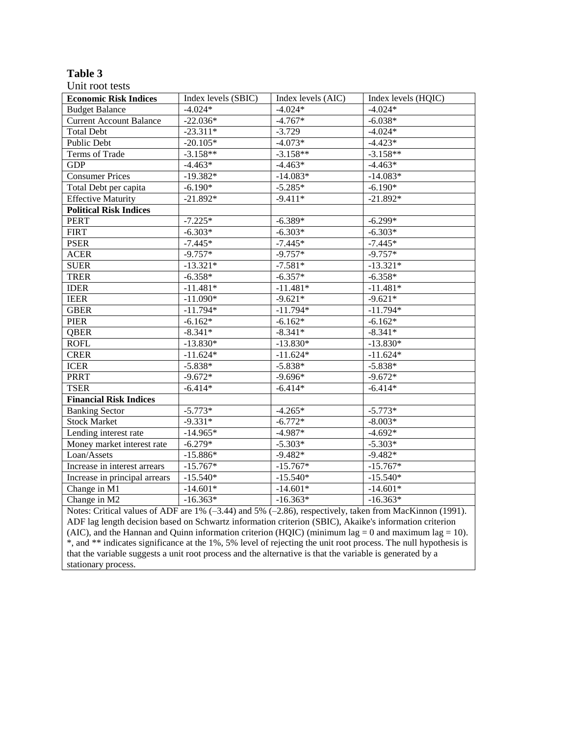**Table 3**

Unit root tests

| Economic Risk Indices | Index levels (SBIC) | Index levels (AIC) | Index levels (HQIC) |
|---|---|---|---|
| Budget Balance | -4.024* | -4.024* | -4.024* |
| Current Account Balance | -22.036* | -4.767* | -6.038* |
| Total Debt | -23.311* | -3.729 | -4.024* |
| Public Debt | -20.105* | -4.073* | -4.423* |
| Terms of Trade | -3.158** | -3.158** | -3.158** |
| GDP | -4.463* | -4.463* | -4.463* |
| Consumer Prices | -19.382* | -14.083* | -14.083* |
| Total Debt per capita | -6.190* | -5.285* | -6.190* |
| Effective Maturity | -21.892* | -9.411* | -21.892* |
| **Political Risk Indices** | | | |
| PERT | -7.225* | -6.389* | -6.299* |
| FIRT | -6.303* | -6.303* | -6.303* |
| PSER | -7.445* | -7.445* | -7.445* |
| ACER | -9.757* | -9.757* | -9.757* |
| SUER | -13.321* | -7.581* | -13.321* |
| TRER | -6.358* | -6.357* | -6.358* |
| IDER | -11.481* | -11.481* | -11.481* |
| IEER | -11.090* | -9.621* | -9.621* |
| GBER | -11.794* | -11.794* | -11.794* |
| PIER | -6.162* | -6.162* | -6.162* |
| QBER | -8.341* | -8.341* | -8.341* |
| ROFL | -13.830* | -13.830* | -13.830* |
| CRER | -11.624* | -11.624* | -11.624* |
| ICER | -5.838* | -5.838* | -5.838* |
| PRRT | -9.672* | -9.696* | -9.672* |
| TSER | -6.414* | -6.414* | -6.414* |
| **Financial Risk Indices** | | | |
| Banking Sector | -5.773* | -4.265* | -5.773* |
| Stock Market | -9.331* | -6.772* | -8.003* |
| Lending interest rate | -14.965* | -4.987* | -4.692* |
| Money market interest rate | -6.279* | -5.303* | -5.303* |
| Loan/Assets | -15.886* | -9.482* | -9.482* |
| Increase in interest arrears | -15.767* | -15.767* | -15.767* |
| Increase in principal arrears | -15.540* | -15.540* | -15.540* |
| Change in M1 | -14.601* | -14.601* | -14.601* |
| Change in M2 | -16.363* | -16.363* | -16.363* |

Notes: Critical values of ADF are 1% (–3.44) and 5% (–2.86), respectively, taken from MacKinnon (1991). ADF lag length decision based on Schwartz information criterion (SBIC), Akaike's information criterion (AIC), and the Hannan and Quinn information criterion (HQIC) (minimum lag = 0 and maximum lag = 10). *, and ** indicates significance at the 1%, 5% level of rejecting the unit root process. The null hypothesis is that the variable suggests a unit root process and the alternative is that the variable is generated by a stationary process.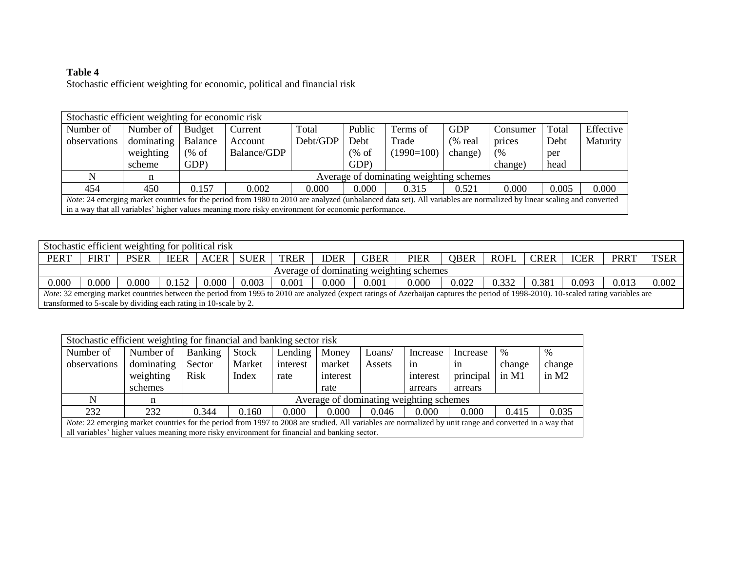**Table 4**

Stochastic efficient weighting for economic, political and financial risk

| Stochastic efficient weighting for economic risk | | | | | | | | | | |
|---|---|---|---|---|---|---|---|---|---|---|
| Number of observations | Number of dominating weighting scheme | Budget Balance (% of GDP) | Current Account Balance/GDP | Total Debt/GDP | Public Debt (% of GDP) | Terms of Trade (1990=100) | GDP (% real change) | Consumer prices (% change) | Total Debt per head | Effective Maturity |
| N | n | Average of dominating weighting schemes | | | | | | | | |
| 454 | 450 | 0.157 | 0.002 | 0.000 | 0.000 | 0.315 | 0.521 | 0.000 | 0.005 | 0.000 |

*Note*: 24 emerging market countries for the period from 1980 to 2010 are analyzed (unbalanced data set). All variables are normalized by linear scaling and converted in a way that all variables' higher values meaning more risky environment for economic performance.

| Stochastic efficient weighting for political risk | | | | | | | | | | | | | | | |
|---|---|---|---|---|---|---|---|---|---|---|---|---|---|---|---|
| PERT | FIRT | PSER | IEER | ACER | SUER | TRER | IDER | GBER | PIER | QBER | ROFL | CRER | ICER | PRRT | TSER |
| Average of dominating weighting schemes | | | | | | | | | | | | | | | |
| 0.000 | 0.000 | 0.000 | 0.152 | 0.000 | 0.003 | 0.001 | 0.000 | 0.001 | 0.000 | 0.022 | 0.332 | 0.381 | 0.093 | 0.013 | 0.002 |

*Note*: 32 emerging market countries between the period from 1995 to 2010 are analyzed (expect ratings of Azerbaijan captures the period of 1998-2010). 10-scaled rating variables are transformed to 5-scale by dividing each rating in 10-scale by 2.

| Stochastic efficient weighting for financial and banking sector risk | | | | | | | | | | |
|---|---|---|---|---|---|---|---|---|---|---|
| Number of observations | Number of dominating weighting schemes | Banking Sector Risk | Stock Market Index | Lending interest rate | Money market interest rate | Loans/ Assets | Increase in interest arrears | Increase in principal arrears | % change in M1 | % change in M2 |
| N | n | Average of dominating weighting schemes | | | | | | | | |
| 232 | 232 | 0.344 | 0.160 | 0.000 | 0.000 | 0.046 | 0.000 | 0.000 | 0.415 | 0.035 |

*Note*: 22 emerging market countries for the period from 1997 to 2008 are studied. All variables are normalized by unit range and converted in a way that all variables' higher values meaning more risky environment for financial and banking sector.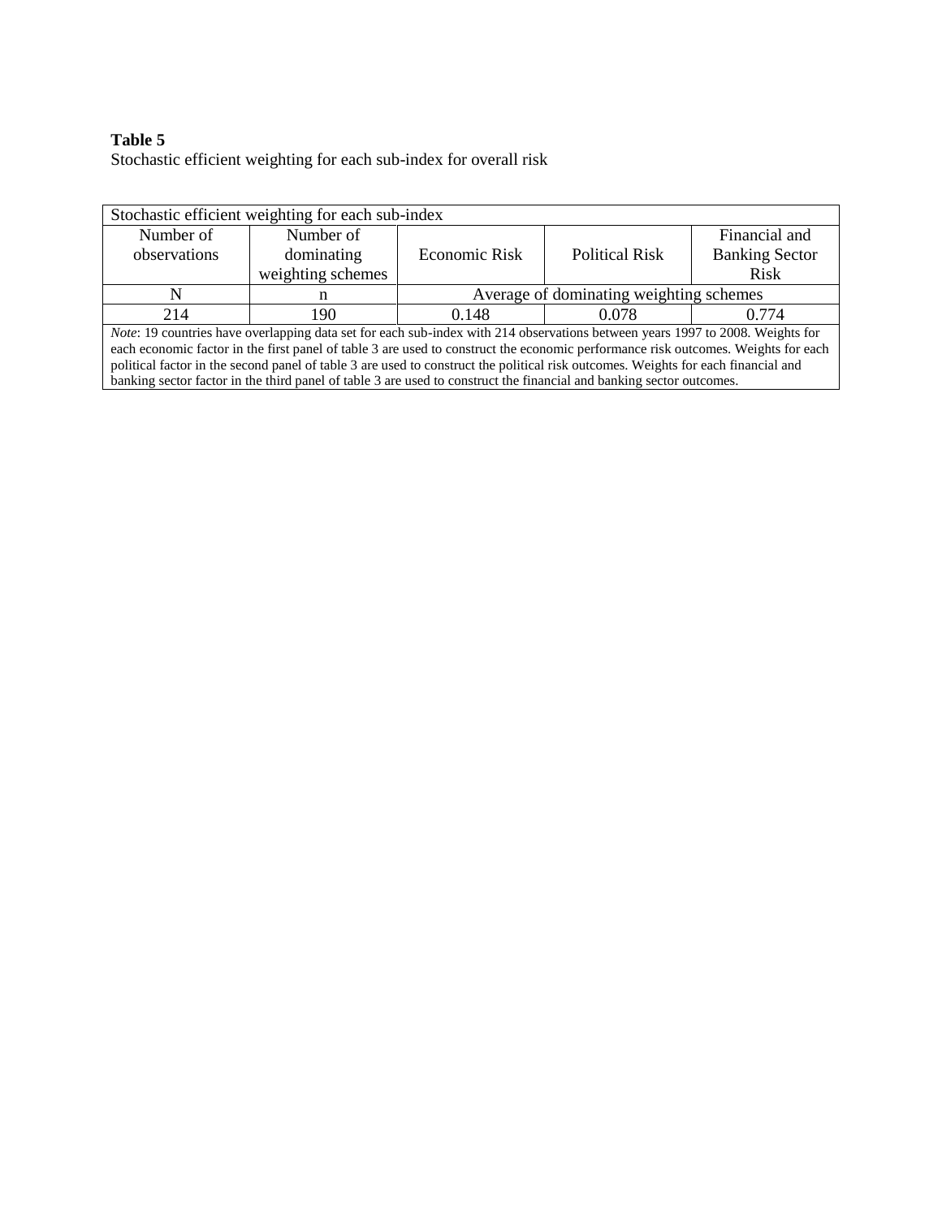**Table 5**
Stochastic efficient weighting for each sub-index for overall risk

| Stochastic efficient weighting for each sub-index | | | | |
|---|---|---|---|---|
| Number of observations | Number of dominating weighting schemes | Economic Risk | Political Risk | Financial and Banking Sector Risk |
| N | n | Average of dominating weighting schemes | | |
| 214 | 190 | 0.148 | 0.078 | 0.774 |

*Note*: 19 countries have overlapping data set for each sub-index with 214 observations between years 1997 to 2008. Weights for each economic factor in the first panel of table 3 are used to construct the economic performance risk outcomes. Weights for each political factor in the second panel of table 3 are used to construct the political risk outcomes. Weights for each financial and banking sector factor in the third panel of table 3 are used to construct the financial and banking sector outcomes.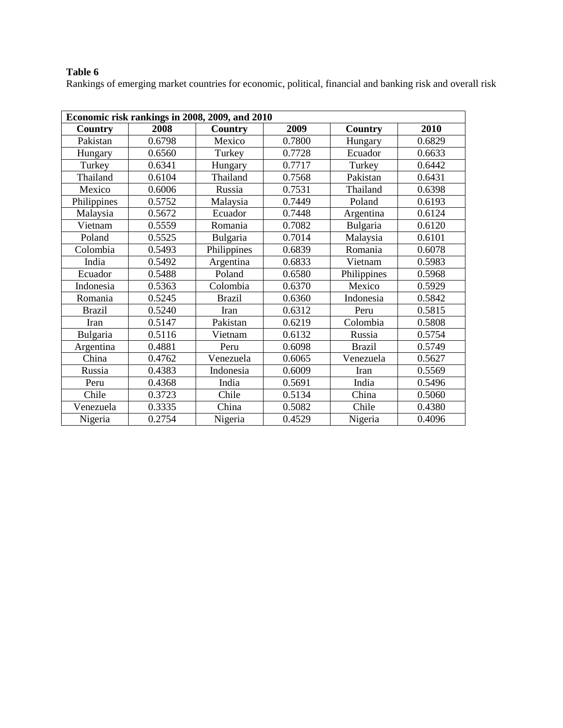**Table 6**

Rankings of emerging market countries for economic, political, financial and banking risk and overall risk

| Economic risk rankings in 2008, 2009, and 2010 | | | | | |
|---|---|---|---|---|---|
| **Country** | **2008** | **Country** | **2009** | **Country** | **2010** |
| Pakistan | 0.6798 | Mexico | 0.7800 | Hungary | 0.6829 |
| Hungary | 0.6560 | Turkey | 0.7728 | Ecuador | 0.6633 |
| Turkey | 0.6341 | Hungary | 0.7717 | Turkey | 0.6442 |
| Thailand | 0.6104 | Thailand | 0.7568 | Pakistan | 0.6431 |
| Mexico | 0.6006 | Russia | 0.7531 | Thailand | 0.6398 |
| Philippines | 0.5752 | Malaysia | 0.7449 | Poland | 0.6193 |
| Malaysia | 0.5672 | Ecuador | 0.7448 | Argentina | 0.6124 |
| Vietnam | 0.5559 | Romania | 0.7082 | Bulgaria | 0.6120 |
| Poland | 0.5525 | Bulgaria | 0.7014 | Malaysia | 0.6101 |
| Colombia | 0.5493 | Philippines | 0.6839 | Romania | 0.6078 |
| India | 0.5492 | Argentina | 0.6833 | Vietnam | 0.5983 |
| Ecuador | 0.5488 | Poland | 0.6580 | Philippines | 0.5968 |
| Indonesia | 0.5363 | Colombia | 0.6370 | Mexico | 0.5929 |
| Romania | 0.5245 | Brazil | 0.6360 | Indonesia | 0.5842 |
| Brazil | 0.5240 | Iran | 0.6312 | Peru | 0.5815 |
| Iran | 0.5147 | Pakistan | 0.6219 | Colombia | 0.5808 |
| Bulgaria | 0.5116 | Vietnam | 0.6132 | Russia | 0.5754 |
| Argentina | 0.4881 | Peru | 0.6098 | Brazil | 0.5749 |
| China | 0.4762 | Venezuela | 0.6065 | Venezuela | 0.5627 |
| Russia | 0.4383 | Indonesia | 0.6009 | Iran | 0.5569 |
| Peru | 0.4368 | India | 0.5691 | India | 0.5496 |
| Chile | 0.3723 | Chile | 0.5134 | China | 0.5060 |
| Venezuela | 0.3335 | China | 0.5082 | Chile | 0.4380 |
| Nigeria | 0.2754 | Nigeria | 0.4529 | Nigeria | 0.4096 |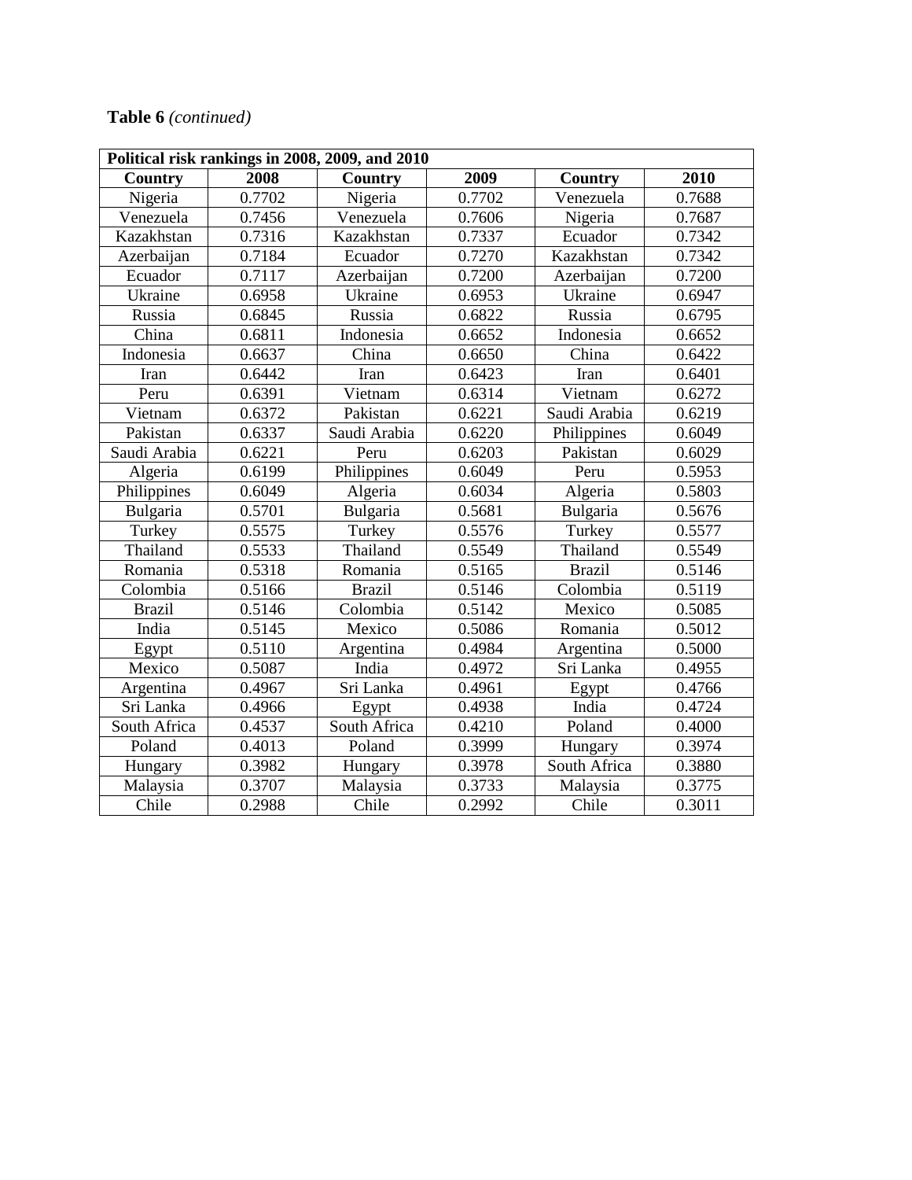**Table 6** *(continued)*

| Political risk rankings in 2008, 2009, and 2010 | | | | | |
|---|---|---|---|---|---|
| **Country** | **2008** | **Country** | **2009** | **Country** | **2010** |
| Nigeria | 0.7702 | Nigeria | 0.7702 | Venezuela | 0.7688 |
| Venezuela | 0.7456 | Venezuela | 0.7606 | Nigeria | 0.7687 |
| Kazakhstan | 0.7316 | Kazakhstan | 0.7337 | Ecuador | 0.7342 |
| Azerbaijan | 0.7184 | Ecuador | 0.7270 | Kazakhstan | 0.7342 |
| Ecuador | 0.7117 | Azerbaijan | 0.7200 | Azerbaijan | 0.7200 |
| Ukraine | 0.6958 | Ukraine | 0.6953 | Ukraine | 0.6947 |
| Russia | 0.6845 | Russia | 0.6822 | Russia | 0.6795 |
| China | 0.6811 | Indonesia | 0.6652 | Indonesia | 0.6652 |
| Indonesia | 0.6637 | China | 0.6650 | China | 0.6422 |
| Iran | 0.6442 | Iran | 0.6423 | Iran | 0.6401 |
| Peru | 0.6391 | Vietnam | 0.6314 | Vietnam | 0.6272 |
| Vietnam | 0.6372 | Pakistan | 0.6221 | Saudi Arabia | 0.6219 |
| Pakistan | 0.6337 | Saudi Arabia | 0.6220 | Philippines | 0.6049 |
| Saudi Arabia | 0.6221 | Peru | 0.6203 | Pakistan | 0.6029 |
| Algeria | 0.6199 | Philippines | 0.6049 | Peru | 0.5953 |
| Philippines | 0.6049 | Algeria | 0.6034 | Algeria | 0.5803 |
| Bulgaria | 0.5701 | Bulgaria | 0.5681 | Bulgaria | 0.5676 |
| Turkey | 0.5575 | Turkey | 0.5576 | Turkey | 0.5577 |
| Thailand | 0.5533 | Thailand | 0.5549 | Thailand | 0.5549 |
| Romania | 0.5318 | Romania | 0.5165 | Brazil | 0.5146 |
| Colombia | 0.5166 | Brazil | 0.5146 | Colombia | 0.5119 |
| Brazil | 0.5146 | Colombia | 0.5142 | Mexico | 0.5085 |
| India | 0.5145 | Mexico | 0.5086 | Romania | 0.5012 |
| Egypt | 0.5110 | Argentina | 0.4984 | Argentina | 0.5000 |
| Mexico | 0.5087 | India | 0.4972 | Sri Lanka | 0.4955 |
| Argentina | 0.4967 | Sri Lanka | 0.4961 | Egypt | 0.4766 |
| Sri Lanka | 0.4966 | Egypt | 0.4938 | India | 0.4724 |
| South Africa | 0.4537 | South Africa | 0.4210 | Poland | 0.4000 |
| Poland | 0.4013 | Poland | 0.3999 | Hungary | 0.3974 |
| Hungary | 0.3982 | Hungary | 0.3978 | South Africa | 0.3880 |
| Malaysia | 0.3707 | Malaysia | 0.3733 | Malaysia | 0.3775 |
| Chile | 0.2988 | Chile | 0.2992 | Chile | 0.3011 |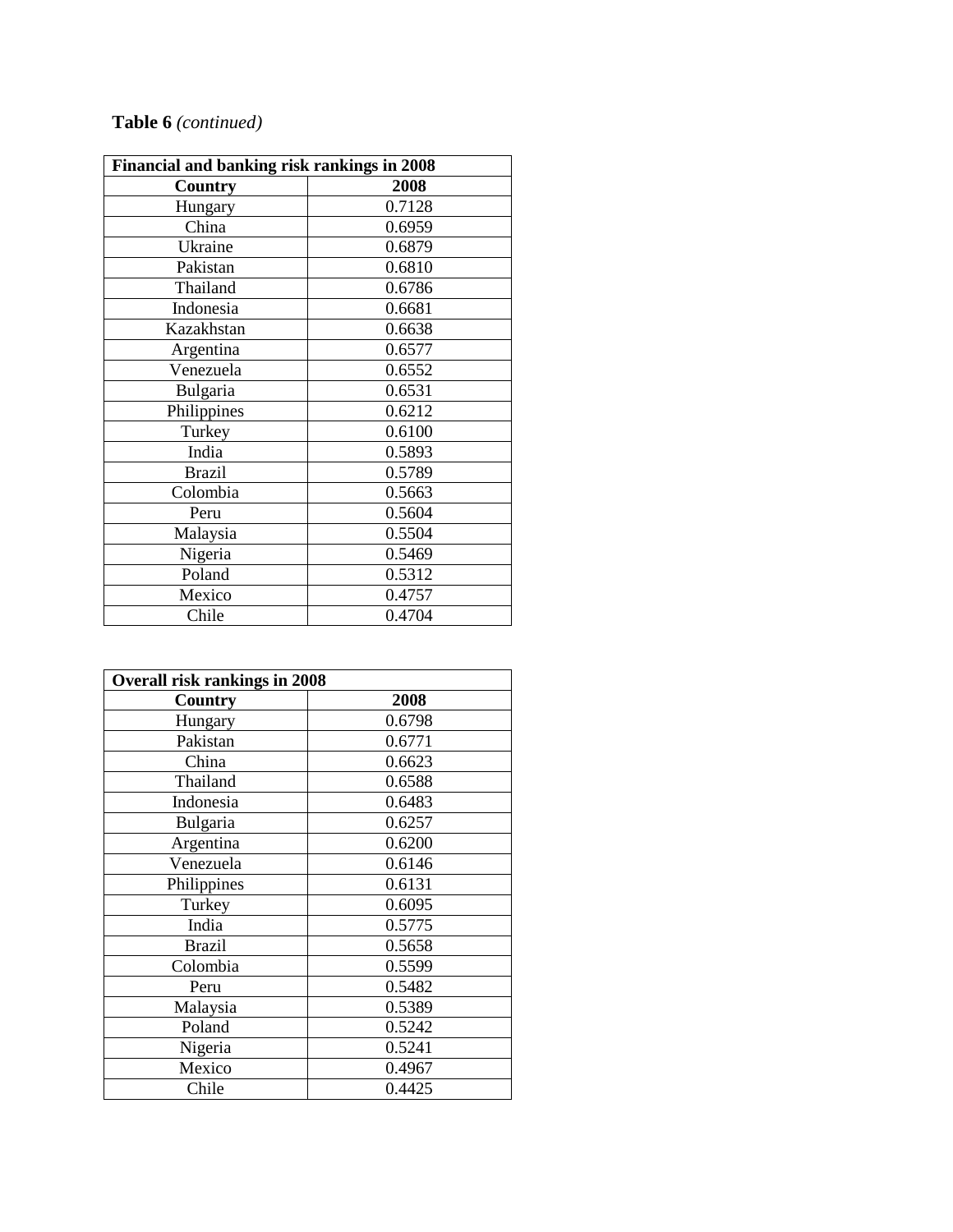**Table 6** *(continued)*

| **Financial and banking risk rankings in 2008** | |
|---|---|
| **Country** | **2008** |
| Hungary | 0.7128 |
| China | 0.6959 |
| Ukraine | 0.6879 |
| Pakistan | 0.6810 |
| Thailand | 0.6786 |
| Indonesia | 0.6681 |
| Kazakhstan | 0.6638 |
| Argentina | 0.6577 |
| Venezuela | 0.6552 |
| Bulgaria | 0.6531 |
| Philippines | 0.6212 |
| Turkey | 0.6100 |
| India | 0.5893 |
| Brazil | 0.5789 |
| Colombia | 0.5663 |
| Peru | 0.5604 |
| Malaysia | 0.5504 |
| Nigeria | 0.5469 |
| Poland | 0.5312 |
| Mexico | 0.4757 |
| Chile | 0.4704 |

| **Overall risk rankings in 2008** | |
|---|---|
| **Country** | **2008** |
| Hungary | 0.6798 |
| Pakistan | 0.6771 |
| China | 0.6623 |
| Thailand | 0.6588 |
| Indonesia | 0.6483 |
| Bulgaria | 0.6257 |
| Argentina | 0.6200 |
| Venezuela | 0.6146 |
| Philippines | 0.6131 |
| Turkey | 0.6095 |
| India | 0.5775 |
| Brazil | 0.5658 |
| Colombia | 0.5599 |
| Peru | 0.5482 |
| Malaysia | 0.5389 |
| Poland | 0.5242 |
| Nigeria | 0.5241 |
| Mexico | 0.4967 |
| Chile | 0.4425 |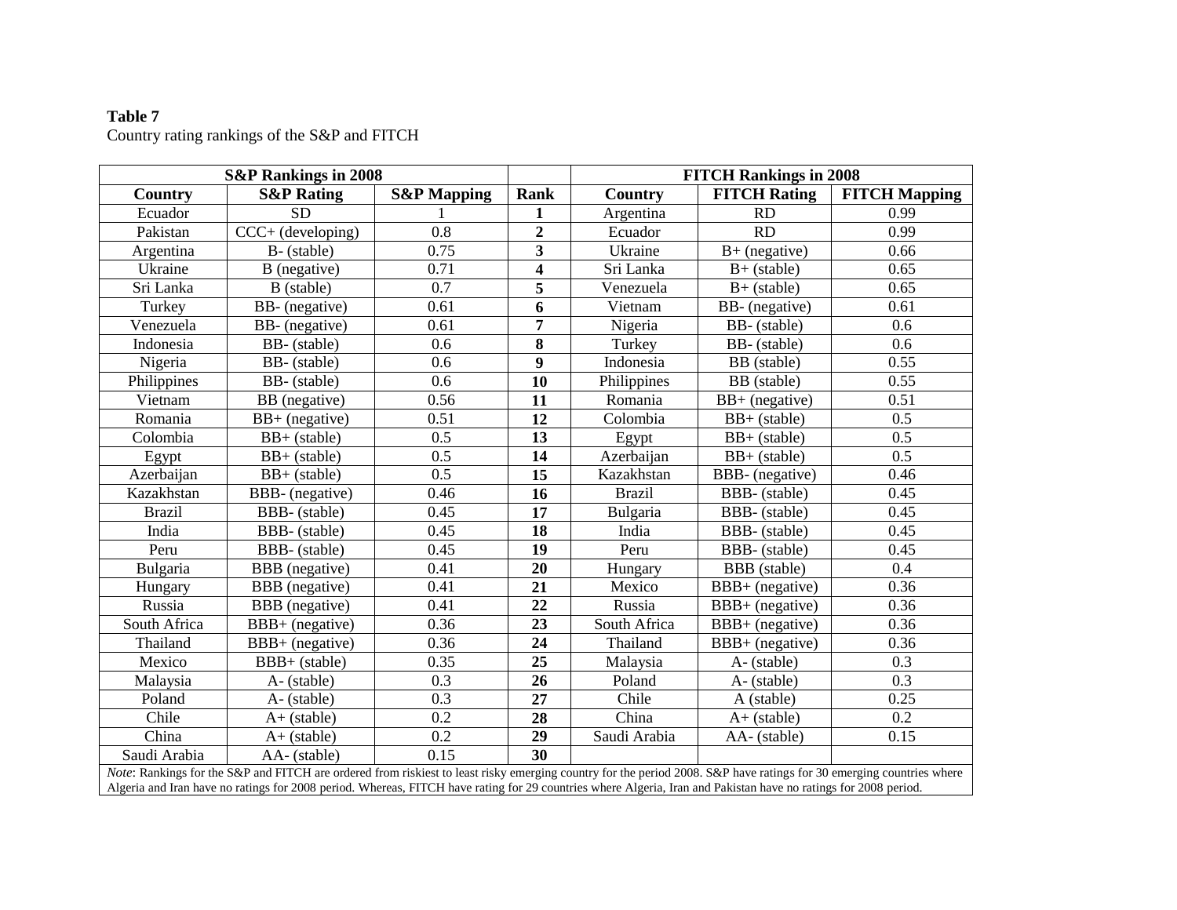**Table 7**
Country rating rankings of the S&P and FITCH

| S&P Rankings in 2008 | | | | FITCH Rankings in 2008 | | |
|---|---|---|---|---|---|---|
| **Country** | **S&P Rating** | **S&P Mapping** | **Rank** | **Country** | **FITCH Rating** | **FITCH Mapping** |
| Ecuador | SD | 1 | **1** | Argentina | RD | 0.99 |
| Pakistan | CCC+ (developing) | 0.8 | **2** | Ecuador | RD | 0.99 |
| Argentina | B- (stable) | 0.75 | **3** | Ukraine | B+ (negative) | 0.66 |
| Ukraine | B (negative) | 0.71 | **4** | Sri Lanka | B+ (stable) | 0.65 |
| Sri Lanka | B (stable) | 0.7 | **5** | Venezuela | B+ (stable) | 0.65 |
| Turkey | BB- (negative) | 0.61 | **6** | Vietnam | BB- (negative) | 0.61 |
| Venezuela | BB- (negative) | 0.61 | **7** | Nigeria | BB- (stable) | 0.6 |
| Indonesia | BB- (stable) | 0.6 | **8** | Turkey | BB- (stable) | 0.6 |
| Nigeria | BB- (stable) | 0.6 | **9** | Indonesia | BB (stable) | 0.55 |
| Philippines | BB- (stable) | 0.6 | **10** | Philippines | BB (stable) | 0.55 |
| Vietnam | BB (negative) | 0.56 | **11** | Romania | BB+ (negative) | 0.51 |
| Romania | BB+ (negative) | 0.51 | **12** | Colombia | BB+ (stable) | 0.5 |
| Colombia | BB+ (stable) | 0.5 | **13** | Egypt | BB+ (stable) | 0.5 |
| Egypt | BB+ (stable) | 0.5 | **14** | Azerbaijan | BB+ (stable) | 0.5 |
| Azerbaijan | BB+ (stable) | 0.5 | **15** | Kazakhstan | BBB- (negative) | 0.46 |
| Kazakhstan | BBB- (negative) | 0.46 | **16** | Brazil | BBB- (stable) | 0.45 |
| Brazil | BBB- (stable) | 0.45 | **17** | Bulgaria | BBB- (stable) | 0.45 |
| India | BBB- (stable) | 0.45 | **18** | India | BBB- (stable) | 0.45 |
| Peru | BBB- (stable) | 0.45 | **19** | Peru | BBB- (stable) | 0.45 |
| Bulgaria | BBB (negative) | 0.41 | **20** | Hungary | BBB (stable) | 0.4 |
| Hungary | BBB (negative) | 0.41 | **21** | Mexico | BBB+ (negative) | 0.36 |
| Russia | BBB (negative) | 0.41 | **22** | Russia | BBB+ (negative) | 0.36 |
| South Africa | BBB+ (negative) | 0.36 | **23** | South Africa | BBB+ (negative) | 0.36 |
| Thailand | BBB+ (negative) | 0.36 | **24** | Thailand | BBB+ (negative) | 0.36 |
| Mexico | BBB+ (stable) | 0.35 | **25** | Malaysia | A- (stable) | 0.3 |
| Malaysia | A- (stable) | 0.3 | **26** | Poland | A- (stable) | 0.3 |
| Poland | A- (stable) | 0.3 | **27** | Chile | A (stable) | 0.25 |
| Chile | A+ (stable) | 0.2 | **28** | China | A+ (stable) | 0.2 |
| China | A+ (stable) | 0.2 | **29** | Saudi Arabia | AA- (stable) | 0.15 |
| Saudi Arabia | AA- (stable) | 0.15 | **30** | | | |

*Note*: Rankings for the S&P and FITCH are ordered from riskiest to least risky emerging country for the period 2008. S&P have ratings for 30 emerging countries where Algeria and Iran have no ratings for 2008 period. Whereas, FITCH have rating for 29 countries where Algeria, Iran and Pakistan have no ratings for 2008 period.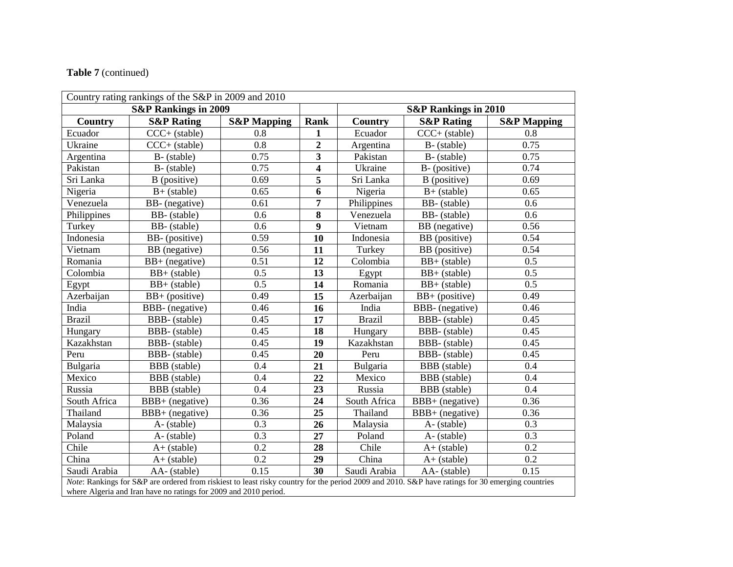**Table 7** (continued)

| Country rating rankings of the S&P in 2009 and 2010 | | | | | | |
|---|---|---|---|---|---|---|
| **S&P Rankings in 2009** | | | | **S&P Rankings in 2010** | | |
| **Country** | **S&P Rating** | **S&P Mapping** | **Rank** | **Country** | **S&P Rating** | **S&P Mapping** |
| Ecuador | CCC+ (stable) | 0.8 | **1** | Ecuador | CCC+ (stable) | 0.8 |
| Ukraine | CCC+ (stable) | 0.8 | **2** | Argentina | B- (stable) | 0.75 |
| Argentina | B- (stable) | 0.75 | **3** | Pakistan | B- (stable) | 0.75 |
| Pakistan | B- (stable) | 0.75 | **4** | Ukraine | B- (positive) | 0.74 |
| Sri Lanka | B (positive) | 0.69 | **5** | Sri Lanka | B (positive) | 0.69 |
| Nigeria | B+ (stable) | 0.65 | **6** | Nigeria | B+ (stable) | 0.65 |
| Venezuela | BB- (negative) | 0.61 | **7** | Philippines | BB- (stable) | 0.6 |
| Philippines | BB- (stable) | 0.6 | **8** | Venezuela | BB- (stable) | 0.6 |
| Turkey | BB- (stable) | 0.6 | **9** | Vietnam | BB (negative) | 0.56 |
| Indonesia | BB- (positive) | 0.59 | **10** | Indonesia | BB (positive) | 0.54 |
| Vietnam | BB (negative) | 0.56 | **11** | Turkey | BB (positive) | 0.54 |
| Romania | BB+ (negative) | 0.51 | **12** | Colombia | BB+ (stable) | 0.5 |
| Colombia | BB+ (stable) | 0.5 | **13** | Egypt | BB+ (stable) | 0.5 |
| Egypt | BB+ (stable) | 0.5 | **14** | Romania | BB+ (stable) | 0.5 |
| Azerbaijan | BB+ (positive) | 0.49 | **15** | Azerbaijan | BB+ (positive) | 0.49 |
| India | BBB- (negative) | 0.46 | **16** | India | BBB- (negative) | 0.46 |
| Brazil | BBB- (stable) | 0.45 | **17** | Brazil | BBB- (stable) | 0.45 |
| Hungary | BBB- (stable) | 0.45 | **18** | Hungary | BBB- (stable) | 0.45 |
| Kazakhstan | BBB- (stable) | 0.45 | **19** | Kazakhstan | BBB- (stable) | 0.45 |
| Peru | BBB- (stable) | 0.45 | **20** | Peru | BBB- (stable) | 0.45 |
| Bulgaria | BBB (stable) | 0.4 | **21** | Bulgaria | BBB (stable) | 0.4 |
| Mexico | BBB (stable) | 0.4 | **22** | Mexico | BBB (stable) | 0.4 |
| Russia | BBB (stable) | 0.4 | **23** | Russia | BBB (stable) | 0.4 |
| South Africa | BBB+ (negative) | 0.36 | **24** | South Africa | BBB+ (negative) | 0.36 |
| Thailand | BBB+ (negative) | 0.36 | **25** | Thailand | BBB+ (negative) | 0.36 |
| Malaysia | A- (stable) | 0.3 | **26** | Malaysia | A- (stable) | 0.3 |
| Poland | A- (stable) | 0.3 | **27** | Poland | A- (stable) | 0.3 |
| Chile | A+ (stable) | 0.2 | **28** | Chile | A+ (stable) | 0.2 |
| China | A+ (stable) | 0.2 | **29** | China | A+ (stable) | 0.2 |
| Saudi Arabia | AA- (stable) | 0.15 | **30** | Saudi Arabia | AA- (stable) | 0.15 |

*Note*: Rankings for S&P are ordered from riskiest to least risky country for the period 2009 and 2010. S&P have ratings for 30 emerging countries where Algeria and Iran have no ratings for 2009 and 2010 period.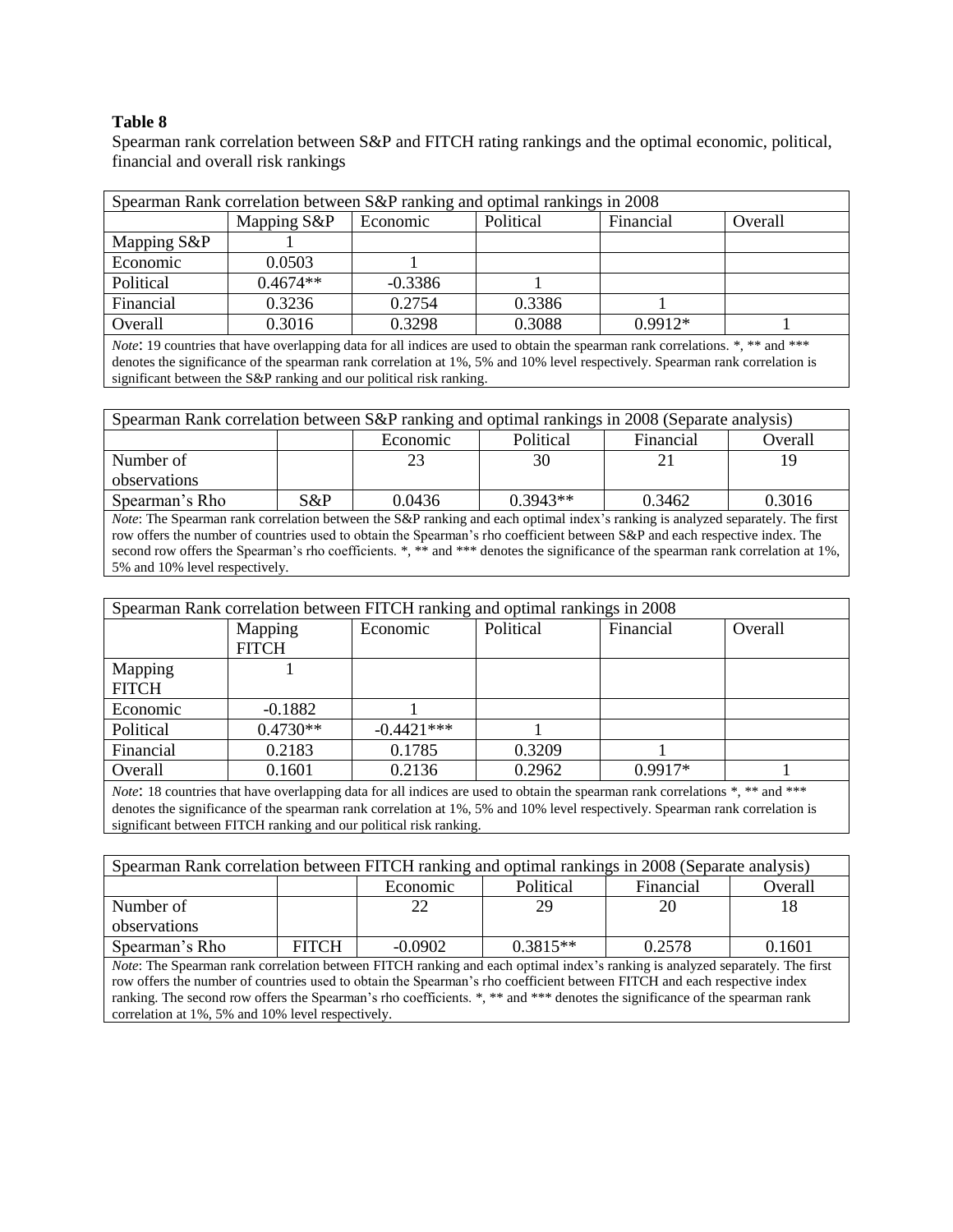**Table 8**

Spearman rank correlation between S&P and FITCH rating rankings and the optimal economic, political, financial and overall risk rankings

| Spearman Rank correlation between S&P ranking and optimal rankings in 2008 | | | | | |
|---|---|---|---|---|---|
| | Mapping S&P | Economic | Political | Financial | Overall |
| Mapping S&P | 1 | | | | |
| Economic | 0.0503 | 1 | | | |
| Political | 0.4674** | -0.3386 | 1 | | |
| Financial | 0.3236 | 0.2754 | 0.3386 | 1 | |
| Overall | 0.3016 | 0.3298 | 0.3088 | 0.9912* | 1 |

*Note*: 19 countries that have overlapping data for all indices are used to obtain the spearman rank correlations. *, ** and *** denotes the significance of the spearman rank correlation at 1%, 5% and 10% level respectively. Spearman rank correlation is significant between the S&P ranking and our political risk ranking.

| Spearman Rank correlation between S&P ranking and optimal rankings in 2008 (Separate analysis) | | | | | |
|---|---|---|---|---|---|
| | | Economic | Political | Financial | Overall |
| Number of observations | | 23 | 30 | 21 | 19 |
| Spearman's Rho | S&P | 0.0436 | 0.3943** | 0.3462 | 0.3016 |

*Note*: The Spearman rank correlation between the S&P ranking and each optimal index's ranking is analyzed separately. The first row offers the number of countries used to obtain the Spearman's rho coefficient between S&P and each respective index. The second row offers the Spearman's rho coefficients. *, ** and *** denotes the significance of the spearman rank correlation at 1%, 5% and 10% level respectively.

| Spearman Rank correlation between FITCH ranking and optimal rankings in 2008 | | | | | |
|---|---|---|---|---|---|
| | Mapping FITCH | Economic | Political | Financial | Overall |
| Mapping FITCH | 1 | | | | |
| Economic | -0.1882 | 1 | | | |
| Political | 0.4730** | -0.4421*** | 1 | | |
| Financial | 0.2183 | 0.1785 | 0.3209 | 1 | |
| Overall | 0.1601 | 0.2136 | 0.2962 | 0.9917* | 1 |

*Note*: 18 countries that have overlapping data for all indices are used to obtain the spearman rank correlations *, ** and *** denotes the significance of the spearman rank correlation at 1%, 5% and 10% level respectively. Spearman rank correlation is significant between FITCH ranking and our political risk ranking.

| Spearman Rank correlation between FITCH ranking and optimal rankings in 2008 (Separate analysis) | | | | | |
|---|---|---|---|---|---|
| | | Economic | Political | Financial | Overall |
| Number of observations | | 22 | 29 | 20 | 18 |
| Spearman's Rho | FITCH | -0.0902 | 0.3815** | 0.2578 | 0.1601 |

*Note*: The Spearman rank correlation between FITCH ranking and each optimal index's ranking is analyzed separately. The first row offers the number of countries used to obtain the Spearman's rho coefficient between FITCH and each respective index ranking. The second row offers the Spearman's rho coefficients. *, ** and *** denotes the significance of the spearman rank correlation at 1%, 5% and 10% level respectively.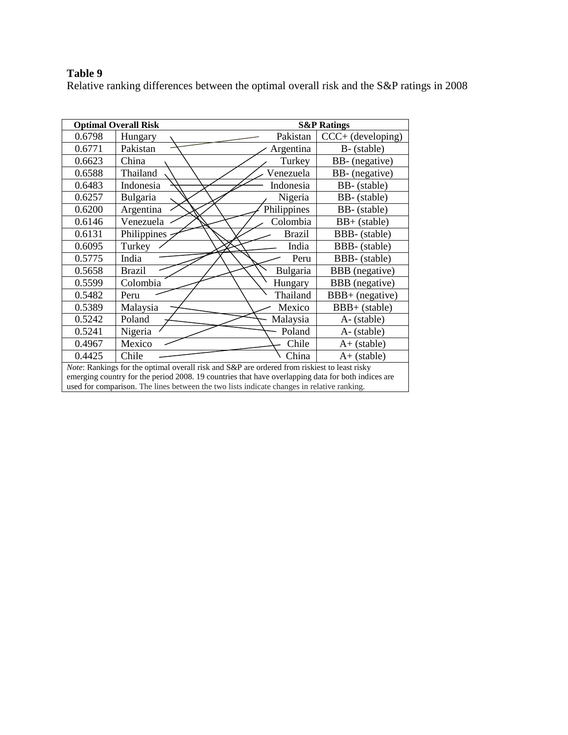**Table 9**

Relative ranking differences between the optimal overall risk and the S&P ratings in 2008

| Optimal Overall Risk | | S&P Ratings | |
|---|---|---|---|
| 0.6798 | Hungary | Pakistan | CCC+ (developing) |
| 0.6771 | Pakistan | Argentina | B- (stable) |
| 0.6623 | China | Turkey | BB- (negative) |
| 0.6588 | Thailand | Venezuela | BB- (negative) |
| 0.6483 | Indonesia | Indonesia | BB- (stable) |
| 0.6257 | Bulgaria | Nigeria | BB- (stable) |
| 0.6200 | Argentina | Philippines | BB- (stable) |
| 0.6146 | Venezuela | Colombia | BB+ (stable) |
| 0.6131 | Philippines | Brazil | BBB- (stable) |
| 0.6095 | Turkey | India | BBB- (stable) |
| 0.5775 | India | Peru | BBB- (stable) |
| 0.5658 | Brazil | Bulgaria | BBB (negative) |
| 0.5599 | Colombia | Hungary | BBB (negative) |
| 0.5482 | Peru | Thailand | BBB+ (negative) |
| 0.5389 | Malaysia | Mexico | BBB+ (stable) |
| 0.5242 | Poland | Malaysia | A- (stable) |
| 0.5241 | Nigeria | Poland | A- (stable) |
| 0.4967 | Mexico | Chile | A+ (stable) |
| 0.4425 | Chile | China | A+ (stable) |

*Note*: Rankings for the optimal overall risk and S&P are ordered from riskiest to least risky emerging country for the period 2008. 19 countries that have overlapping data for both indices are used for comparison. The lines between the two lists indicate changes in relative ranking.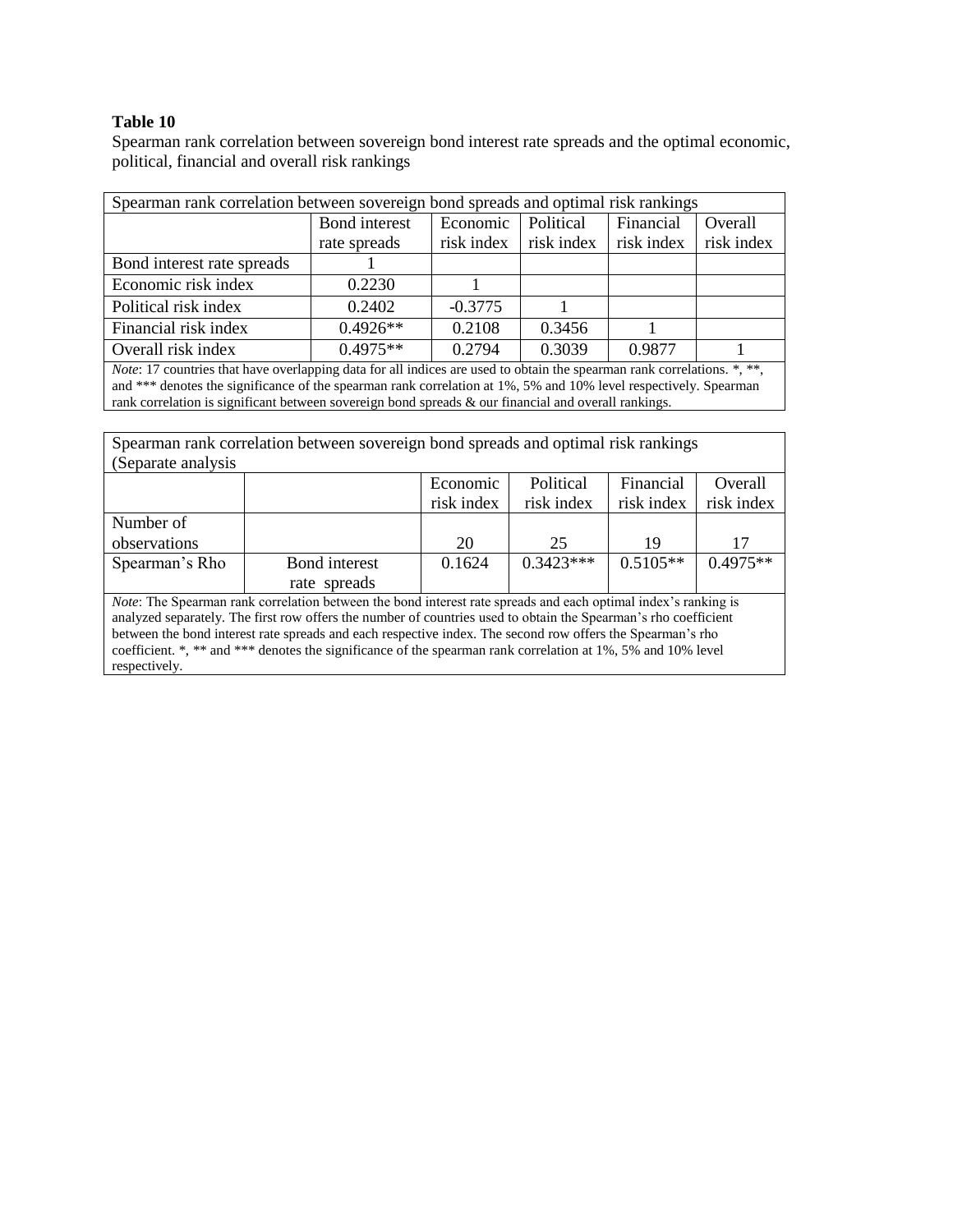**Table 10**

Spearman rank correlation between sovereign bond interest rate spreads and the optimal economic, political, financial and overall risk rankings

| Spearman rank correlation between sovereign bond spreads and optimal risk rankings | | | | | |
|---|---|---|---|---|---|
| | Bond interest rate spreads | Economic risk index | Political risk index | Financial risk index | Overall risk index |
| Bond interest rate spreads | 1 | | | | |
| Economic risk index | 0.2230 | 1 | | | |
| Political risk index | 0.2402 | -0.3775 | 1 | | |
| Financial risk index | 0.4926** | 0.2108 | 0.3456 | 1 | |
| Overall risk index | 0.4975** | 0.2794 | 0.3039 | 0.9877 | 1 |

*Note*: 17 countries that have overlapping data for all indices are used to obtain the spearman rank correlations. *, **, and *** denotes the significance of the spearman rank correlation at 1%, 5% and 10% level respectively. Spearman rank correlation is significant between sovereign bond spreads & our financial and overall rankings.

| Spearman rank correlation between sovereign bond spreads and optimal risk rankings (Separate analysis | | | | | |
|---|---|---|---|---|---|
| | | Economic risk index | Political risk index | Financial risk index | Overall risk index |
| Number of observations | | 20 | 25 | 19 | 17 |
| Spearman's Rho | Bond interest rate spreads | 0.1624 | 0.3423*** | 0.5105** | 0.4975** |

*Note*: The Spearman rank correlation between the bond interest rate spreads and each optimal index's ranking is analyzed separately. The first row offers the number of countries used to obtain the Spearman's rho coefficient between the bond interest rate spreads and each respective index. The second row offers the Spearman's rho coefficient. *, ** and *** denotes the significance of the spearman rank correlation at 1%, 5% and 10% level respectively.